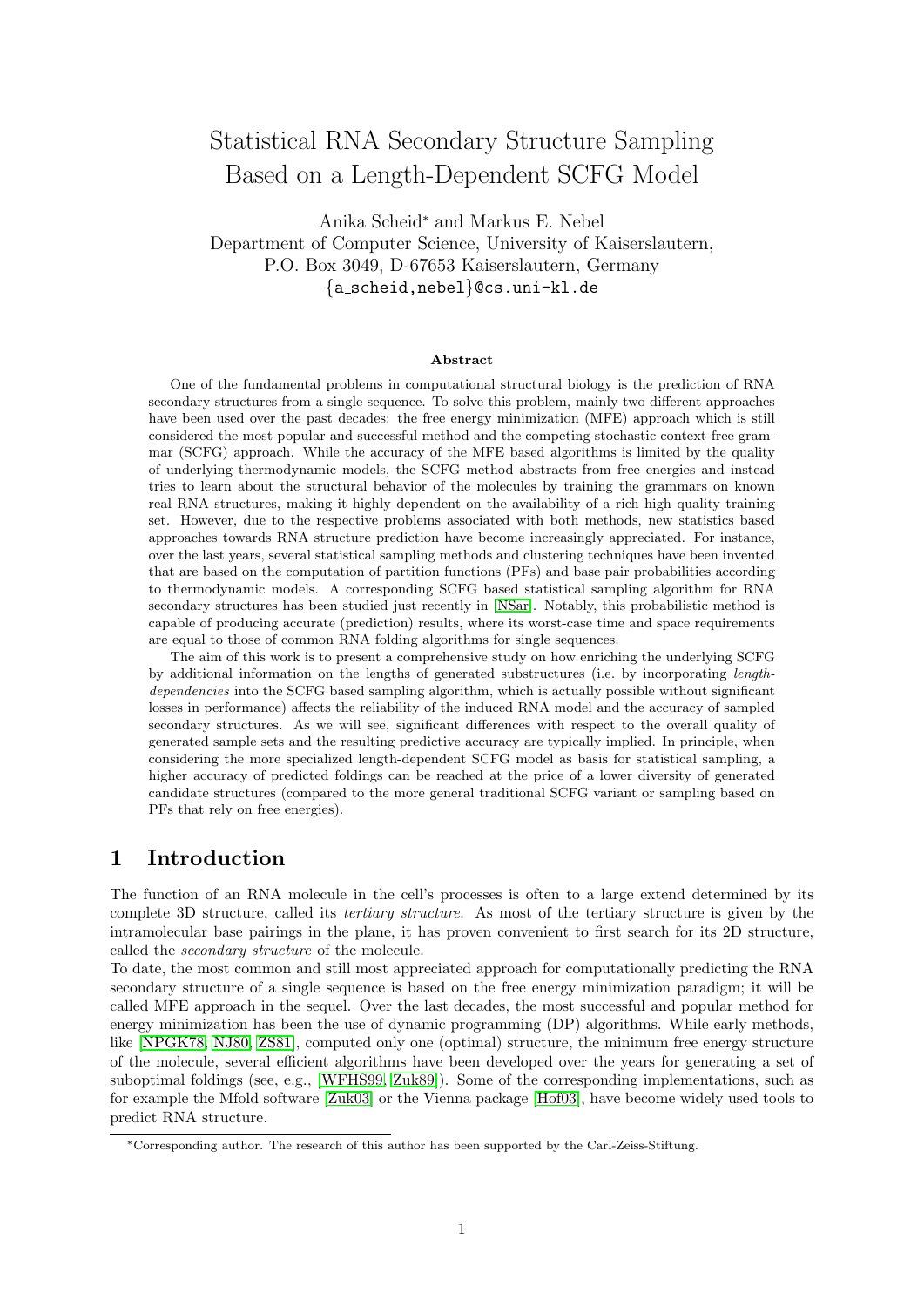# Statistical RNA Secondary Structure Sampling Based on a Length-Dependent SCFG Model

Anika Scheid* and Markus E. Nebel
Department of Computer Science, University of Kaiserslautern,
P.O. Box 3049, D-67653 Kaiserslautern, Germany
{a_scheid,nebel}@cs.uni-kl.de

### Abstract

One of the fundamental problems in computational structural biology is the prediction of RNA secondary structures from a single sequence. To solve this problem, mainly two different approaches have been used over the past decades: the free energy minimization (MFE) approach which is still considered the most popular and successful method and the competing stochastic context-free grammar (SCFG) approach. While the accuracy of the MFE based algorithms is limited by the quality of underlying thermodynamic models, the SCFG method abstracts from free energies and instead tries to learn about the structural behavior of the molecules by training the grammars on known real RNA structures, making it highly dependent on the availability of a rich high quality training set. However, due to the respective problems associated with both methods, new statistics based approaches towards RNA structure prediction have become increasingly appreciated. For instance, over the last years, several statistical sampling methods and clustering techniques have been invented that are based on the computation of partition functions (PFs) and base pair probabilities according to thermodynamic models. A corresponding SCFG based statistical sampling algorithm for RNA secondary structures has been studied just recently in [NSar]. Notably, this probabilistic method is capable of producing accurate (prediction) results, where its worst-case time and space requirements are equal to those of common RNA folding algorithms for single sequences.

The aim of this work is to present a comprehensive study on how enriching the underlying SCFG by additional information on the lengths of generated substructures (i.e. by incorporating *length-dependencies* into the SCFG based sampling algorithm, which is actually possible without significant losses in performance) affects the reliability of the induced RNA model and the accuracy of sampled secondary structures. As we will see, significant differences with respect to the overall quality of generated sample sets and the resulting predictive accuracy are typically implied. In principle, when considering the more specialized length-dependent SCFG model as basis for statistical sampling, a higher accuracy of predicted foldings can be reached at the price of a lower diversity of generated candidate structures (compared to the more general traditional SCFG variant or sampling based on PFs that rely on free energies).

## 1 Introduction

The function of an RNA molecule in the cell's processes is often to a large extend determined by its complete 3D structure, called its *tertiary structure*. As most of the tertiary structure is given by the intramolecular base pairings in the plane, it has proven convenient to first search for its 2D structure, called the *secondary structure* of the molecule.

To date, the most common and still most appreciated approach for computationally predicting the RNA secondary structure of a single sequence is based on the free energy minimization paradigm; it will be called MFE approach in the sequel. Over the last decades, the most successful and popular method for energy minimization has been the use of dynamic programming (DP) algorithms. While early methods, like [NPGK78, NJ80, ZS81], computed only one (optimal) structure, the minimum free energy structure of the molecule, several efficient algorithms have been developed over the years for generating a set of suboptimal foldings (see, e.g., [WFHS99, Zuk89]). Some of the corresponding implementations, such as for example the Mfold software [Zuk03] or the Vienna package [Hof03], have become widely used tools to predict RNA structure.

*Corresponding author. The research of this author has been supported by the Carl-Zeiss-Stiftung.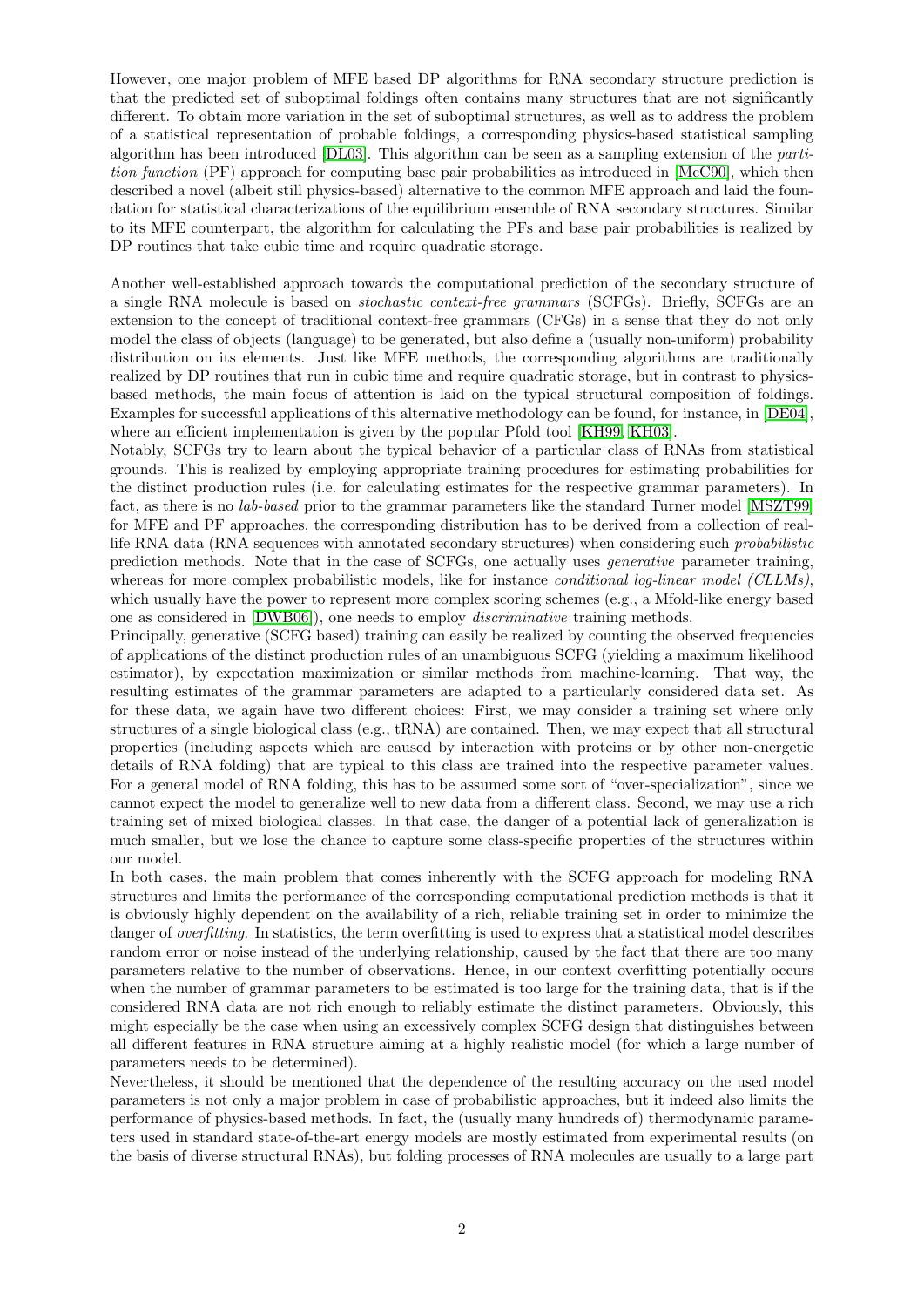However, one major problem of MFE based DP algorithms for RNA secondary structure prediction is that the predicted set of suboptimal foldings often contains many structures that are not significantly different. To obtain more variation in the set of suboptimal structures, as well as to address the problem of a statistical representation of probable foldings, a corresponding physics-based statistical sampling algorithm has been introduced [DL03]. This algorithm can be seen as a sampling extension of the *partition function* (PF) approach for computing base pair probabilities as introduced in [McC90], which then described a novel (albeit still physics-based) alternative to the common MFE approach and laid the foundation for statistical characterizations of the equilibrium ensemble of RNA secondary structures. Similar to its MFE counterpart, the algorithm for calculating the PFs and base pair probabilities is realized by DP routines that take cubic time and require quadratic storage.

Another well-established approach towards the computational prediction of the secondary structure of a single RNA molecule is based on *stochastic context-free grammars* (SCFGs). Briefly, SCFGs are an extension to the concept of traditional context-free grammars (CFGs) in a sense that they do not only model the class of objects (language) to be generated, but also define a (usually non-uniform) probability distribution on its elements. Just like MFE methods, the corresponding algorithms are traditionally realized by DP routines that run in cubic time and require quadratic storage, but in contrast to physics-based methods, the main focus of attention is laid on the typical structural composition of foldings. Examples for successful applications of this alternative methodology can be found, for instance, in [DE04], where an efficient implementation is given by the popular Pfold tool [KH99, KH03].

Notably, SCFGs try to learn about the typical behavior of a particular class of RNAs from statistical grounds. This is realized by employing appropriate training procedures for estimating probabilities for the distinct production rules (i.e. for calculating estimates for the respective grammar parameters). In fact, as there is no *lab-based* prior to the grammar parameters like the standard Turner model [MSZT99] for MFE and PF approaches, the corresponding distribution has to be derived from a collection of real-life RNA data (RNA sequences with annotated secondary structures) when considering such *probabilistic* prediction methods. Note that in the case of SCFGs, one actually uses *generative* parameter training, whereas for more complex probabilistic models, like for instance *conditional log-linear model (CLLMs)*, which usually have the power to represent more complex scoring schemes (e.g., a Mfold-like energy based one as considered in [DWB06]), one needs to employ *discriminative* training methods.

Principally, generative (SCFG based) training can easily be realized by counting the observed frequencies of applications of the distinct production rules of an unambiguous SCFG (yielding a maximum likelihood estimator), by expectation maximization or similar methods from machine-learning. That way, the resulting estimates of the grammar parameters are adapted to a particularly considered data set. As for these data, we again have two different choices: First, we may consider a training set where only structures of a single biological class (e.g., tRNA) are contained. Then, we may expect that all structural properties (including aspects which are caused by interaction with proteins or by other non-energetic details of RNA folding) that are typical to this class are trained into the respective parameter values. For a general model of RNA folding, this has to be assumed some sort of "over-specialization", since we cannot expect the model to generalize well to new data from a different class. Second, we may use a rich training set of mixed biological classes. In that case, the danger of a potential lack of generalization is much smaller, but we lose the chance to capture some class-specific properties of the structures within our model.

In both cases, the main problem that comes inherently with the SCFG approach for modeling RNA structures and limits the performance of the corresponding computational prediction methods is that it is obviously highly dependent on the availability of a rich, reliable training set in order to minimize the danger of *overfitting*. In statistics, the term overfitting is used to express that a statistical model describes random error or noise instead of the underlying relationship, caused by the fact that there are too many parameters relative to the number of observations. Hence, in our context overfitting potentially occurs when the number of grammar parameters to be estimated is too large for the training data, that is if the considered RNA data are not rich enough to reliably estimate the distinct parameters. Obviously, this might especially be the case when using an excessively complex SCFG design that distinguishes between all different features in RNA structure aiming at a highly realistic model (for which a large number of parameters needs to be determined).

Nevertheless, it should be mentioned that the dependence of the resulting accuracy on the used model parameters is not only a major problem in case of probabilistic approaches, but it indeed also limits the performance of physics-based methods. In fact, the (usually many hundreds of) thermodynamic parameters used in standard state-of-the-art energy models are mostly estimated from experimental results (on the basis of diverse structural RNAs), but folding processes of RNA molecules are usually to a large part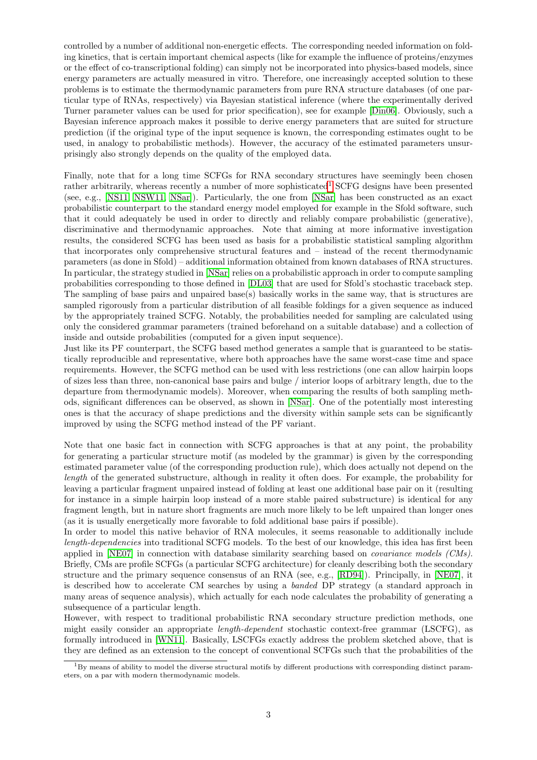controlled by a number of additional non-energetic effects. The corresponding needed information on folding kinetics, that is certain important chemical aspects (like for example the influence of proteins/enzymes or the effect of co-transcriptional folding) can simply not be incorporated into physics-based models, since energy parameters are actually measured in vitro. Therefore, one increasingly accepted solution to these problems is to estimate the thermodynamic parameters from pure RNA structure databases (of one particular type of RNAs, respectively) via Bayesian statistical inference (where the experimentally derived Turner parameter values can be used for prior specification), see for example [Din06]. Obviously, such a Bayesian inference approach makes it possible to derive energy parameters that are suited for structure prediction (if the original type of the input sequence is known, the corresponding estimates ought to be used, in analogy to probabilistic methods). However, the accuracy of the estimated parameters unsurprisingly also strongly depends on the quality of the employed data.

Finally, note that for a long time SCFGs for RNA secondary structures have seemingly been chosen rather arbitrarily, whereas recently a number of more sophisticated[1] SCFG designs have been presented (see, e.g., [NS11, NSW11, NSar]). Particularly, the one from [NSar] has been constructed as an exact probabilistic counterpart to the standard energy model employed for example in the Sfold software, such that it could adequately be used in order to directly and reliably compare probabilistic (generative), discriminative and thermodynamic approaches. Note that aiming at more informative investigation results, the considered SCFG has been used as basis for a probabilistic statistical sampling algorithm that incorporates only comprehensive structural features and – instead of the recent thermodynamic parameters (as done in Sfold) – additional information obtained from known databases of RNA structures. In particular, the strategy studied in [NSar] relies on a probabilistic approach in order to compute sampling probabilities corresponding to those defined in [DL03] that are used for Sfold's stochastic traceback step. The sampling of base pairs and unpaired base(s) basically works in the same way, that is structures are sampled rigorously from a particular distribution of all feasible foldings for a given sequence as induced by the appropriately trained SCFG. Notably, the probabilities needed for sampling are calculated using only the considered grammar parameters (trained beforehand on a suitable database) and a collection of inside and outside probabilities (computed for a given input sequence).
Just like its PF counterpart, the SCFG based method generates a sample that is guaranteed to be statistically reproducible and representative, where both approaches have the same worst-case time and space requirements. However, the SCFG method can be used with less restrictions (one can allow hairpin loops of sizes less than three, non-canonical base pairs and bulge / interior loops of arbitrary length, due to the departure from thermodynamic models). Moreover, when comparing the results of both sampling methods, significant differences can be observed, as shown in [NSar]. One of the potentially most interesting ones is that the accuracy of shape predictions and the diversity within sample sets can be significantly improved by using the SCFG method instead of the PF variant.

Note that one basic fact in connection with SCFG approaches is that at any point, the probability for generating a particular structure motif (as modeled by the grammar) is given by the corresponding estimated parameter value (of the corresponding production rule), which does actually not depend on the *length* of the generated substructure, although in reality it often does. For example, the probability for leaving a particular fragment unpaired instead of folding at least one additional base pair on it (resulting for instance in a simple hairpin loop instead of a more stable paired substructure) is identical for any fragment length, but in nature short fragments are much more likely to be left unpaired than longer ones (as it is usually energetically more favorable to fold additional base pairs if possible).
In order to model this native behavior of RNA molecules, it seems reasonable to additionally include *length-dependencies* into traditional SCFG models. To the best of our knowledge, this idea has first been applied in [NE07] in connection with database similarity searching based on *covariance models (CMs)*. Briefly, CMs are profile SCFGs (a particular SCFG architecture) for cleanly describing both the secondary structure and the primary sequence consensus of an RNA (see, e.g., [RD94]). Principally, in [NE07], it is described how to accelerate CM searches by using a *banded* DP strategy (a standard approach in many areas of sequence analysis), which actually for each node calculates the probability of generating a subsequence of a particular length.
However, with respect to traditional probabilistic RNA secondary structure prediction methods, one might easily consider an appropriate *length-dependent* stochastic context-free grammar (LSCFG), as formally introduced in [WN11]. Basically, LSCFGs exactly address the problem sketched above, that is they are defined as an extension to the concept of conventional SCFGs such that the probabilities of the

[1] By means of ability to model the diverse structural motifs by different productions with corresponding distinct parameters, on a par with modern thermodynamic models.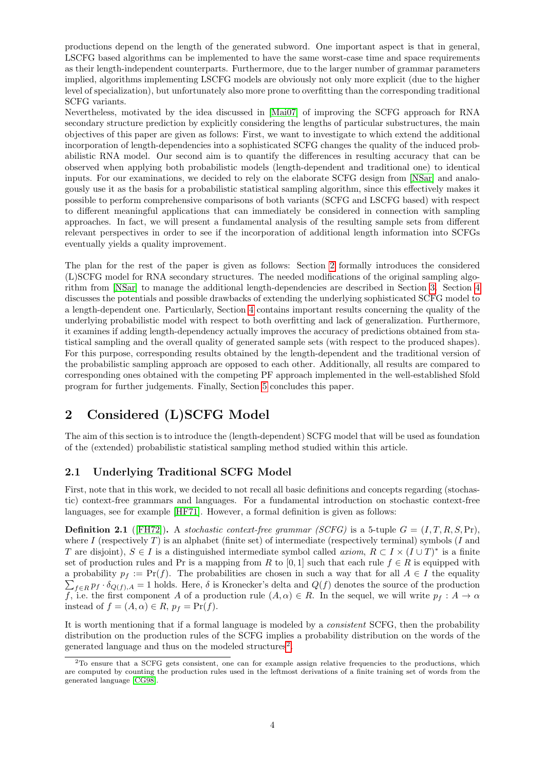productions depend on the length of the generated subword. One important aspect is that in general, LSCFG based algorithms can be implemented to have the same worst-case time and space requirements as their length-independent counterparts. Furthermore, due to the larger number of grammar parameters implied, algorithms implementing LSCFG models are obviously not only more explicit (due to the higher level of specialization), but unfortunately also more prone to overfitting than the corresponding traditional SCFG variants.

Nevertheless, motivated by the idea discussed in [Mai07] of improving the SCFG approach for RNA secondary structure prediction by explicitly considering the lengths of particular substructures, the main objectives of this paper are given as follows: First, we want to investigate to which extend the additional incorporation of length-dependencies into a sophisticated SCFG changes the quality of the induced probabilistic RNA model. Our second aim is to quantify the differences in resulting accuracy that can be observed when applying both probabilistic models (length-dependent and traditional one) to identical inputs. For our examinations, we decided to rely on the elaborate SCFG design from [NSar] and analogously use it as the basis for a probabilistic statistical sampling algorithm, since this effectively makes it possible to perform comprehensive comparisons of both variants (SCFG and LSCFG based) with respect to different meaningful applications that can immediately be considered in connection with sampling approaches. In fact, we will present a fundamental analysis of the resulting sample sets from different relevant perspectives in order to see if the incorporation of additional length information into SCFGs eventually yields a quality improvement.

The plan for the rest of the paper is given as follows: Section 2 formally introduces the considered (L)SCFG model for RNA secondary structures. The needed modifications of the original sampling algorithm from [NSar] to manage the additional length-dependencies are described in Section 3. Section 4 discusses the potentials and possible drawbacks of extending the underlying sophisticated SCFG model to a length-dependent one. Particularly, Section 4 contains important results concerning the quality of the underlying probabilistic model with respect to both overfitting and lack of generalization. Furthermore, it examines if adding length-dependency actually improves the accuracy of predictions obtained from statistical sampling and the overall quality of generated sample sets (with respect to the produced shapes). For this purpose, corresponding results obtained by the length-dependent and the traditional version of the probabilistic sampling approach are opposed to each other. Additionally, all results are compared to corresponding ones obtained with the competing PF approach implemented in the well-established Sfold program for further judgements. Finally, Section 5 concludes this paper.

## 2 Considered (L)SCFG Model

The aim of this section is to introduce the (length-dependent) SCFG model that will be used as foundation of the (extended) probabilistic statistical sampling method studied within this article.

### 2.1 Underlying Traditional SCFG Model

First, note that in this work, we decided to not recall all basic definitions and concepts regarding (stochastic) context-free grammars and languages. For a fundamental introduction on stochastic context-free languages, see for example [HF71]. However, a formal definition is given as follows:

**Definition 2.1** ([FH72]). A *stochastic context-free grammar (SCFG)* is a 5-tuple $G = (I, T, R, S, \mathrm{Pr})$, where $I$ (respectively $T$) is an alphabet (finite set) of intermediate (respectively terminal) symbols ($I$ and $T$ are disjoint), $S \in I$ is a distinguished intermediate symbol called *axiom*, $R \subset I \times (I \cup T)^*$ is a finite set of production rules and Pr is a mapping from $R$ to $[0, 1]$ such that each rule $f \in R$ is equipped with a probability $p_f := \mathrm{Pr}(f)$. The probabilities are chosen in such a way that for all $A \in I$ the equality $\sum_{f \in R} p_f \cdot \delta_{Q(f),A} = 1$ holds. Here, $\delta$ is Kronecker's delta and $Q(f)$ denotes the source of the production $f$, i.e. the first component $A$ of a production rule $(A, \alpha) \in R$. In the sequel, we will write $p_f : A \to \alpha$ instead of $f = (A, \alpha) \in R$, $p_f = \mathrm{Pr}(f)$.

It is worth mentioning that if a formal language is modeled by a *consistent* SCFG, then the probability distribution on the production rules of the SCFG implies a probability distribution on the words of the generated language and thus on the modeled structures[2].

[2] To ensure that a SCFG gets consistent, one can for example assign relative frequencies to the productions, which are computed by counting the production rules used in the leftmost derivations of a finite training set of words from the generated language [CG98].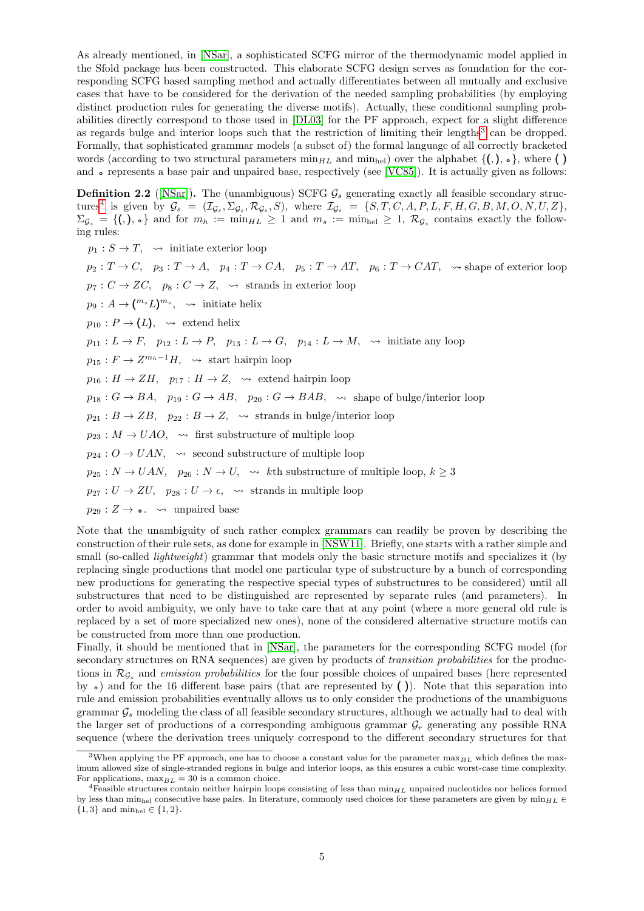As already mentioned, in [NSar], a sophisticated SCFG mirror of the thermodynamic model applied in the Sfold package has been constructed. This elaborate SCFG design serves as foundation for the corresponding SCFG based sampling method and actually differentiates between all mutually and exclusive cases that have to be considered for the derivation of the needed sampling probabilities (by employing distinct production rules for generating the diverse motifs). Actually, these conditional sampling probabilities directly correspond to those used in [DL03] for the PF approach, expect for a slight difference as regards bulge and interior loops such that the restriction of limiting their lengths[3] can be dropped. Formally, that sophisticated grammar models (a subset of) the formal language of all correctly bracketed words (according to two structural parameters $\min_{HL}$ and $\min_{\text{hel}}$) over the alphabet $\{(, ), \circ\}$, where $(\,)$ and $\circ$ represents a base pair and unpaired base, respectively (see [VC85]). It is actually given as follows:

**Definition 2.2** ([NSar]). The (unambiguous) SCFG $\mathcal{G}_s$ generating exactly all feasible secondary structures[4] is given by $\mathcal{G}_s = (\mathcal{I}_{\mathcal{G}_s}, \Sigma_{\mathcal{G}_s}, \mathcal{R}_{\mathcal{G}_s}, S)$, where $\mathcal{I}_{\mathcal{G}_s} = \{S, T, C, A, P, L, F, H, G, B, M, O, N, U, Z\}$, $\Sigma_{\mathcal{G}_s} = \{(, ), \circ\}$ and for $m_h := \min_{HL} \geq 1$ and $m_s := \min_{\text{hel}} \geq 1$, $\mathcal{R}_{\mathcal{G}_s}$ contains exactly the following rules:

$p_1 : S \to T,$ $\rightsquigarrow$ initiate exterior loop

$p_2 : T \to C,$ $p_3 : T \to A,$ $p_4 : T \to CA,$ $p_5 : T \to AT,$ $p_6 : T \to CAT,$ $\rightsquigarrow$ shape of exterior loop

$p_7 : C \to ZC,$ $p_8 : C \to Z,$ $\rightsquigarrow$ strands in exterior loop

$p_9 : A \to (^{m_s} L)^{m_s},$ $\rightsquigarrow$ initiate helix

$p_{10} : P \to (L),$ $\rightsquigarrow$ extend helix

$p_{11} : L \to F,$ $p_{12} : L \to P,$ $p_{13} : L \to G,$ $p_{14} : L \to M,$ $\rightsquigarrow$ initiate any loop

$p_{15} : F \to Z^{m_h - 1}H,$ $\rightsquigarrow$ start hairpin loop

$p_{16} : H \to ZH,$ $p_{17} : H \to Z,$ $\rightsquigarrow$ extend hairpin loop

$p_{18} : G \to BA,$ $p_{19} : G \to AB,$ $p_{20} : G \to BAB,$ $\rightsquigarrow$ shape of bulge/interior loop

$p_{21} : B \to ZB,$ $p_{22} : B \to Z,$ $\rightsquigarrow$ strands in bulge/interior loop

$p_{23} : M \to UAO,$ $\rightsquigarrow$ first substructure of multiple loop

$p_{24} : O \to UAN,$ $\rightsquigarrow$ second substructure of multiple loop

$p_{25} : N \to UAN,$ $p_{26} : N \to U,$ $\rightsquigarrow$ $k$th substructure of multiple loop, $k \geq 3$

$p_{27} : U \to ZU,$ $p_{28} : U \to \epsilon,$ $\rightsquigarrow$ strands in multiple loop

$p_{29} : Z \to \circ.$ $\rightsquigarrow$ unpaired base

Note that the unambiguity of such rather complex grammars can readily be proven by describing the construction of their rule sets, as done for example in [NSW11]. Briefly, one starts with a rather simple and small (so-called *lightweight*) grammar that models only the basic structure motifs and specializes it (by replacing single productions that model one particular type of substructure by a bunch of corresponding new productions for generating the respective special types of substructures to be considered) until all substructures that need to be distinguished are represented by separate rules (and parameters). In order to avoid ambiguity, we only have to take care that at any point (where a more general old rule is replaced by a set of more specialized new ones), none of the considered alternative structure motifs can be constructed from more than one production.
Finally, it should be mentioned that in [NSar], the parameters for the corresponding SCFG model (for secondary structures on RNA sequences) are given by products of *transition probabilities* for the productions in $\mathcal{R}_{\mathcal{G}_s}$ and *emission probabilities* for the four possible choices of unpaired bases (here represented by $\circ$) and for the 16 different base pairs (that are represented by $(\,)$). Note that this separation into rule and emission probabilities eventually allows us to only consider the productions of the unambiguous grammar $\mathcal{G}_s$ modeling the class of all feasible secondary structures, although we actually had to deal with the larger set of productions of a corresponding ambiguous grammar $\mathcal{G}_r$ generating any possible RNA sequence (where the derivation trees uniquely correspond to the different secondary structures for that

[3] When applying the PF approach, one has to choose a constant value for the parameter $\max_{BL}$ which defines the maximum allowed size of single-stranded regions in bulge and interior loops, as this ensures a cubic worst-case time complexity. For applications, $\max_{BL} = 30$ is a common choice.

[4] Feasible structures contain neither hairpin loops consisting of less than $\min_{HL}$ unpaired nucleotides nor helices formed by less than $\min_{\text{hel}}$ consecutive base pairs. In literature, commonly used choices for these parameters are given by $\min_{HL} \in \{1, 3\}$ and $\min_{\text{hel}} \in \{1, 2\}$.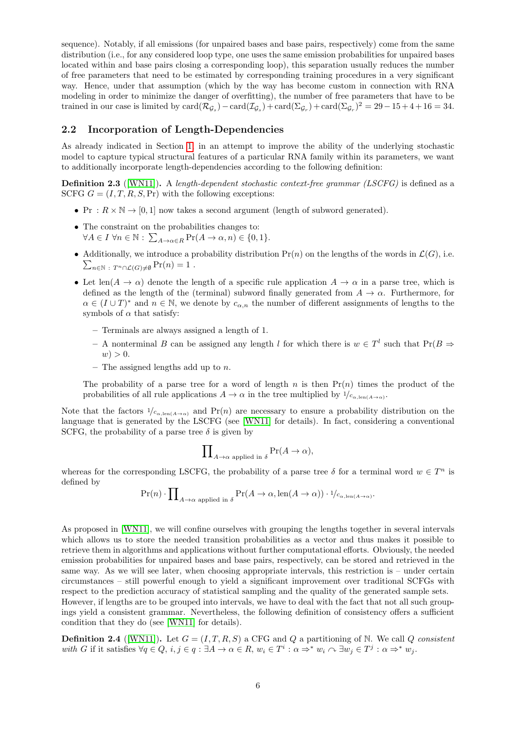sequence). Notably, if all emissions (for unpaired bases and base pairs, respectively) come from the same distribution (i.e., for any considered loop type, one uses the same emission probabilities for unpaired bases located within and base pairs closing a corresponding loop), this separation usually reduces the number of free parameters that need to be estimated by corresponding training procedures in a very significant way. Hence, under that assumption (which by the way has become custom in connection with RNA modeling in order to minimize the danger of overfitting), the number of free parameters that have to be trained in our case is limited by $\text{card}(\mathcal{R}_{\mathcal{G}_s}) - \text{card}(\mathcal{I}_{\mathcal{G}_s}) + \text{card}(\Sigma_{\mathcal{G}_r}) + \text{card}(\Sigma_{\mathcal{G}_r})^2 = 29 - 15 + 4 + 16 = 34$.

## 2.2 Incorporation of Length-Dependencies

As already indicated in Section 1, in an attempt to improve the ability of the underlying stochastic model to capture typical structural features of a particular RNA family within its parameters, we want to additionally incorporate length-dependencies according to the following definition:

**Definition 2.3** ([WN11]). A *length-dependent stochastic context-free grammar (LSCFG)* is defined as a SCFG $G = (I, T, R, S, \text{Pr})$ with the following exceptions:

- $\text{Pr} : R \times \mathbb{N} \to [0, 1]$ now takes a second argument (length of subword generated).
- The constraint on the probabilities changes to: $\forall A \in I \ \forall n \in \mathbb{N} : \sum_{A \to \alpha \in R} \text{Pr}(A \to \alpha, n) \in \{0, 1\}$.
- Additionally, we introduce a probability distribution $\text{Pr}(n)$ on the lengths of the words in $\mathcal{L}(G)$, i.e. $\sum_{n \in \mathbb{N} \,:\, T^n \cap \mathcal{L}(G) \neq \emptyset} \text{Pr}(n) = 1$ .
- Let $\text{len}(A \to \alpha)$ denote the length of a specific rule application $A \to \alpha$ in a parse tree, which is defined as the length of the (terminal) subword finally generated from $A \to \alpha$. Furthermore, for $\alpha \in (I \cup T)^*$ and $n \in \mathbb{N}$, we denote by $c_{\alpha,n}$ the number of different assignments of lengths to the symbols of $\alpha$ that satisfy:
  - Terminals are always assigned a length of 1.
  - A nonterminal $B$ can be assigned any length $l$ for which there is $w \in T^l$ such that $\text{Pr}(B \Rightarrow w) > 0$.
  - The assigned lengths add up to $n$.

  The probability of a parse tree for a word of length $n$ is then $\text{Pr}(n)$ times the product of the probabilities of all rule applications $A \to \alpha$ in the tree multiplied by $1/c_{\alpha,\text{len}(A\to\alpha)}$.

Note that the factors $1/c_{\alpha,\text{len}(A\to\alpha)}$ and $\text{Pr}(n)$ are necessary to ensure a probability distribution on the language that is generated by the LSCFG (see [WN11] for details). In fact, considering a conventional SCFG, the probability of a parse tree $\delta$ is given by

$$\prod_{A\to\alpha \text{ applied in } \delta} \text{Pr}(A \to \alpha),$$

whereas for the corresponding LSCFG, the probability of a parse tree $\delta$ for a terminal word $w \in T^n$ is defined by

$$\text{Pr}(n) \cdot \prod_{A\to\alpha \text{ applied in } \delta} \text{Pr}(A \to \alpha, \text{len}(A \to \alpha)) \cdot 1/c_{\alpha,\text{len}(A\to\alpha)}.$$

As proposed in [WN11], we will confine ourselves with grouping the lengths together in several intervals which allows us to store the needed transition probabilities as a vector and thus makes it possible to retrieve them in algorithms and applications without further computational efforts. Obviously, the needed emission probabilities for unpaired bases and base pairs, respectively, can be stored and retrieved in the same way. As we will see later, when choosing appropriate intervals, this restriction is – under certain circumstances – still powerful enough to yield a significant improvement over traditional SCFGs with respect to the prediction accuracy of statistical sampling and the quality of the generated sample sets.
However, if lengths are to be grouped into intervals, we have to deal with the fact that not all such groupings yield a consistent grammar. Nevertheless, the following definition of consistency offers a sufficient condition that they do (see [WN11] for details).

**Definition 2.4** ([WN11]). Let $G = (I, T, R, S)$ a CFG and $Q$ a partitioning of $\mathbb{N}$. We call $Q$ *consistent with* $G$ if it satisfies $\forall q \in Q,\ i, j \in q : \exists A \to \alpha \in R,\ w_i \in T^i : \alpha \Rightarrow^* w_i \curvearrowright \exists w_j \in T^j : \alpha \Rightarrow^* w_j$.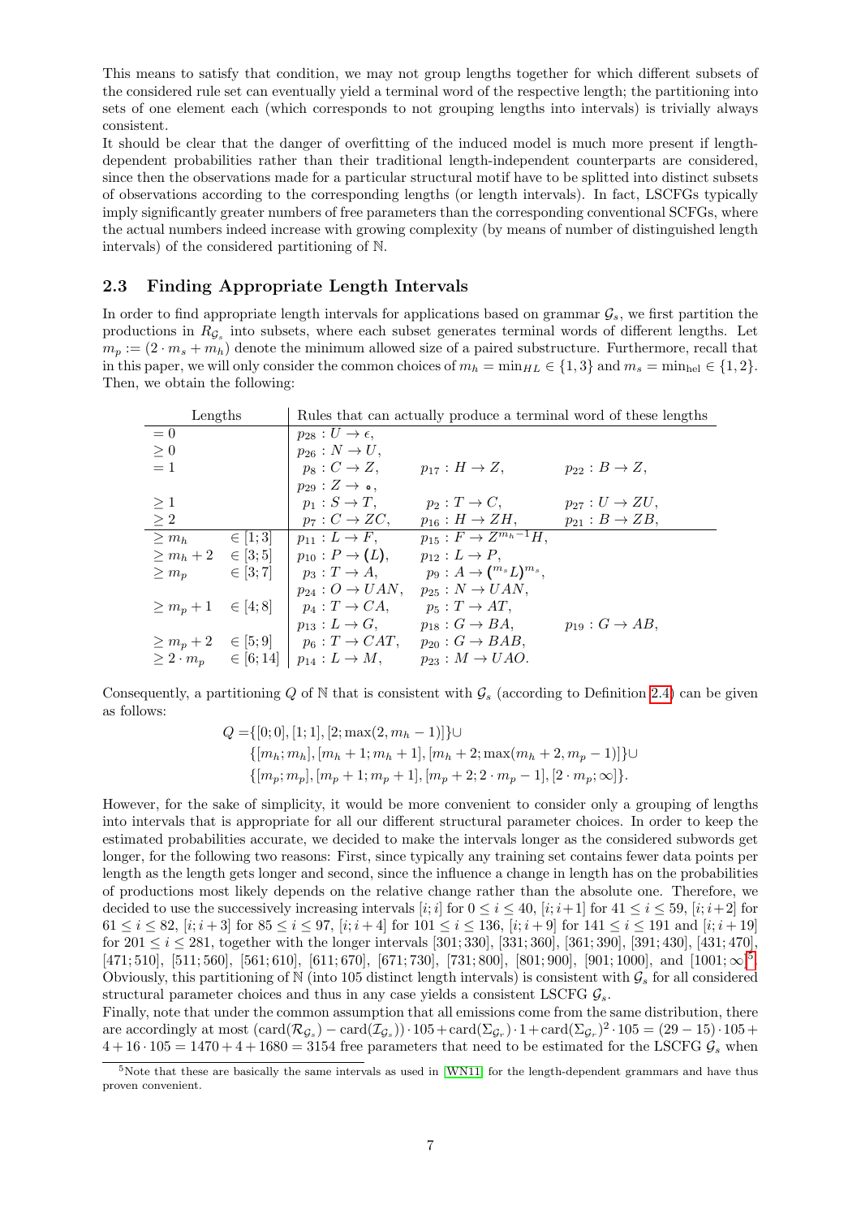This means to satisfy that condition, we may not group lengths together for which different subsets of the considered rule set can eventually yield a terminal word of the respective length; the partitioning into sets of one element each (which corresponds to not grouping lengths into intervals) is trivially always consistent.

It should be clear that the danger of overfitting of the induced model is much more present if length-dependent probabilities rather than their traditional length-independent counterparts are considered, since then the observations made for a particular structural motif have to be splitted into distinct subsets of observations according to the corresponding lengths (or length intervals). In fact, LSCFGs typically imply significantly greater numbers of free parameters than the corresponding conventional SCFGs, where the actual numbers indeed increase with growing complexity (by means of number of distinguished length intervals) of the considered partitioning of $\mathbb{N}$.

### 2.3 Finding Appropriate Length Intervals

In order to find appropriate length intervals for applications based on grammar $\mathcal{G}_s$, we first partition the productions in $R_{\mathcal{G}_s}$ into subsets, where each subset generates terminal words of different lengths. Let $m_p := (2 \cdot m_s + m_h)$ denote the minimum allowed size of a paired substructure. Furthermore, recall that in this paper, we will only consider the common choices of $m_h = \min_{HL} \in \{1, 3\}$ and $m_s = \min_{\text{hel}} \in \{1, 2\}$. Then, we obtain the following:

| Lengths | | Rules that can actually produce a terminal word of these lengths | | |
|---|---|---|---|---|
| $= 0$ | | $p_{28} : U \to \epsilon$, | | |
| $\geq 0$ | | $p_{26} : N \to U$, | | |
| $= 1$ | | $p_8 : C \to Z$, | $p_{17} : H \to Z$, | $p_{22} : B \to Z$, |
| | | $p_{29} : Z \to \circ$, | | |
| $\geq 1$ | | $p_1 : S \to T$, | $p_2 : T \to C$, | $p_{27} : U \to ZU$, |
| $\geq 2$ | | $p_7 : C \to ZC$, | $p_{16} : H \to ZH$, | $p_{21} : B \to ZB$, |
| $\geq m_h$ | $\in [1;3]$ | $p_{11} : L \to F$, | $p_{15} : F \to Z^{m_h - 1}H$, | |
| $\geq m_h + 2$ | $\in [3;5]$ | $p_{10} : P \to (L)$, | $p_{12} : L \to P$, | |
| $\geq m_p$ | $\in [3;7]$ | $p_3 : T \to A$, | $p_9 : A \to (^{m_s}L)^{m_s}$, | |
| | | $p_{24} : O \to UAN$, | $p_{25} : N \to UAN$, | |
| $\geq m_p + 1$ | $\in [4;8]$ | $p_4 : T \to CA$, | $p_5 : T \to AT$, | |
| | | $p_{13} : L \to G$, | $p_{18} : G \to BA$, | $p_{19} : G \to AB$, |
| $\geq m_p + 2$ | $\in [5;9]$ | $p_6 : T \to CAT$, | $p_{20} : G \to BAB$, | |
| $\geq 2 \cdot m_p$ | $\in [6;14]$ | $p_{14} : L \to M$, | $p_{23} : M \to UAO$. | |

Consequently, a partitioning $Q$ of $\mathbb{N}$ that is consistent with $\mathcal{G}_s$ (according to Definition 2.4) can be given as follows:

$$
\begin{aligned}
Q = &\{[0;0], [1;1], [2; \max(2, m_h - 1)]\} \cup \\
&\{[m_h; m_h], [m_h + 1; m_h + 1], [m_h + 2; \max(m_h + 2, m_p - 1)]\} \cup \\
&\{[m_p; m_p], [m_p + 1; m_p + 1], [m_p + 2; 2 \cdot m_p - 1], [2 \cdot m_p; \infty]\}.
\end{aligned}
$$

However, for the sake of simplicity, it would be more convenient to consider only a grouping of lengths into intervals that is appropriate for all our different structural parameter choices. In order to keep the estimated probabilities accurate, we decided to make the intervals longer as the considered subwords get longer, for the following two reasons: First, since typically any training set contains fewer data points per length as the length gets longer and second, since the influence a change in length has on the probabilities of productions most likely depends on the relative change rather than the absolute one. Therefore, we decided to use the successively increasing intervals $[i; i]$ for $0 \leq i \leq 40$, $[i; i+1]$ for $41 \leq i \leq 59$, $[i; i+2]$ for $61 \leq i \leq 82$, $[i; i+3]$ for $85 \leq i \leq 97$, $[i; i+4]$ for $101 \leq i \leq 136$, $[i; i+9]$ for $141 \leq i \leq 191$ and $[i; i+19]$ for $201 \leq i \leq 281$, together with the longer intervals $[301; 330]$, $[331; 360]$, $[361; 390]$, $[391; 430]$, $[431; 470]$, $[471; 510]$, $[511; 560]$, $[561; 610]$, $[611; 670]$, $[671; 730]$, $[731; 800]$, $[801; 900]$, $[901; 1000]$, and $[1001; \infty]$[5]. Obviously, this partitioning of $\mathbb{N}$ (into 105 distinct length intervals) is consistent with $\mathcal{G}_s$ for all considered structural parameter choices and thus in any case yields a consistent LSCFG $\mathcal{G}_s$.

Finally, note that under the common assumption that all emissions come from the same distribution, there are accordingly at most $(\text{card}(\mathcal{R}_{\mathcal{G}_s}) - \text{card}(\mathcal{I}_{\mathcal{G}_s})) \cdot 105 + \text{card}(\Sigma_{\mathcal{G}_r}) \cdot 1 + \text{card}(\Sigma_{\mathcal{G}_r})^2 \cdot 105 = (29 - 15) \cdot 105 + 4 + 16 \cdot 105 = 1470 + 4 + 1680 = 3154$ free parameters that need to be estimated for the LSCFG $\mathcal{G}_s$ when

[5] Note that these are basically the same intervals as used in [WN11] for the length-dependent grammars and have thus proven convenient.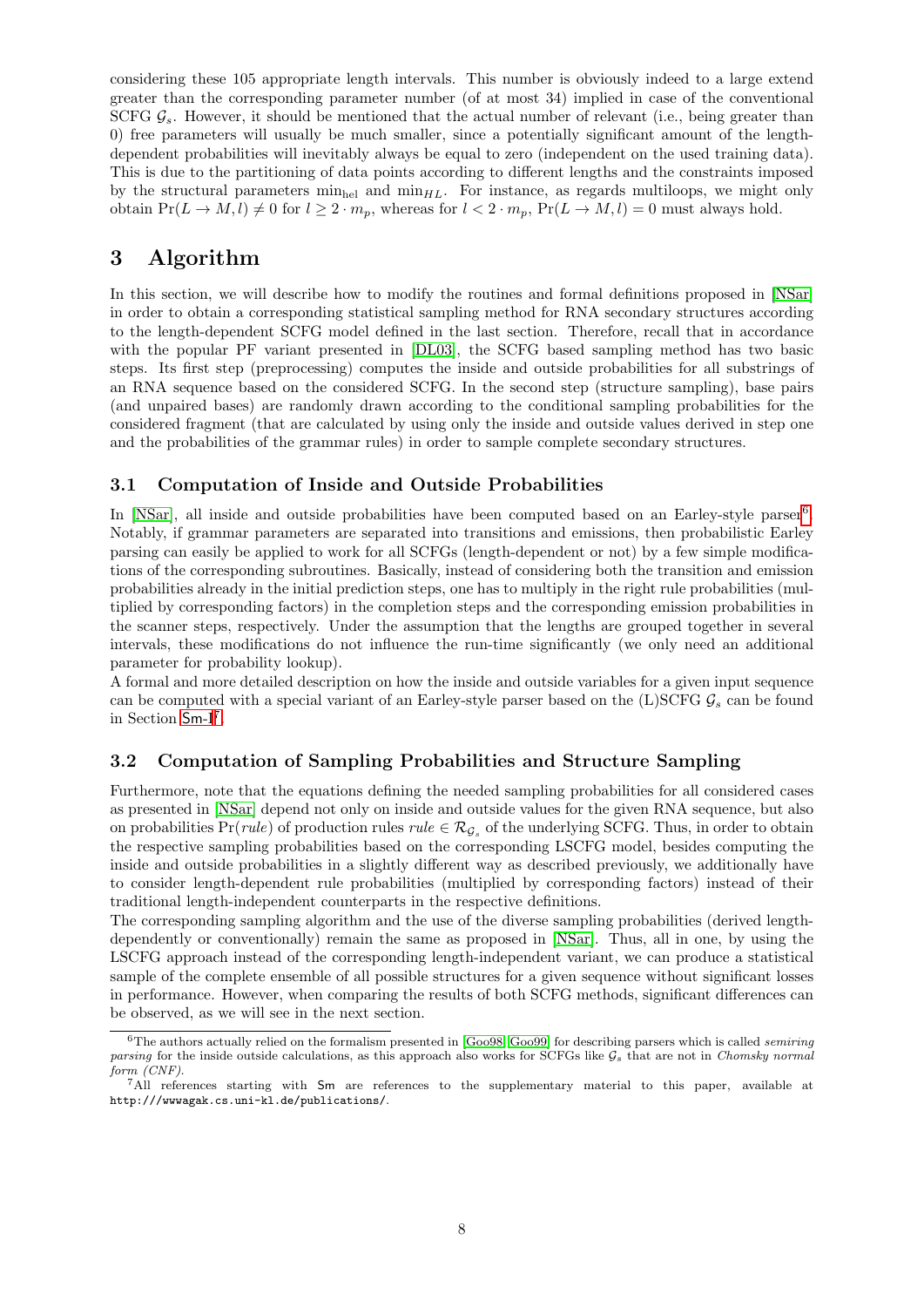considering these 105 appropriate length intervals. This number is obviously indeed to a large extend greater than the corresponding parameter number (of at most 34) implied in case of the conventional SCFG $\mathcal{G}_s$. However, it should be mentioned that the actual number of relevant (i.e., being greater than 0) free parameters will usually be much smaller, since a potentially significant amount of the length-dependent probabilities will inevitably always be equal to zero (independent on the used training data). This is due to the partitioning of data points according to different lengths and the constraints imposed by the structural parameters $\min_{\text{hel}}$ and $\min_{HL}$. For instance, as regards multiloops, we might only obtain $\Pr(L \to M, l) \neq 0$ for $l \geq 2 \cdot m_p$, whereas for $l < 2 \cdot m_p$, $\Pr(L \to M, l) = 0$ must always hold.

# 3 Algorithm

In this section, we will describe how to modify the routines and formal definitions proposed in [NSar] in order to obtain a corresponding statistical sampling method for RNA secondary structures according to the length-dependent SCFG model defined in the last section. Therefore, recall that in accordance with the popular PF variant presented in [DL03], the SCFG based sampling method has two basic steps. Its first step (preprocessing) computes the inside and outside probabilities for all substrings of an RNA sequence based on the considered SCFG. In the second step (structure sampling), base pairs (and unpaired bases) are randomly drawn according to the conditional sampling probabilities for the considered fragment (that are calculated by using only the inside and outside values derived in step one and the probabilities of the grammar rules) in order to sample complete secondary structures.

## 3.1 Computation of Inside and Outside Probabilities

In [NSar], all inside and outside probabilities have been computed based on an Earley-style parser[6]. Notably, if grammar parameters are separated into transitions and emissions, then probabilistic Earley parsing can easily be applied to work for all SCFGs (length-dependent or not) by a few simple modifications of the corresponding subroutines. Basically, instead of considering both the transition and emission probabilities already in the initial prediction steps, one has to multiply in the right rule probabilities (multiplied by corresponding factors) in the completion steps and the corresponding emission probabilities in the scanner steps, respectively. Under the assumption that the lengths are grouped together in several intervals, these modifications do not influence the run-time significantly (we only need an additional parameter for probability lookup).

A formal and more detailed description on how the inside and outside variables for a given input sequence can be computed with a special variant of an Earley-style parser based on the (L)SCFG $\mathcal{G}_s$ can be found in Section Sm-I[7].

## 3.2 Computation of Sampling Probabilities and Structure Sampling

Furthermore, note that the equations defining the needed sampling probabilities for all considered cases as presented in [NSar] depend not only on inside and outside values for the given RNA sequence, but also on probabilities $\Pr(rule)$ of production rules $rule \in \mathcal{R}_{\mathcal{G}_s}$ of the underlying SCFG. Thus, in order to obtain the respective sampling probabilities based on the corresponding LSCFG model, besides computing the inside and outside probabilities in a slightly different way as described previously, we additionally have to consider length-dependent rule probabilities (multiplied by corresponding factors) instead of their traditional length-independent counterparts in the respective definitions.

The corresponding sampling algorithm and the use of the diverse sampling probabilities (derived length-dependently or conventionally) remain the same as proposed in [NSar]. Thus, all in one, by using the LSCFG approach instead of the corresponding length-independent variant, we can produce a statistical sample of the complete ensemble of all possible structures for a given sequence without significant losses in performance. However, when comparing the results of both SCFG methods, significant differences can be observed, as we will see in the next section.

---

[6] The authors actually relied on the formalism presented in [Goo98, Goo99] for describing parsers which is called *semiring parsing* for the inside outside calculations, as this approach also works for SCFGs like $\mathcal{G}_s$ that are not in *Chomsky normal form (CNF)*.

[7] All references starting with Sm are references to the supplementary material to this paper, available at http:///wwwagak.cs.uni-kl.de/publications/.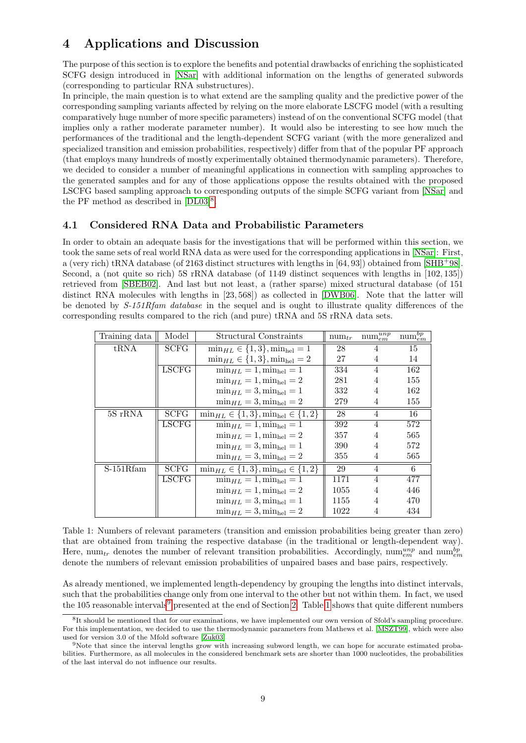# 4 Applications and Discussion

The purpose of this section is to explore the benefits and potential drawbacks of enriching the sophisticated SCFG design introduced in [NSar] with additional information on the lengths of generated subwords (corresponding to particular RNA substructures).

In principle, the main question is to what extend are the sampling quality and the predictive power of the corresponding sampling variants affected by relying on the more elaborate LSCFG model (with a resulting comparatively huge number of more specific parameters) instead of on the conventional SCFG model (that implies only a rather moderate parameter number). It would also be interesting to see how much the performances of the traditional and the length-dependent SCFG variant (with the more generalized and specialized transition and emission probabilities, respectively) differ from that of the popular PF approach (that employs many hundreds of mostly experimentally obtained thermodynamic parameters). Therefore, we decided to consider a number of meaningful applications in connection with sampling approaches to the generated samples and for any of those applications oppose the results obtained with the proposed LSCFG based sampling approach to corresponding outputs of the simple SCFG variant from [NSar] and the PF method as described in [DL03][8].

## 4.1 Considered RNA Data and Probabilistic Parameters

In order to obtain an adequate basis for the investigations that will be performed within this section, we took the same sets of real world RNA data as were used for the corresponding applications in [NSar]: First, a (very rich) tRNA database (of 2163 distinct structures with lengths in $[64, 93]$) obtained from [SHB+98]. Second, a (not quite so rich) 5S rRNA database (of 1149 distinct sequences with lengths in $[102, 135]$) retrieved from [SBEB02]. And last but not least, a (rather sparse) mixed structural database (of 151 distinct RNA molecules with lengths in $[23, 568]$) as collected in [DWB06]. Note that the latter will be denoted by *S-151Rfam database* in the sequel and is ought to illustrate quality differences of the corresponding results compared to the rich (and pure) tRNA and 5S rRNA data sets.

| Training data | Model | Structural Constraints | $\text{num}_{tr}$ | $\text{num}_{em}^{unp}$ | $\text{num}_{em}^{bp}$ |
|---|---|---|---|---|---|
| tRNA | SCFG | $\min_{HL} \in \{1,3\}, \min_{\text{hel}} = 1$ | 28 | 4 | 15 |
| | | $\min_{HL} \in \{1,3\}, \min_{\text{hel}} = 2$ | 27 | 4 | 14 |
| | LSCFG | $\min_{HL} = 1, \min_{\text{hel}} = 1$ | 334 | 4 | 162 |
| | | $\min_{HL} = 1, \min_{\text{hel}} = 2$ | 281 | 4 | 155 |
| | | $\min_{HL} = 3, \min_{\text{hel}} = 1$ | 332 | 4 | 162 |
| | | $\min_{HL} = 3, \min_{\text{hel}} = 2$ | 279 | 4 | 155 |
| 5S rRNA | SCFG | $\min_{HL} \in \{1,3\}, \min_{\text{hel}} \in \{1,2\}$ | 28 | 4 | 16 |
| | LSCFG | $\min_{HL} = 1, \min_{\text{hel}} = 1$ | 392 | 4 | 572 |
| | | $\min_{HL} = 1, \min_{\text{hel}} = 2$ | 357 | 4 | 565 |
| | | $\min_{HL} = 3, \min_{\text{hel}} = 1$ | 390 | 4 | 572 |
| | | $\min_{HL} = 3, \min_{\text{hel}} = 2$ | 355 | 4 | 565 |
| S-151Rfam | SCFG | $\min_{HL} \in \{1,3\}, \min_{\text{hel}} \in \{1,2\}$ | 29 | 4 | 6 |
| | LSCFG | $\min_{HL} = 1, \min_{\text{hel}} = 1$ | 1171 | 4 | 477 |
| | | $\min_{HL} = 1, \min_{\text{hel}} = 2$ | 1055 | 4 | 446 |
| | | $\min_{HL} = 3, \min_{\text{hel}} = 1$ | 1155 | 4 | 470 |
| | | $\min_{HL} = 3, \min_{\text{hel}} = 2$ | 1022 | 4 | 434 |

Table 1: Numbers of relevant parameters (transition and emission probabilities being greater than zero) that are obtained from training the respective database (in the traditional or length-dependent way). Here, $\text{num}_{tr}$ denotes the number of relevant transition probabilities. Accordingly, $\text{num}_{em}^{unp}$ and $\text{num}_{em}^{bp}$ denote the numbers of relevant emission probabilities of unpaired bases and base pairs, respectively.

As already mentioned, we implemented length-dependency by grouping the lengths into distinct intervals, such that the probabilities change only from one interval to the other but not within them. In fact, we used the 105 reasonable intervals[9] presented at the end of Section 2. Table 1 shows that quite different numbers

[8] It should be mentioned that for our examinations, we have implemented our own version of Sfold's sampling procedure. For this implementation, we decided to use the thermodynamic parameters from Mathews et al. [MSZT99], which were also used for version 3.0 of the Mfold software [Zuk03].

[9] Note that since the interval lengths grow with increasing subword length, we can hope for accurate estimated probabilities. Furthermore, as all molecules in the considered benchmark sets are shorter than 1000 nucleotides, the probabilities of the last interval do not influence our results.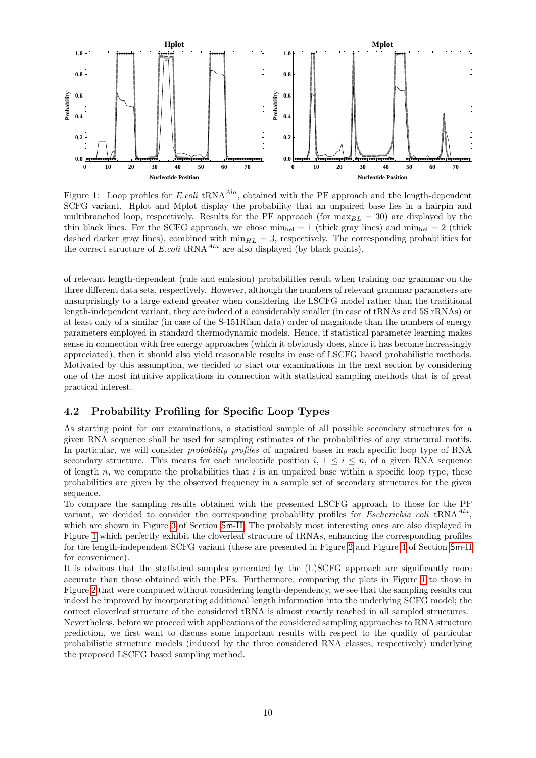Figure 1: Loop profiles for *E.coli* tRNA$^{Ala}$, obtained with the PF approach and the length-dependent SCFG variant. Hplot and Mplot display the probability that an unpaired base lies in a hairpin and multibranched loop, respectively. Results for the PF approach (for $\max_{BL} = 30$) are displayed by the thin black lines. For the SCFG approach, we chose $\min_{\text{hel}} = 1$ (thick gray lines) and $\min_{\text{hel}} = 2$ (thick dashed darker gray lines), combined with $\min_{HL} = 3$, respectively. The corresponding probabilities for the correct structure of *E.coli* tRNA$^{Ala}$ are also displayed (by black points).

of relevant length-dependent (rule and emission) probabilities result when training our grammar on the three different data sets, respectively. However, although the numbers of relevant grammar parameters are unsurprisingly to a large extend greater when considering the LSCFG model rather than the traditional length-independent variant, they are indeed of a considerably smaller (in case of tRNAs and 5S rRNAs) or at least only of a similar (in case of the S-151Rfam data) order of magnitude than the numbers of energy parameters employed in standard thermodynamic models. Hence, if statistical parameter learning makes sense in connection with free energy approaches (which it obviously does, since it has become increasingly appreciated), then it should also yield reasonable results in case of LSCFG based probabilistic methods. Motivated by this assumption, we decided to start our examinations in the next section by considering one of the most intuitive applications in connection with statistical sampling methods that is of great practical interest.

## 4.2 Probability Profiling for Specific Loop Types

As starting point for our examinations, a statistical sample of all possible secondary structures for a given RNA sequence shall be used for sampling estimates of the probabilities of any structural motifs. In particular, we will consider *probability profiles* of unpaired bases in each specific loop type of RNA secondary structure. This means for each nucleotide position $i$, $1 \leq i \leq n$, of a given RNA sequence of length $n$, we compute the probabilities that $i$ is an unpaired base within a specific loop type; these probabilities are given by the observed frequency in a sample set of secondary structures for the given sequence.

To compare the sampling results obtained with the presented LSCFG approach to those for the PF variant, we decided to consider the corresponding probability profiles for *Escherichia coli* tRNA$^{Ala}$, which are shown in Figure 3 of Section Sm-II. The probably most interesting ones are also displayed in Figure 1 which perfectly exhibit the cloverleaf structure of tRNAs, enhancing the corresponding profiles for the length-independent SCFG variant (these are presented in Figure 2 and Figure 4 of Section Sm-II for convenience).

It is obvious that the statistical samples generated by the (L)SCFG approach are significantly more accurate than those obtained with the PFs. Furthermore, comparing the plots in Figure 1 to those in Figure 2 that were computed without considering length-dependency, we see that the sampling results can indeed be improved by incorporating additional length information into the underlying SCFG model; the correct cloverleaf structure of the considered tRNA is almost exactly reached in all sampled structures.

Nevertheless, before we proceed with applications of the considered sampling approaches to RNA structure prediction, we first want to discuss some important results with respect to the quality of particular probabilistic structure models (induced by the three considered RNA classes, respectively) underlying the proposed LSCFG based sampling method.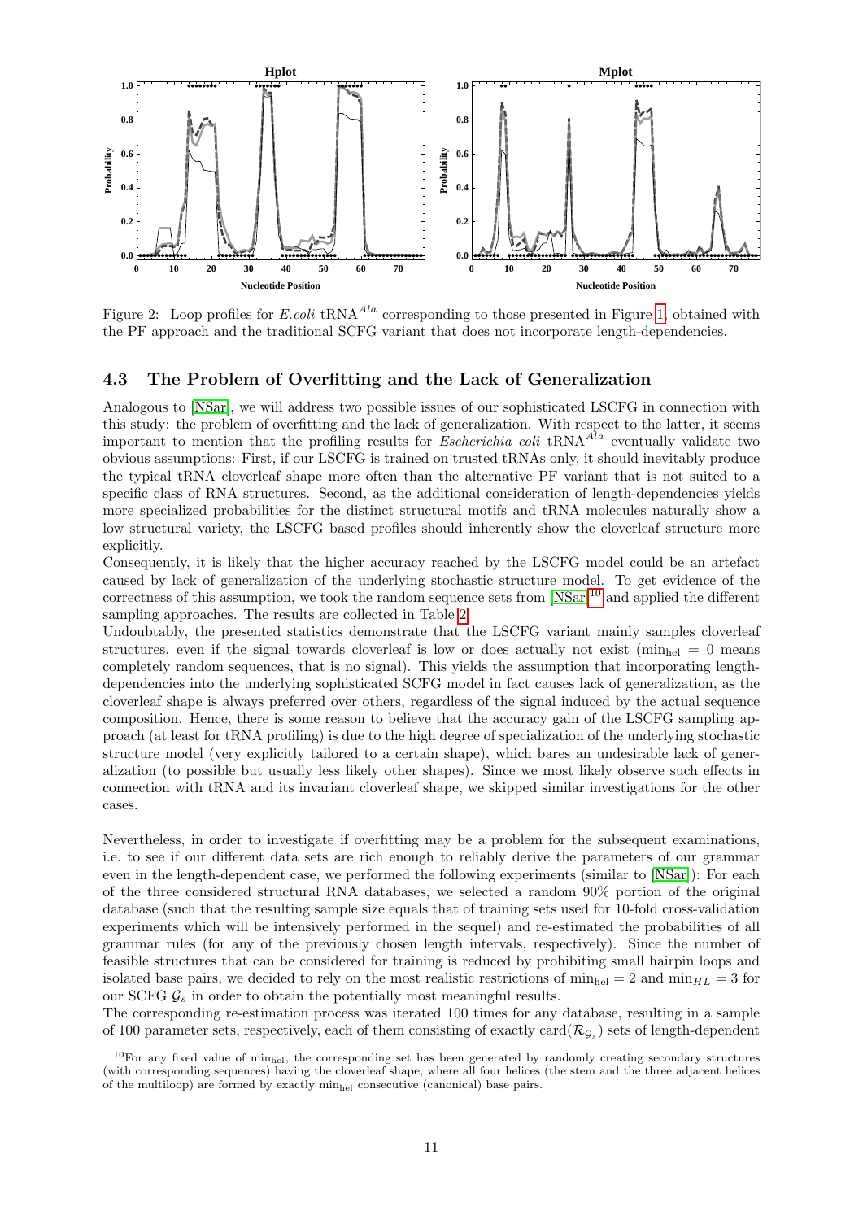Figure 2: Loop profiles for *E.coli* tRNA$^{Ala}$ corresponding to those presented in Figure 1, obtained with the PF approach and the traditional SCFG variant that does not incorporate length-dependencies.

### 4.3 The Problem of Overfitting and the Lack of Generalization

Analogous to [NSar], we will address two possible issues of our sophisticated LSCFG in connection with this study: the problem of overfitting and the lack of generalization. With respect to the latter, it seems important to mention that the profiling results for *Escherichia coli* tRNA$^{Ala}$ eventually validate two obvious assumptions: First, if our LSCFG is trained on trusted tRNAs only, it should inevitably produce the typical tRNA cloverleaf shape more often than the alternative PF variant that is not suited to a specific class of RNA structures. Second, as the additional consideration of length-dependencies yields more specialized probabilities for the distinct structural motifs and tRNA molecules naturally show a low structural variety, the LSCFG based profiles should inherently show the cloverleaf structure more explicitly.

Consequently, it is likely that the higher accuracy reached by the LSCFG model could be an artefact caused by lack of generalization of the underlying stochastic structure model. To get evidence of the correctness of this assumption, we took the random sequence sets from [NSar][10] and applied the different sampling approaches. The results are collected in Table 2.

Undoubtably, the presented statistics demonstrate that the LSCFG variant mainly samples cloverleaf structures, even if the signal towards cloverleaf is low or does actually not exist ($\min_{\text{hel}} = 0$ means completely random sequences, that is no signal). This yields the assumption that incorporating length-dependencies into the underlying sophisticated SCFG model in fact causes lack of generalization, as the cloverleaf shape is always preferred over others, regardless of the signal induced by the actual sequence composition. Hence, there is some reason to believe that the accuracy gain of the LSCFG sampling approach (at least for tRNA profiling) is due to the high degree of specialization of the underlying stochastic structure model (very explicitly tailored to a certain shape), which bares an undesirable lack of generalization (to possible but usually less likely other shapes). Since we most likely observe such effects in connection with tRNA and its invariant cloverleaf shape, we skipped similar investigations for the other cases.

Nevertheless, in order to investigate if overfitting may be a problem for the subsequent examinations, i.e. to see if our different data sets are rich enough to reliably derive the parameters of our grammar even in the length-dependent case, we performed the following experiments (similar to [NSar]): For each of the three considered structural RNA databases, we selected a random 90% portion of the original database (such that the resulting sample size equals that of training sets used for 10-fold cross-validation experiments which will be intensively performed in the sequel) and re-estimated the probabilities of all grammar rules (for any of the previously chosen length intervals, respectively). Since the number of feasible structures that can be considered for training is reduced by prohibiting small hairpin loops and isolated base pairs, we decided to rely on the most realistic restrictions of $\min_{\text{hel}} = 2$ and $\min_{HL} = 3$ for our SCFG $\mathcal{G}_s$ in order to obtain the potentially most meaningful results.

The corresponding re-estimation process was iterated 100 times for any database, resulting in a sample of 100 parameter sets, respectively, each of them consisting of exactly $\text{card}(\mathcal{R}_{\mathcal{G}_s})$ sets of length-dependent

[10] For any fixed value of $\min_{\text{hel}}$, the corresponding set has been generated by randomly creating secondary structures (with corresponding sequences) having the cloverleaf shape, where all four helices (the stem and the three adjacent helices of the multiloop) are formed by exactly $\min_{\text{hel}}$ consecutive (canonical) base pairs.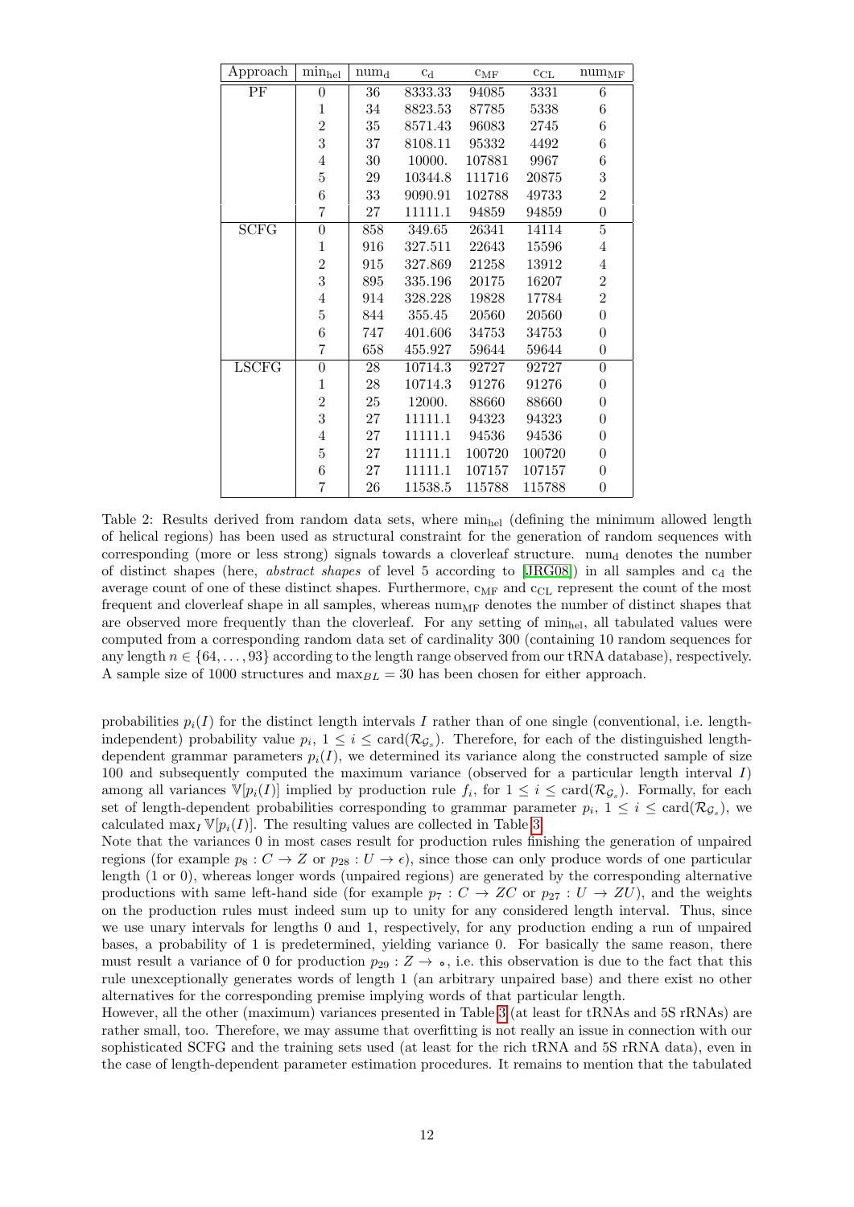| Approach | $\min_{\text{hel}}$ | $\text{num}_\text{d}$ | $\text{c}_\text{d}$ | $\text{c}_\text{MF}$ | $\text{c}_\text{CL}$ | $\text{num}_\text{MF}$ |
|---|---|---|---|---|---|---|
| PF | 0 | 36 | 8333.33 | 94085 | 3331 | 6 |
| | 1 | 34 | 8823.53 | 87785 | 5338 | 6 |
| | 2 | 35 | 8571.43 | 96083 | 2745 | 6 |
| | 3 | 37 | 8108.11 | 95332 | 4492 | 6 |
| | 4 | 30 | 10000. | 107881 | 9967 | 6 |
| | 5 | 29 | 10344.8 | 111716 | 20875 | 3 |
| | 6 | 33 | 9090.91 | 102788 | 49733 | 2 |
| | 7 | 27 | 11111.1 | 94859 | 94859 | 0 |
| SCFG | 0 | 858 | 349.65 | 26341 | 14114 | 5 |
| | 1 | 916 | 327.511 | 22643 | 15596 | 4 |
| | 2 | 915 | 327.869 | 21258 | 13912 | 4 |
| | 3 | 895 | 335.196 | 20175 | 16207 | 2 |
| | 4 | 914 | 328.228 | 19828 | 17784 | 2 |
| | 5 | 844 | 355.45 | 20560 | 20560 | 0 |
| | 6 | 747 | 401.606 | 34753 | 34753 | 0 |
| | 7 | 658 | 455.927 | 59644 | 59644 | 0 |
| LSCFG | 0 | 28 | 10714.3 | 92727 | 92727 | 0 |
| | 1 | 28 | 10714.3 | 91276 | 91276 | 0 |
| | 2 | 25 | 12000. | 88660 | 88660 | 0 |
| | 3 | 27 | 11111.1 | 94323 | 94323 | 0 |
| | 4 | 27 | 11111.1 | 94536 | 94536 | 0 |
| | 5 | 27 | 11111.1 | 100720 | 100720 | 0 |
| | 6 | 27 | 11111.1 | 107157 | 107157 | 0 |
| | 7 | 26 | 11538.5 | 115788 | 115788 | 0 |

Table 2: Results derived from random data sets, where $\min_{\text{hel}}$ (defining the minimum allowed length of helical regions) has been used as structural constraint for the generation of random sequences with corresponding (more or less strong) signals towards a cloverleaf structure. $\text{num}_\text{d}$ denotes the number of distinct shapes (here, *abstract shapes* of level 5 according to [JRG08]) in all samples and $\text{c}_\text{d}$ the average count of one of these distinct shapes. Furthermore, $\text{c}_\text{MF}$ and $\text{c}_\text{CL}$ represent the count of the most frequent and cloverleaf shape in all samples, whereas $\text{num}_\text{MF}$ denotes the number of distinct shapes that are observed more frequently than the cloverleaf. For any setting of $\min_{\text{hel}}$, all tabulated values were computed from a corresponding random data set of cardinality 300 (containing 10 random sequences for any length $n \in \{64, \ldots, 93\}$ according to the length range observed from our tRNA database), respectively. A sample size of 1000 structures and $\max_{BL} = 30$ has been chosen for either approach.

probabilities $p_i(I)$ for the distinct length intervals $I$ rather than of one single (conventional, i.e. length-independent) probability value $p_i$, $1 \leq i \leq \text{card}(\mathcal{R}_{\mathcal{G}_s})$. Therefore, for each of the distinguished length-dependent grammar parameters $p_i(I)$, we determined its variance along the constructed sample of size 100 and subsequently computed the maximum variance (observed for a particular length interval $I$) among all variances $\mathbb{V}[p_i(I)]$ implied by production rule $f_i$, for $1 \leq i \leq \text{card}(\mathcal{R}_{\mathcal{G}_s})$. Formally, for each set of length-dependent probabilities corresponding to grammar parameter $p_i$, $1 \leq i \leq \text{card}(\mathcal{R}_{\mathcal{G}_s})$, we calculated $\max_I \mathbb{V}[p_i(I)]$. The resulting values are collected in Table 3.

Note that the variances 0 in most cases result for production rules finishing the generation of unpaired regions (for example $p_8 : C \to Z$ or $p_{28} : U \to \epsilon$), since those can only produce words of one particular length (1 or 0), whereas longer words (unpaired regions) are generated by the corresponding alternative productions with same left-hand side (for example $p_7 : C \to ZC$ or $p_{27} : U \to ZU$), and the weights on the production rules must indeed sum up to unity for any considered length interval. Thus, since we use unary intervals for lengths 0 and 1, respectively, for any production ending a run of unpaired bases, a probability of 1 is predetermined, yielding variance 0. For basically the same reason, there must result a variance of 0 for production $p_{29} : Z \to \circ$, i.e. this observation is due to the fact that this rule unexceptionally generates words of length 1 (an arbitrary unpaired base) and there exist no other alternatives for the corresponding premise implying words of that particular length.

However, all the other (maximum) variances presented in Table 3 (at least for tRNAs and 5S rRNAs) are rather small, too. Therefore, we may assume that overfitting is not really an issue in connection with our sophisticated SCFG and the training sets used (at least for the rich tRNA and 5S rRNA data), even in the case of length-dependent parameter estimation procedures. It remains to mention that the tabulated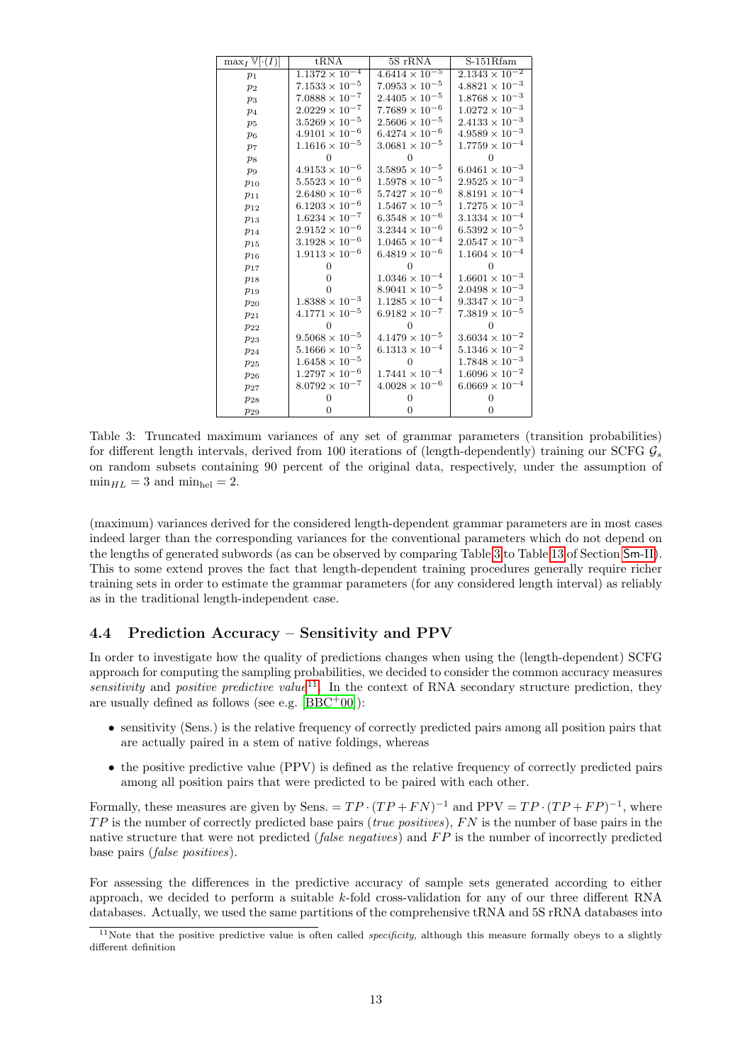| $\max_I \mathbb{V}[\cdot(I)]$ | tRNA | 5S rRNA | S-151Rfam |
|---|---|---|---|
| $p_1$ | $1.1372 \times 10^{-4}$ | $4.6414 \times 10^{-5}$ | $2.1343 \times 10^{-2}$ |
| $p_2$ | $7.1533 \times 10^{-5}$ | $7.0953 \times 10^{-5}$ | $4.8821 \times 10^{-3}$ |
| $p_3$ | $7.0888 \times 10^{-7}$ | $2.4405 \times 10^{-5}$ | $1.8768 \times 10^{-3}$ |
| $p_4$ | $2.0229 \times 10^{-7}$ | $7.7689 \times 10^{-6}$ | $1.0272 \times 10^{-3}$ |
| $p_5$ | $3.5269 \times 10^{-5}$ | $2.5606 \times 10^{-5}$ | $2.4133 \times 10^{-3}$ |
| $p_6$ | $4.9101 \times 10^{-6}$ | $6.4274 \times 10^{-6}$ | $4.9589 \times 10^{-3}$ |
| $p_7$ | $1.1616 \times 10^{-5}$ | $3.0681 \times 10^{-5}$ | $1.7759 \times 10^{-4}$ |
| $p_8$ | 0 | 0 | 0 |
| $p_9$ | $4.9153 \times 10^{-6}$ | $3.5895 \times 10^{-5}$ | $6.0461 \times 10^{-3}$ |
| $p_{10}$ | $5.5523 \times 10^{-6}$ | $1.5978 \times 10^{-5}$ | $2.9525 \times 10^{-3}$ |
| $p_{11}$ | $2.6480 \times 10^{-6}$ | $5.7427 \times 10^{-6}$ | $8.8191 \times 10^{-4}$ |
| $p_{12}$ | $6.1203 \times 10^{-6}$ | $1.5467 \times 10^{-5}$ | $1.7275 \times 10^{-3}$ |
| $p_{13}$ | $1.6234 \times 10^{-7}$ | $6.3548 \times 10^{-6}$ | $3.1334 \times 10^{-4}$ |
| $p_{14}$ | $2.9152 \times 10^{-6}$ | $3.2344 \times 10^{-6}$ | $6.5392 \times 10^{-5}$ |
| $p_{15}$ | $3.1928 \times 10^{-6}$ | $1.0465 \times 10^{-4}$ | $2.0547 \times 10^{-3}$ |
| $p_{16}$ | $1.9113 \times 10^{-6}$ | $6.4819 \times 10^{-6}$ | $1.1604 \times 10^{-4}$ |
| $p_{17}$ | 0 | 0 | 0 |
| $p_{18}$ | 0 | $1.0346 \times 10^{-4}$ | $1.6601 \times 10^{-3}$ |
| $p_{19}$ | 0 | $8.9041 \times 10^{-5}$ | $2.0498 \times 10^{-3}$ |
| $p_{20}$ | $1.8388 \times 10^{-3}$ | $1.1285 \times 10^{-4}$ | $9.3347 \times 10^{-3}$ |
| $p_{21}$ | $4.1771 \times 10^{-5}$ | $6.9182 \times 10^{-7}$ | $7.3819 \times 10^{-5}$ |
| $p_{22}$ | 0 | 0 | 0 |
| $p_{23}$ | $9.5068 \times 10^{-5}$ | $4.1479 \times 10^{-5}$ | $3.6034 \times 10^{-2}$ |
| $p_{24}$ | $5.1666 \times 10^{-5}$ | $6.1313 \times 10^{-4}$ | $5.1346 \times 10^{-2}$ |
| $p_{25}$ | $1.6458 \times 10^{-5}$ | 0 | $1.7848 \times 10^{-3}$ |
| $p_{26}$ | $1.2797 \times 10^{-6}$ | $1.7441 \times 10^{-4}$ | $1.6096 \times 10^{-2}$ |
| $p_{27}$ | $8.0792 \times 10^{-7}$ | $4.0028 \times 10^{-6}$ | $6.0669 \times 10^{-4}$ |
| $p_{28}$ | 0 | 0 | 0 |
| $p_{29}$ | 0 | 0 | 0 |

Table 3: Truncated maximum variances of any set of grammar parameters (transition probabilities) for different length intervals, derived from 100 iterations of (length-dependently) training our SCFG $\mathcal{G}_s$ on random subsets containing 90 percent of the original data, respectively, under the assumption of $\min_{HL} = 3$ and $\min_{\text{hel}} = 2$.

(maximum) variances derived for the considered length-dependent grammar parameters are in most cases indeed larger than the corresponding variances for the conventional parameters which do not depend on the lengths of generated subwords (as can be observed by comparing Table 3 to Table 13 of Section Sm-II). This to some extend proves the fact that length-dependent training procedures generally require richer training sets in order to estimate the grammar parameters (for any considered length interval) as reliably as in the traditional length-independent case.

### 4.4 Prediction Accuracy – Sensitivity and PPV

In order to investigate how the quality of predictions changes when using the (length-dependent) SCFG approach for computing the sampling probabilities, we decided to consider the common accuracy measures *sensitivity* and *positive predictive value*[11]. In the context of RNA secondary structure prediction, they are usually defined as follows (see e.g. [BBC+00]):

- sensitivity (Sens.) is the relative frequency of correctly predicted pairs among all position pairs that are actually paired in a stem of native foldings, whereas
- the positive predictive value (PPV) is defined as the relative frequency of correctly predicted pairs among all position pairs that were predicted to be paired with each other.

Formally, these measures are given by Sens. $= TP \cdot (TP + FN)^{-1}$ and PPV $= TP \cdot (TP + FP)^{-1}$, where $TP$ is the number of correctly predicted base pairs (*true positives*), $FN$ is the number of base pairs in the native structure that were not predicted (*false negatives*) and $FP$ is the number of incorrectly predicted base pairs (*false positives*).

For assessing the differences in the predictive accuracy of sample sets generated according to either approach, we decided to perform a suitable $k$-fold cross-validation for any of our three different RNA databases. Actually, we used the same partitions of the comprehensive tRNA and 5S rRNA databases into

[11] Note that the positive predictive value is often called *specificity*, although this measure formally obeys to a slightly different definition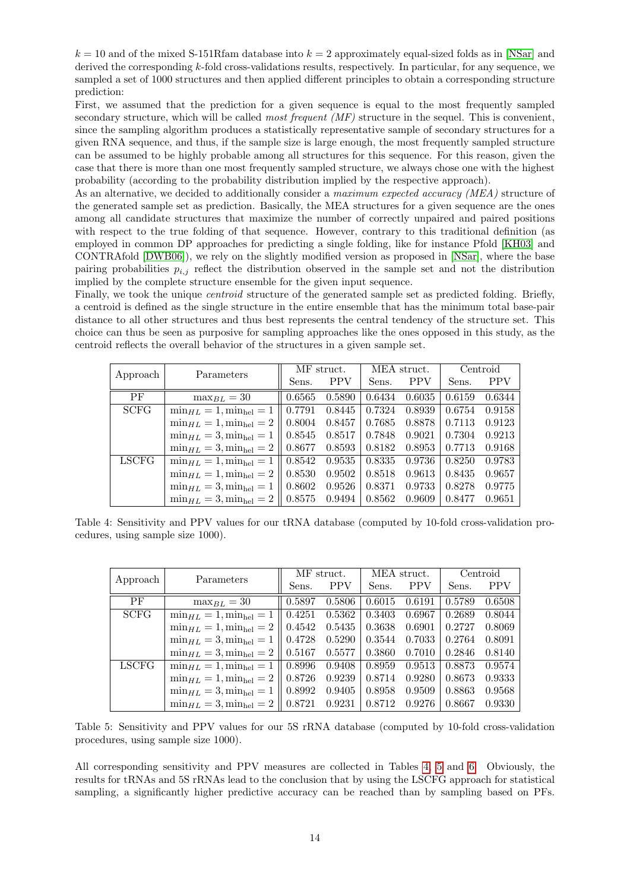$k = 10$ and of the mixed S-151Rfam database into $k = 2$ approximately equal-sized folds as in [NSar] and derived the corresponding $k$-fold cross-validations results, respectively. In particular, for any sequence, we sampled a set of 1000 structures and then applied different principles to obtain a corresponding structure prediction:

First, we assumed that the prediction for a given sequence is equal to the most frequently sampled secondary structure, which will be called *most frequent (MF)* structure in the sequel. This is convenient, since the sampling algorithm produces a statistically representative sample of secondary structures for a given RNA sequence, and thus, if the sample size is large enough, the most frequently sampled structure can be assumed to be highly probable among all structures for this sequence. For this reason, given the case that there is more than one most frequently sampled structure, we always chose one with the highest probability (according to the probability distribution implied by the respective approach).

As an alternative, we decided to additionally consider a *maximum expected accuracy (MEA)* structure of the generated sample set as prediction. Basically, the MEA structures for a given sequence are the ones among all candidate structures that maximize the number of correctly unpaired and paired positions with respect to the true folding of that sequence. However, contrary to this traditional definition (as employed in common DP approaches for predicting a single folding, like for instance Pfold [KH03] and CONTRAfold [DWB06]), we rely on the slightly modified version as proposed in [NSar], where the base pairing probabilities $p_{i,j}$ reflect the distribution observed in the sample set and not the distribution implied by the complete structure ensemble for the given input sequence.

Finally, we took the unique *centroid* structure of the generated sample set as predicted folding. Briefly, a centroid is defined as the single structure in the entire ensemble that has the minimum total base-pair distance to all other structures and thus best represents the central tendency of the structure set. This choice can thus be seen as purposive for sampling approaches like the ones opposed in this study, as the centroid reflects the overall behavior of the structures in a given sample set.

| Approach | Parameters | MF struct. | | MEA struct. | | Centroid | |
|---|---|---|---|---|---|---|---|
| | | Sens. | PPV | Sens. | PPV | Sens. | PPV |
| PF | $\max_{BL} = 30$ | 0.6565 | 0.5890 | 0.6434 | 0.6035 | 0.6159 | 0.6344 |
| SCFG | $\min_{HL} = 1, \min_{\text{hel}} = 1$ | 0.7791 | 0.8445 | 0.7324 | 0.8939 | 0.6754 | 0.9158 |
| | $\min_{HL} = 1, \min_{\text{hel}} = 2$ | 0.8004 | 0.8457 | 0.7685 | 0.8878 | 0.7113 | 0.9123 |
| | $\min_{HL} = 3, \min_{\text{hel}} = 1$ | 0.8545 | 0.8517 | 0.7848 | 0.9021 | 0.7304 | 0.9213 |
| | $\min_{HL} = 3, \min_{\text{hel}} = 2$ | 0.8677 | 0.8593 | 0.8182 | 0.8953 | 0.7713 | 0.9168 |
| LSCFG | $\min_{HL} = 1, \min_{\text{hel}} = 1$ | 0.8542 | 0.9535 | 0.8335 | 0.9736 | 0.8250 | 0.9783 |
| | $\min_{HL} = 1, \min_{\text{hel}} = 2$ | 0.8530 | 0.9502 | 0.8518 | 0.9613 | 0.8435 | 0.9657 |
| | $\min_{HL} = 3, \min_{\text{hel}} = 1$ | 0.8602 | 0.9526 | 0.8371 | 0.9733 | 0.8278 | 0.9775 |
| | $\min_{HL} = 3, \min_{\text{hel}} = 2$ | 0.8575 | 0.9494 | 0.8562 | 0.9609 | 0.8477 | 0.9651 |

Table 4: Sensitivity and PPV values for our tRNA database (computed by 10-fold cross-validation procedures, using sample size 1000).

| Approach | Parameters | MF struct. | | MEA struct. | | Centroid | |
|---|---|---|---|---|---|---|---|
| | | Sens. | PPV | Sens. | PPV | Sens. | PPV |
| PF | $\max_{BL} = 30$ | 0.5897 | 0.5806 | 0.6015 | 0.6191 | 0.5789 | 0.6508 |
| SCFG | $\min_{HL} = 1, \min_{\text{hel}} = 1$ | 0.4251 | 0.5362 | 0.3403 | 0.6967 | 0.2689 | 0.8044 |
| | $\min_{HL} = 1, \min_{\text{hel}} = 2$ | 0.4542 | 0.5435 | 0.3638 | 0.6901 | 0.2727 | 0.8069 |
| | $\min_{HL} = 3, \min_{\text{hel}} = 1$ | 0.4728 | 0.5290 | 0.3544 | 0.7033 | 0.2764 | 0.8091 |
| | $\min_{HL} = 3, \min_{\text{hel}} = 2$ | 0.5167 | 0.5577 | 0.3860 | 0.7010 | 0.2846 | 0.8140 |
| LSCFG | $\min_{HL} = 1, \min_{\text{hel}} = 1$ | 0.8996 | 0.9408 | 0.8959 | 0.9513 | 0.8873 | 0.9574 |
| | $\min_{HL} = 1, \min_{\text{hel}} = 2$ | 0.8726 | 0.9239 | 0.8714 | 0.9280 | 0.8673 | 0.9333 |
| | $\min_{HL} = 3, \min_{\text{hel}} = 1$ | 0.8992 | 0.9405 | 0.8958 | 0.9509 | 0.8863 | 0.9568 |
| | $\min_{HL} = 3, \min_{\text{hel}} = 2$ | 0.8721 | 0.9231 | 0.8712 | 0.9276 | 0.8667 | 0.9330 |

Table 5: Sensitivity and PPV values for our 5S rRNA database (computed by 10-fold cross-validation procedures, using sample size 1000).

All corresponding sensitivity and PPV measures are collected in Tables 4, 5 and 6. Obviously, the results for tRNAs and 5S rRNAs lead to the conclusion that by using the LSCFG approach for statistical sampling, a significantly higher predictive accuracy can be reached than by sampling based on PFs.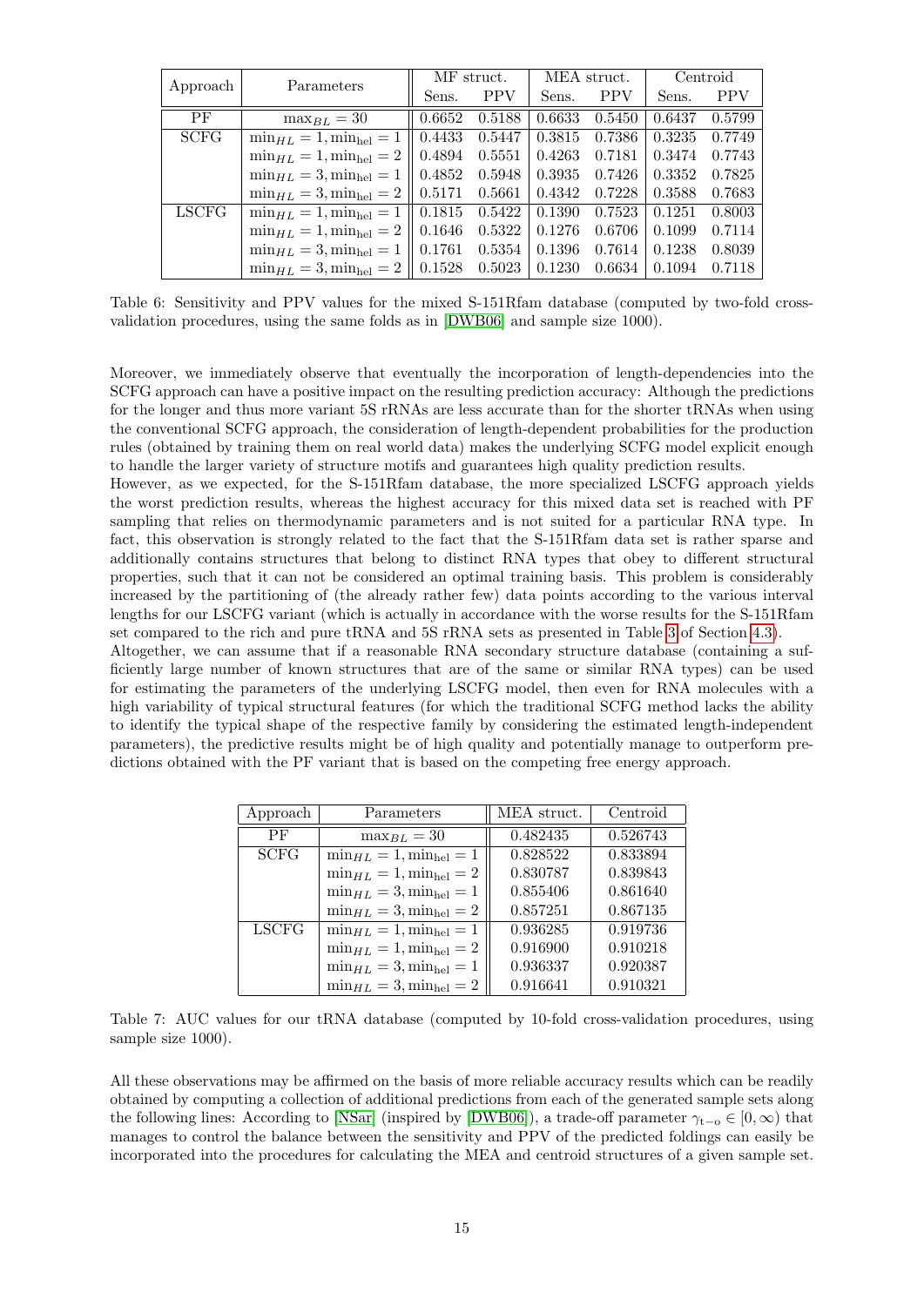| Approach | Parameters | MF struct. | | MEA struct. | | Centroid | |
|---|---|---|---|---|---|---|---|
| | | Sens. | PPV | Sens. | PPV | Sens. | PPV |
| PF | $\max_{BL} = 30$ | 0.6652 | 0.5188 | 0.6633 | 0.5450 | 0.6437 | 0.5799 |
| SCFG | $\min_{HL} = 1, \min_{\text{hel}} = 1$ | 0.4433 | 0.5447 | 0.3815 | 0.7386 | 0.3235 | 0.7749 |
| | $\min_{HL} = 1, \min_{\text{hel}} = 2$ | 0.4894 | 0.5551 | 0.4263 | 0.7181 | 0.3474 | 0.7743 |
| | $\min_{HL} = 3, \min_{\text{hel}} = 1$ | 0.4852 | 0.5948 | 0.3935 | 0.7426 | 0.3352 | 0.7825 |
| | $\min_{HL} = 3, \min_{\text{hel}} = 2$ | 0.5171 | 0.5661 | 0.4342 | 0.7228 | 0.3588 | 0.7683 |
| LSCFG | $\min_{HL} = 1, \min_{\text{hel}} = 1$ | 0.1815 | 0.5422 | 0.1390 | 0.7523 | 0.1251 | 0.8003 |
| | $\min_{HL} = 1, \min_{\text{hel}} = 2$ | 0.1646 | 0.5322 | 0.1276 | 0.6706 | 0.1099 | 0.7114 |
| | $\min_{HL} = 3, \min_{\text{hel}} = 1$ | 0.1761 | 0.5354 | 0.1396 | 0.7614 | 0.1238 | 0.8039 |
| | $\min_{HL} = 3, \min_{\text{hel}} = 2$ | 0.1528 | 0.5023 | 0.1230 | 0.6634 | 0.1094 | 0.7118 |

Table 6: Sensitivity and PPV values for the mixed S-151Rfam database (computed by two-fold cross-validation procedures, using the same folds as in [DWB06] and sample size 1000).

Moreover, we immediately observe that eventually the incorporation of length-dependencies into the SCFG approach can have a positive impact on the resulting prediction accuracy: Although the predictions for the longer and thus more variant 5S rRNAs are less accurate than for the shorter tRNAs when using the conventional SCFG approach, the consideration of length-dependent probabilities for the production rules (obtained by training them on real world data) makes the underlying SCFG model explicit enough to handle the larger variety of structure motifs and guarantees high quality prediction results.
However, as we expected, for the S-151Rfam database, the more specialized LSCFG approach yields the worst prediction results, whereas the highest accuracy for this mixed data set is reached with PF sampling that relies on thermodynamic parameters and is not suited for a particular RNA type. In fact, this observation is strongly related to the fact that the S-151Rfam data set is rather sparse and additionally contains structures that belong to distinct RNA types that obey to different structural properties, such that it can not be considered an optimal training basis. This problem is considerably increased by the partitioning of (the already rather few) data points according to the various interval lengths for our LSCFG variant (which is actually in accordance with the worse results for the S-151Rfam set compared to the rich and pure tRNA and 5S rRNA sets as presented in Table 3 of Section 4.3).
Altogether, we can assume that if a reasonable RNA secondary structure database (containing a sufficiently large number of known structures that are of the same or similar RNA types) can be used for estimating the parameters of the underlying LSCFG model, then even for RNA molecules with a high variability of typical structural features (for which the traditional SCFG method lacks the ability to identify the typical shape of the respective family by considering the estimated length-independent parameters), the predictive results might be of high quality and potentially manage to outperform predictions obtained with the PF variant that is based on the competing free energy approach.

| Approach | Parameters | MEA struct. | Centroid |
|---|---|---|---|
| PF | $\max_{BL} = 30$ | 0.482435 | 0.526743 |
| SCFG | $\min_{HL} = 1, \min_{\text{hel}} = 1$ | 0.828522 | 0.833894 |
| | $\min_{HL} = 1, \min_{\text{hel}} = 2$ | 0.830787 | 0.839843 |
| | $\min_{HL} = 3, \min_{\text{hel}} = 1$ | 0.855406 | 0.861640 |
| | $\min_{HL} = 3, \min_{\text{hel}} = 2$ | 0.857251 | 0.867135 |
| LSCFG | $\min_{HL} = 1, \min_{\text{hel}} = 1$ | 0.936285 | 0.919736 |
| | $\min_{HL} = 1, \min_{\text{hel}} = 2$ | 0.916900 | 0.910218 |
| | $\min_{HL} = 3, \min_{\text{hel}} = 1$ | 0.936337 | 0.920387 |
| | $\min_{HL} = 3, \min_{\text{hel}} = 2$ | 0.916641 | 0.910321 |

Table 7: AUC values for our tRNA database (computed by 10-fold cross-validation procedures, using sample size 1000).

All these observations may be affirmed on the basis of more reliable accuracy results which can be readily obtained by computing a collection of additional predictions from each of the generated sample sets along the following lines: According to [NSar] (inspired by [DWB06]), a trade-off parameter $\gamma_{\text{t-o}} \in [0, \infty)$ that manages to control the balance between the sensitivity and PPV of the predicted foldings can easily be incorporated into the procedures for calculating the MEA and centroid structures of a given sample set.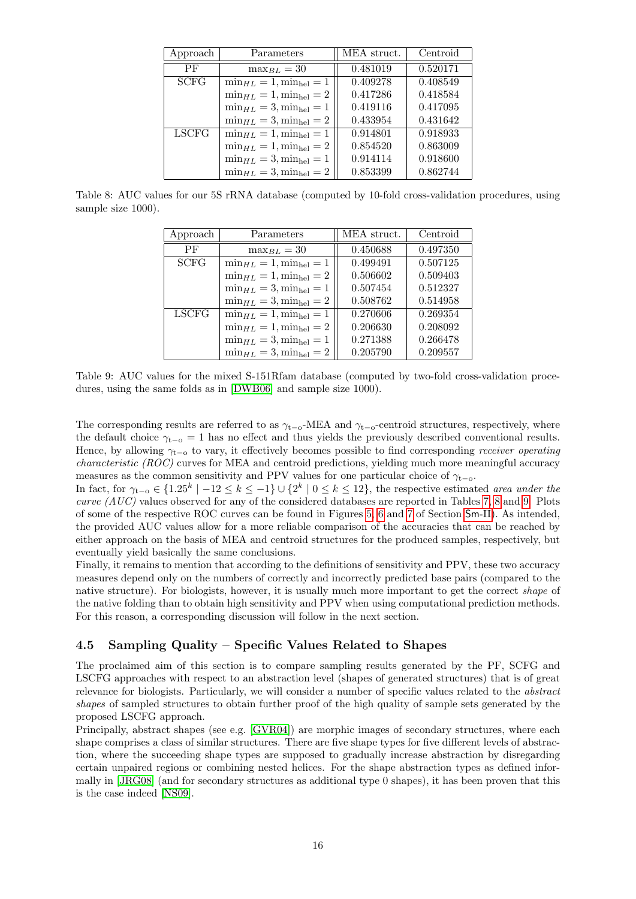| Approach | Parameters | MEA struct. | Centroid |
|---|---|---|---|
| PF | $\max_{BL} = 30$ | 0.481019 | 0.520171 |
| SCFG | $\min_{HL} = 1, \min_{\text{hel}} = 1$ | 0.409278 | 0.408549 |
| | $\min_{HL} = 1, \min_{\text{hel}} = 2$ | 0.417286 | 0.418584 |
| | $\min_{HL} = 3, \min_{\text{hel}} = 1$ | 0.419116 | 0.417095 |
| | $\min_{HL} = 3, \min_{\text{hel}} = 2$ | 0.433954 | 0.431642 |
| LSCFG | $\min_{HL} = 1, \min_{\text{hel}} = 1$ | 0.914801 | 0.918933 |
| | $\min_{HL} = 1, \min_{\text{hel}} = 2$ | 0.854520 | 0.863009 |
| | $\min_{HL} = 3, \min_{\text{hel}} = 1$ | 0.914114 | 0.918600 |
| | $\min_{HL} = 3, \min_{\text{hel}} = 2$ | 0.853399 | 0.862744 |

Table 8: AUC values for our 5S rRNA database (computed by 10-fold cross-validation procedures, using sample size 1000).

| Approach | Parameters | MEA struct. | Centroid |
|---|---|---|---|
| PF | $\max_{BL} = 30$ | 0.450688 | 0.497350 |
| SCFG | $\min_{HL} = 1, \min_{\text{hel}} = 1$ | 0.499491 | 0.507125 |
| | $\min_{HL} = 1, \min_{\text{hel}} = 2$ | 0.506602 | 0.509403 |
| | $\min_{HL} = 3, \min_{\text{hel}} = 1$ | 0.507454 | 0.512327 |
| | $\min_{HL} = 3, \min_{\text{hel}} = 2$ | 0.508762 | 0.514958 |
| LSCFG | $\min_{HL} = 1, \min_{\text{hel}} = 1$ | 0.270606 | 0.269354 |
| | $\min_{HL} = 1, \min_{\text{hel}} = 2$ | 0.206630 | 0.208092 |
| | $\min_{HL} = 3, \min_{\text{hel}} = 1$ | 0.271388 | 0.266478 |
| | $\min_{HL} = 3, \min_{\text{hel}} = 2$ | 0.205790 | 0.209557 |

Table 9: AUC values for the mixed S-151Rfam database (computed by two-fold cross-validation procedures, using the same folds as in [DWB06] and sample size 1000).

The corresponding results are referred to as $\gamma_{\text{t-o}}$-MEA and $\gamma_{\text{t-o}}$-centroid structures, respectively, where the default choice $\gamma_{\text{t-o}} = 1$ has no effect and thus yields the previously described conventional results. Hence, by allowing $\gamma_{\text{t-o}}$ to vary, it effectively becomes possible to find corresponding *receiver operating characteristic (ROC)* curves for MEA and centroid predictions, yielding much more meaningful accuracy measures as the common sensitivity and PPV values for one particular choice of $\gamma_{\text{t-o}}$.
In fact, for $\gamma_{\text{t-o}} \in \{1.25^k \mid -12 \leq k \leq -1\} \cup \{2^k \mid 0 \leq k \leq 12\}$, the respective estimated *area under the curve (AUC)* values observed for any of the considered databases are reported in Tables 7, 8 and 9. Plots of some of the respective ROC curves can be found in Figures 5, 6 and 7 of Section Sm-II). As intended, the provided AUC values allow for a more reliable comparison of the accuracies that can be reached by either approach on the basis of MEA and centroid structures for the produced samples, respectively, but eventually yield basically the same conclusions.
Finally, it remains to mention that according to the definitions of sensitivity and PPV, these two accuracy measures depend only on the numbers of correctly and incorrectly predicted base pairs (compared to the native structure). For biologists, however, it is usually much more important to get the correct *shape* of the native folding than to obtain high sensitivity and PPV when using computational prediction methods. For this reason, a corresponding discussion will follow in the next section.

### 4.5 Sampling Quality – Specific Values Related to Shapes

The proclaimed aim of this section is to compare sampling results generated by the PF, SCFG and LSCFG approaches with respect to an abstraction level (shapes of generated structures) that is of great relevance for biologists. Particularly, we will consider a number of specific values related to the *abstract shapes* of sampled structures to obtain further proof of the high quality of sample sets generated by the proposed LSCFG approach.
Principally, abstract shapes (see e.g. [GVR04]) are morphic images of secondary structures, where each shape comprises a class of similar structures. There are five shape types for five different levels of abstraction, where the succeeding shape types are supposed to gradually increase abstraction by disregarding certain unpaired regions or combining nested helices. For the shape abstraction types as defined informally in [JRG08] (and for secondary structures as additional type 0 shapes), it has been proven that this is the case indeed [NS09].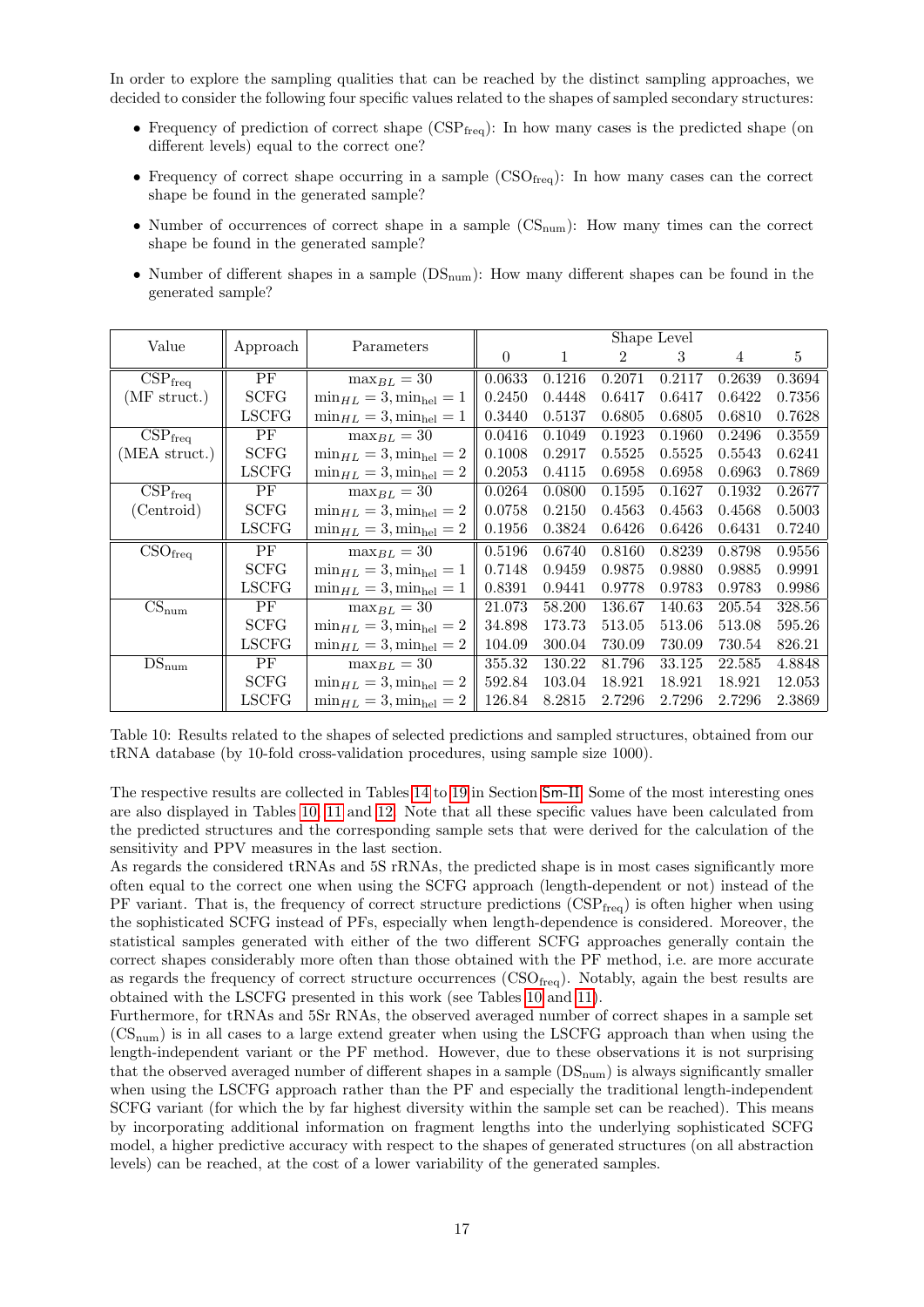In order to explore the sampling qualities that can be reached by the distinct sampling approaches, we decided to consider the following four specific values related to the shapes of sampled secondary structures:

- Frequency of prediction of correct shape ($\text{CSP}_{\text{freq}}$): In how many cases is the predicted shape (on different levels) equal to the correct one?
- Frequency of correct shape occurring in a sample ($\text{CSO}_{\text{freq}}$): In how many cases can the correct shape be found in the generated sample?
- Number of occurrences of correct shape in a sample ($\text{CS}_{\text{num}}$): How many times can the correct shape be found in the generated sample?
- Number of different shapes in a sample ($\text{DS}_{\text{num}}$): How many different shapes can be found in the generated sample?

| Value | Approach | Parameters | Shape Level | | | | | |
|---|---|---|---|---|---|---|---|---|
| | | | 0 | 1 | 2 | 3 | 4 | 5 |
| $\text{CSP}_{\text{freq}}$ (MF struct.) | PF | $\max_{BL}=30$ | 0.0633 | 0.1216 | 0.2071 | 0.2117 | 0.2639 | 0.3694 |
| | SCFG | $\min_{HL}=3, \min_{\text{hel}}=1$ | 0.2450 | 0.4448 | 0.6417 | 0.6417 | 0.6422 | 0.7356 |
| | LSCFG | $\min_{HL}=3, \min_{\text{hel}}=1$ | 0.3440 | 0.5137 | 0.6805 | 0.6805 | 0.6810 | 0.7628 |
| $\text{CSP}_{\text{freq}}$ (MEA struct.) | PF | $\max_{BL}=30$ | 0.0416 | 0.1049 | 0.1923 | 0.1960 | 0.2496 | 0.3559 |
| | SCFG | $\min_{HL}=3, \min_{\text{hel}}=2$ | 0.1008 | 0.2917 | 0.5525 | 0.5525 | 0.5543 | 0.6241 |
| | LSCFG | $\min_{HL}=3, \min_{\text{hel}}=2$ | 0.2053 | 0.4115 | 0.6958 | 0.6958 | 0.6963 | 0.7869 |
| $\text{CSP}_{\text{freq}}$ (Centroid) | PF | $\max_{BL}=30$ | 0.0264 | 0.0800 | 0.1595 | 0.1627 | 0.1932 | 0.2677 |
| | SCFG | $\min_{HL}=3, \min_{\text{hel}}=2$ | 0.0758 | 0.2150 | 0.4563 | 0.4563 | 0.4568 | 0.5003 |
| | LSCFG | $\min_{HL}=3, \min_{\text{hel}}=2$ | 0.1956 | 0.3824 | 0.6426 | 0.6426 | 0.6431 | 0.7240 |
| $\text{CSO}_{\text{freq}}$ | PF | $\max_{BL}=30$ | 0.5196 | 0.6740 | 0.8160 | 0.8239 | 0.8798 | 0.9556 |
| | SCFG | $\min_{HL}=3, \min_{\text{hel}}=1$ | 0.7148 | 0.9459 | 0.9875 | 0.9880 | 0.9885 | 0.9991 |
| | LSCFG | $\min_{HL}=3, \min_{\text{hel}}=1$ | 0.8391 | 0.9441 | 0.9778 | 0.9783 | 0.9783 | 0.9986 |
| $\text{CS}_{\text{num}}$ | PF | $\max_{BL}=30$ | 21.073 | 58.200 | 136.67 | 140.63 | 205.54 | 328.56 |
| | SCFG | $\min_{HL}=3, \min_{\text{hel}}=2$ | 34.898 | 173.73 | 513.05 | 513.06 | 513.08 | 595.26 |
| | LSCFG | $\min_{HL}=3, \min_{\text{hel}}=2$ | 104.09 | 300.04 | 730.09 | 730.09 | 730.54 | 826.21 |
| $\text{DS}_{\text{num}}$ | PF | $\max_{BL}=30$ | 355.32 | 130.22 | 81.796 | 33.125 | 22.585 | 4.8848 |
| | SCFG | $\min_{HL}=3, \min_{\text{hel}}=2$ | 592.84 | 103.04 | 18.921 | 18.921 | 18.921 | 12.053 |
| | LSCFG | $\min_{HL}=3, \min_{\text{hel}}=2$ | 126.84 | 8.2815 | 2.7296 | 2.7296 | 2.7296 | 2.3869 |

Table 10: Results related to the shapes of selected predictions and sampled structures, obtained from our tRNA database (by 10-fold cross-validation procedures, using sample size 1000).

The respective results are collected in Tables 14 to 19 in Section Sm-II. Some of the most interesting ones are also displayed in Tables 10, 11 and 12. Note that all these specific values have been calculated from the predicted structures and the corresponding sample sets that were derived for the calculation of the sensitivity and PPV measures in the last section.

As regards the considered tRNAs and 5S rRNAs, the predicted shape is in most cases significantly more often equal to the correct one when using the SCFG approach (length-dependent or not) instead of the PF variant. That is, the frequency of correct structure predictions ($\text{CSP}_{\text{freq}}$) is often higher when using the sophisticated SCFG instead of PFs, especially when length-dependence is considered. Moreover, the statistical samples generated with either of the two different SCFG approaches generally contain the correct shapes considerably more often than those obtained with the PF method, i.e. are more accurate as regards the frequency of correct structure occurrences ($\text{CSO}_{\text{freq}}$). Notably, again the best results are obtained with the LSCFG presented in this work (see Tables 10 and 11).

Furthermore, for tRNAs and 5Sr RNAs, the observed averaged number of correct shapes in a sample set ($\text{CS}_{\text{num}}$) is in all cases to a large extend greater when using the LSCFG approach than when using the length-independent variant or the PF method. However, due to these observations it is not surprising that the observed averaged number of different shapes in a sample ($\text{DS}_{\text{num}}$) is always significantly smaller when using the LSCFG approach rather than the PF and especially the traditional length-independent SCFG variant (for which the by far highest diversity within the sample set can be reached). This means by incorporating additional information on fragment lengths into the underlying sophisticated SCFG model, a higher predictive accuracy with respect to the shapes of generated structures (on all abstraction levels) can be reached, at the cost of a lower variability of the generated samples.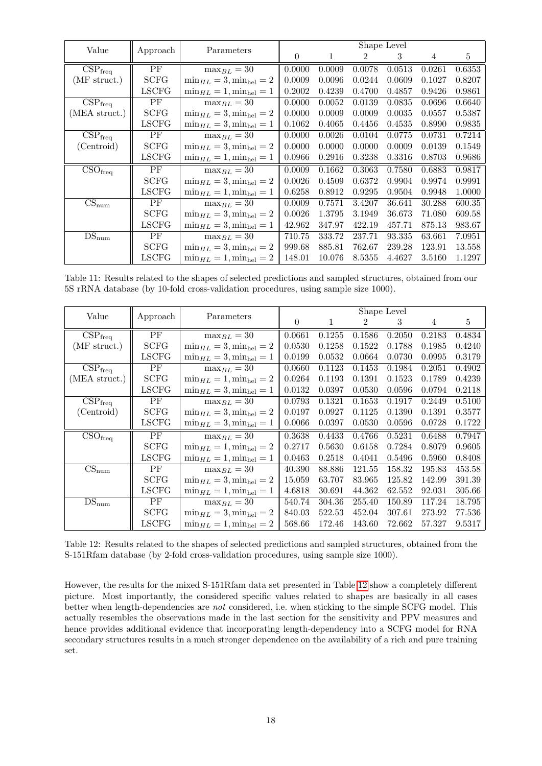| Value | Approach | Parameters | Shape Level | | | | | |
|---|---|---|---|---|---|---|---|---|
| | | | 0 | 1 | 2 | 3 | 4 | 5 |
| $\mathrm{CSP}_{\mathrm{freq}}$ | PF | $\max_{BL} = 30$ | 0.0000 | 0.0009 | 0.0078 | 0.0513 | 0.0261 | 0.6353 |
| (MF struct.) | SCFG | $\min_{HL} = 3, \min_{\mathrm{hel}} = 2$ | 0.0009 | 0.0096 | 0.0244 | 0.0609 | 0.1027 | 0.8207 |
| | LSCFG | $\min_{HL} = 1, \min_{\mathrm{hel}} = 1$ | 0.2002 | 0.4239 | 0.4700 | 0.4857 | 0.9426 | 0.9861 |
| $\mathrm{CSP}_{\mathrm{freq}}$ | PF | $\max_{BL} = 30$ | 0.0000 | 0.0052 | 0.0139 | 0.0835 | 0.0696 | 0.6640 |
| (MEA struct.) | SCFG | $\min_{HL} = 3, \min_{\mathrm{hel}} = 2$ | 0.0000 | 0.0009 | 0.0009 | 0.0035 | 0.0557 | 0.5387 |
| | LSCFG | $\min_{HL} = 3, \min_{\mathrm{hel}} = 1$ | 0.1062 | 0.4065 | 0.4456 | 0.4535 | 0.8990 | 0.9835 |
| $\mathrm{CSP}_{\mathrm{freq}}$ | PF | $\max_{BL} = 30$ | 0.0000 | 0.0026 | 0.0104 | 0.0775 | 0.0731 | 0.7214 |
| (Centroid) | SCFG | $\min_{HL} = 3, \min_{\mathrm{hel}} = 2$ | 0.0000 | 0.0000 | 0.0000 | 0.0009 | 0.0139 | 0.1549 |
| | LSCFG | $\min_{HL} = 1, \min_{\mathrm{hel}} = 1$ | 0.0966 | 0.2916 | 0.3238 | 0.3316 | 0.8703 | 0.9686 |
| $\mathrm{CSO}_{\mathrm{freq}}$ | PF | $\max_{BL} = 30$ | 0.0009 | 0.1662 | 0.3063 | 0.7580 | 0.6883 | 0.9817 |
| | SCFG | $\min_{HL} = 3, \min_{\mathrm{hel}} = 2$ | 0.0026 | 0.4509 | 0.6372 | 0.9904 | 0.9974 | 0.9991 |
| | LSCFG | $\min_{HL} = 1, \min_{\mathrm{hel}} = 1$ | 0.6258 | 0.8912 | 0.9295 | 0.9504 | 0.9948 | 1.0000 |
| $\mathrm{CS}_{\mathrm{num}}$ | PF | $\max_{BL} = 30$ | 0.0009 | 0.7571 | 3.4207 | 36.641 | 30.288 | 600.35 |
| | SCFG | $\min_{HL} = 3, \min_{\mathrm{hel}} = 2$ | 0.0026 | 1.3795 | 3.1949 | 36.673 | 71.080 | 609.58 |
| | LSCFG | $\min_{HL} = 3, \min_{\mathrm{hel}} = 1$ | 42.962 | 347.97 | 422.19 | 457.71 | 875.13 | 983.67 |
| $\mathrm{DS}_{\mathrm{num}}$ | PF | $\max_{BL} = 30$ | 710.75 | 333.72 | 237.71 | 93.335 | 63.661 | 7.0951 |
| | SCFG | $\min_{HL} = 3, \min_{\mathrm{hel}} = 2$ | 999.68 | 885.81 | 762.67 | 239.28 | 123.91 | 13.558 |
| | LSCFG | $\min_{HL} = 1, \min_{\mathrm{hel}} = 2$ | 148.01 | 10.076 | 8.5355 | 4.4627 | 3.5160 | 1.1297 |

Table 11: Results related to the shapes of selected predictions and sampled structures, obtained from our 5S rRNA database (by 10-fold cross-validation procedures, using sample size 1000).

| Value | Approach | Parameters | Shape Level | | | | | |
|---|---|---|---|---|---|---|---|---|
| | | | 0 | 1 | 2 | 3 | 4 | 5 |
| $\mathrm{CSP}_{\mathrm{freq}}$ | PF | $\max_{BL} = 30$ | 0.0661 | 0.1255 | 0.1586 | 0.2050 | 0.2183 | 0.4834 |
| (MF struct.) | SCFG | $\min_{HL} = 3, \min_{\mathrm{hel}} = 2$ | 0.0530 | 0.1258 | 0.1522 | 0.1788 | 0.1985 | 0.4240 |
| | LSCFG | $\min_{HL} = 3, \min_{\mathrm{hel}} = 1$ | 0.0199 | 0.0532 | 0.0664 | 0.0730 | 0.0995 | 0.3179 |
| $\mathrm{CSP}_{\mathrm{freq}}$ | PF | $\max_{BL} = 30$ | 0.0660 | 0.1123 | 0.1453 | 0.1984 | 0.2051 | 0.4902 |
| (MEA struct.) | SCFG | $\min_{HL} = 1, \min_{\mathrm{hel}} = 2$ | 0.0264 | 0.1193 | 0.1391 | 0.1523 | 0.1789 | 0.4239 |
| | LSCFG | $\min_{HL} = 3, \min_{\mathrm{hel}} = 1$ | 0.0132 | 0.0397 | 0.0530 | 0.0596 | 0.0794 | 0.2118 |
| $\mathrm{CSP}_{\mathrm{freq}}$ | PF | $\max_{BL} = 30$ | 0.0793 | 0.1321 | 0.1653 | 0.1917 | 0.2449 | 0.5100 |
| (Centroid) | SCFG | $\min_{HL} = 3, \min_{\mathrm{hel}} = 2$ | 0.0197 | 0.0927 | 0.1125 | 0.1390 | 0.1391 | 0.3577 |
| | LSCFG | $\min_{HL} = 3, \min_{\mathrm{hel}} = 1$ | 0.0066 | 0.0397 | 0.0530 | 0.0596 | 0.0728 | 0.1722 |
| $\mathrm{CSO}_{\mathrm{freq}}$ | PF | $\max_{BL} = 30$ | 0.3638 | 0.4433 | 0.4766 | 0.5231 | 0.6488 | 0.7947 |
| | SCFG | $\min_{HL} = 1, \min_{\mathrm{hel}} = 2$ | 0.2717 | 0.5630 | 0.6158 | 0.7284 | 0.8079 | 0.9605 |
| | LSCFG | $\min_{HL} = 1, \min_{\mathrm{hel}} = 1$ | 0.0463 | 0.2518 | 0.4041 | 0.5496 | 0.5960 | 0.8408 |
| $\mathrm{CS}_{\mathrm{num}}$ | PF | $\max_{BL} = 30$ | 40.390 | 88.886 | 121.55 | 158.32 | 195.83 | 453.58 |
| | SCFG | $\min_{HL} = 3, \min_{\mathrm{hel}} = 2$ | 15.059 | 63.707 | 83.965 | 125.82 | 142.99 | 391.39 |
| | LSCFG | $\min_{HL} = 1, \min_{\mathrm{hel}} = 1$ | 4.6818 | 30.691 | 44.362 | 62.552 | 92.031 | 305.66 |
| $\mathrm{DS}_{\mathrm{num}}$ | PF | $\max_{BL} = 30$ | 540.74 | 304.36 | 255.40 | 150.89 | 117.24 | 18.795 |
| | SCFG | $\min_{HL} = 3, \min_{\mathrm{hel}} = 2$ | 840.03 | 522.53 | 452.04 | 307.61 | 273.92 | 77.536 |
| | LSCFG | $\min_{HL} = 1, \min_{\mathrm{hel}} = 2$ | 568.66 | 172.46 | 143.60 | 72.662 | 57.327 | 9.5317 |

Table 12: Results related to the shapes of selected predictions and sampled structures, obtained from the S-151Rfam database (by 2-fold cross-validation procedures, using sample size 1000).

However, the results for the mixed S-151Rfam data set presented in Table 12 show a completely different picture. Most importantly, the considered specific values related to shapes are basically in all cases better when length-dependencies are *not* considered, i.e. when sticking to the simple SCFG model. This actually resembles the observations made in the last section for the sensitivity and PPV measures and hence provides additional evidence that incorporating length-dependency into a SCFG model for RNA secondary structures results in a much stronger dependence on the availability of a rich and pure training set.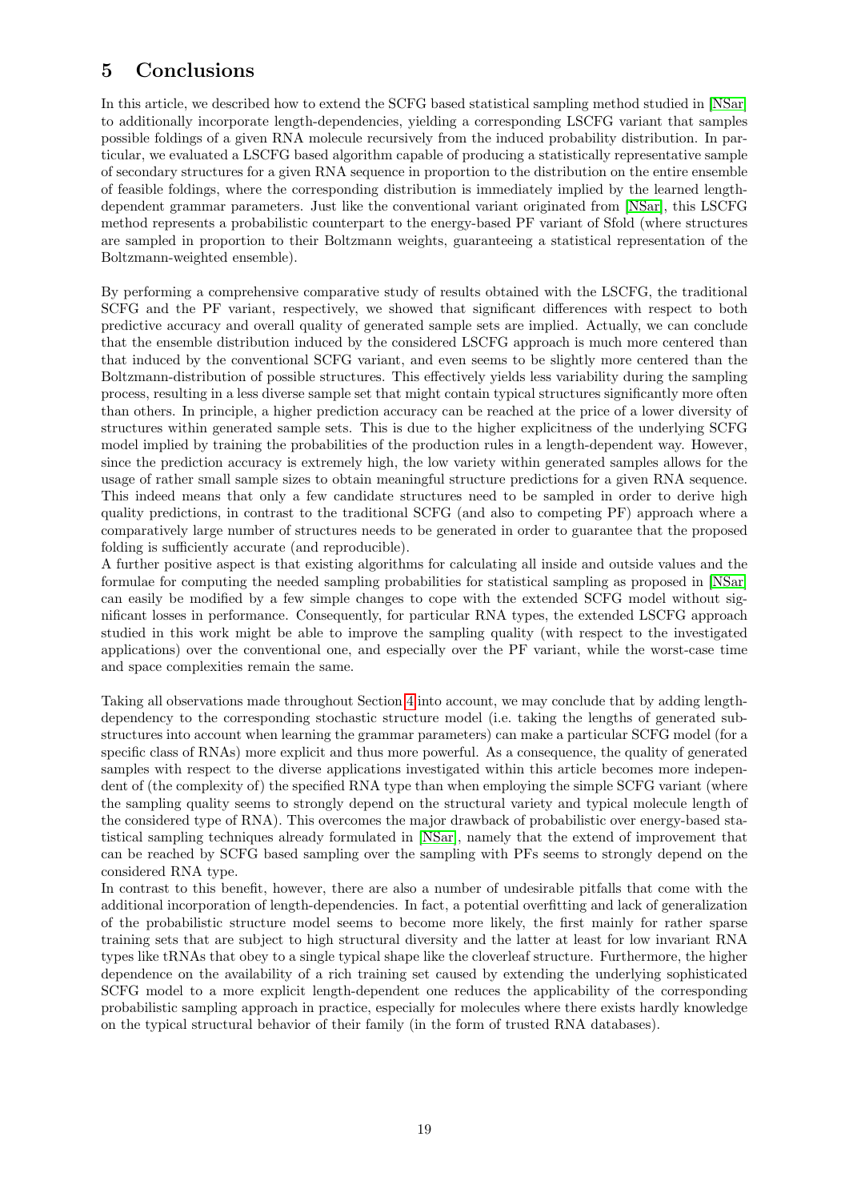# 5 Conclusions

In this article, we described how to extend the SCFG based statistical sampling method studied in [NSar] to additionally incorporate length-dependencies, yielding a corresponding LSCFG variant that samples possible foldings of a given RNA molecule recursively from the induced probability distribution. In particular, we evaluated a LSCFG based algorithm capable of producing a statistically representative sample of secondary structures for a given RNA sequence in proportion to the distribution on the entire ensemble of feasible foldings, where the corresponding distribution is immediately implied by the learned length-dependent grammar parameters. Just like the conventional variant originated from [NSar], this LSCFG method represents a probabilistic counterpart to the energy-based PF variant of Sfold (where structures are sampled in proportion to their Boltzmann weights, guaranteeing a statistical representation of the Boltzmann-weighted ensemble).

By performing a comprehensive comparative study of results obtained with the LSCFG, the traditional SCFG and the PF variant, respectively, we showed that significant differences with respect to both predictive accuracy and overall quality of generated sample sets are implied. Actually, we can conclude that the ensemble distribution induced by the considered LSCFG approach is much more centered than that induced by the conventional SCFG variant, and even seems to be slightly more centered than the Boltzmann-distribution of possible structures. This effectively yields less variability during the sampling process, resulting in a less diverse sample set that might contain typical structures significantly more often than others. In principle, a higher prediction accuracy can be reached at the price of a lower diversity of structures within generated sample sets. This is due to the higher explicitness of the underlying SCFG model implied by training the probabilities of the production rules in a length-dependent way. However, since the prediction accuracy is extremely high, the low variety within generated samples allows for the usage of rather small sample sizes to obtain meaningful structure predictions for a given RNA sequence. This indeed means that only a few candidate structures need to be sampled in order to derive high quality predictions, in contrast to the traditional SCFG (and also to competing PF) approach where a comparatively large number of structures needs to be generated in order to guarantee that the proposed folding is sufficiently accurate (and reproducible).
A further positive aspect is that existing algorithms for calculating all inside and outside values and the formulae for computing the needed sampling probabilities for statistical sampling as proposed in [NSar] can easily be modified by a few simple changes to cope with the extended SCFG model without significant losses in performance. Consequently, for particular RNA types, the extended LSCFG approach studied in this work might be able to improve the sampling quality (with respect to the investigated applications) over the conventional one, and especially over the PF variant, while the worst-case time and space complexities remain the same.

Taking all observations made throughout Section 4 into account, we may conclude that by adding length-dependency to the corresponding stochastic structure model (i.e. taking the lengths of generated substructures into account when learning the grammar parameters) can make a particular SCFG model (for a specific class of RNAs) more explicit and thus more powerful. As a consequence, the quality of generated samples with respect to the diverse applications investigated within this article becomes more independent of (the complexity of) the specified RNA type than when employing the simple SCFG variant (where the sampling quality seems to strongly depend on the structural variety and typical molecule length of the considered type of RNA). This overcomes the major drawback of probabilistic over energy-based statistical sampling techniques already formulated in [NSar], namely that the extend of improvement that can be reached by SCFG based sampling over the sampling with PFs seems to strongly depend on the considered RNA type.
In contrast to this benefit, however, there are also a number of undesirable pitfalls that come with the additional incorporation of length-dependencies. In fact, a potential overfitting and lack of generalization of the probabilistic structure model seems to become more likely, the first mainly for rather sparse training sets that are subject to high structural diversity and the latter at least for low invariant RNA types like tRNAs that obey to a single typical shape like the cloverleaf structure. Furthermore, the higher dependence on the availability of a rich training set caused by extending the underlying sophisticated SCFG model to a more explicit length-dependent one reduces the applicability of the corresponding probabilistic sampling approach in practice, especially for molecules where there exists hardly knowledge on the typical structural behavior of their family (in the form of trusted RNA databases).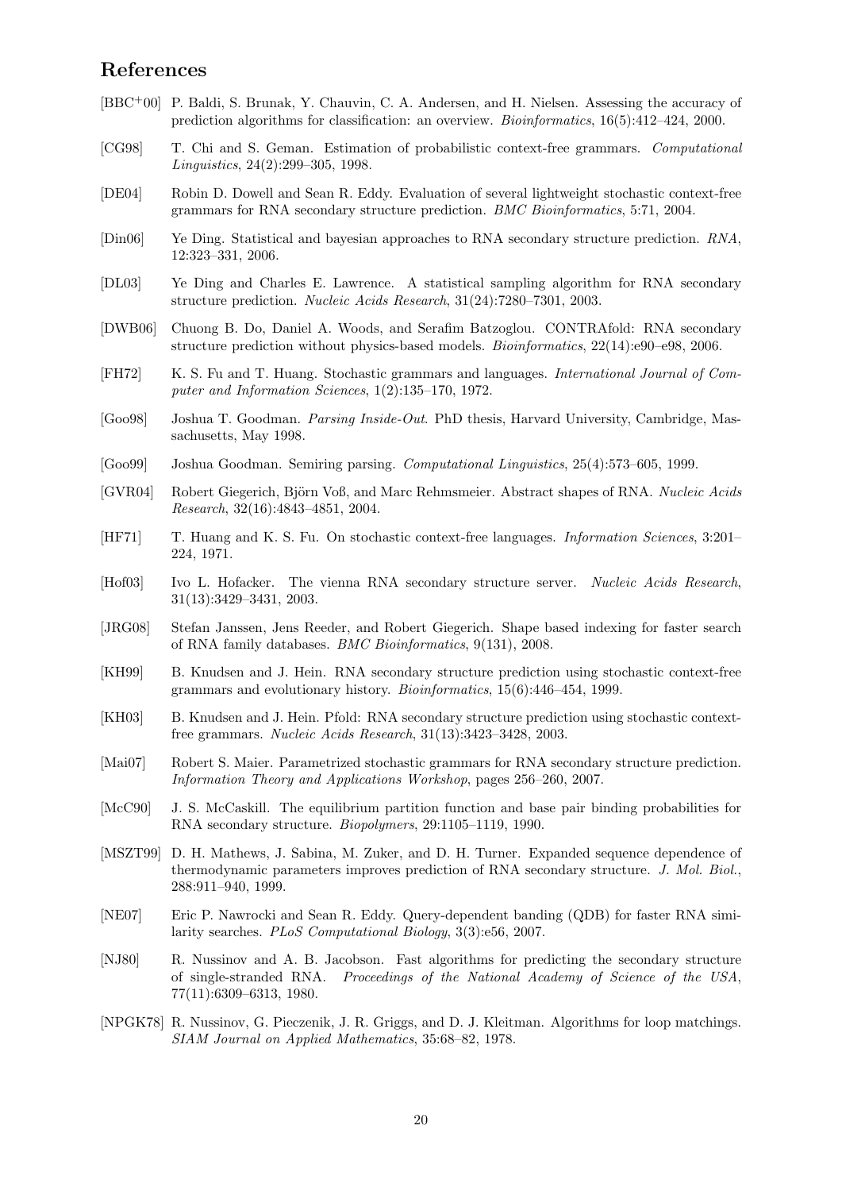## References

[BBC+00] P. Baldi, S. Brunak, Y. Chauvin, C. A. Andersen, and H. Nielsen. Assessing the accuracy of prediction algorithms for classification: an overview. *Bioinformatics*, 16(5):412–424, 2000.

[CG98] T. Chi and S. Geman. Estimation of probabilistic context-free grammars. *Computational Linguistics*, 24(2):299–305, 1998.

[DE04] Robin D. Dowell and Sean R. Eddy. Evaluation of several lightweight stochastic context-free grammars for RNA secondary structure prediction. *BMC Bioinformatics*, 5:71, 2004.

[Din06] Ye Ding. Statistical and bayesian approaches to RNA secondary structure prediction. *RNA*, 12:323–331, 2006.

[DL03] Ye Ding and Charles E. Lawrence. A statistical sampling algorithm for RNA secondary structure prediction. *Nucleic Acids Research*, 31(24):7280–7301, 2003.

[DWB06] Chuong B. Do, Daniel A. Woods, and Serafim Batzoglou. CONTRAfold: RNA secondary structure prediction without physics-based models. *Bioinformatics*, 22(14):e90–e98, 2006.

[FH72] K. S. Fu and T. Huang. Stochastic grammars and languages. *International Journal of Computer and Information Sciences*, 1(2):135–170, 1972.

[Goo98] Joshua T. Goodman. *Parsing Inside-Out*. PhD thesis, Harvard University, Cambridge, Massachusetts, May 1998.

[Goo99] Joshua Goodman. Semiring parsing. *Computational Linguistics*, 25(4):573–605, 1999.

[GVR04] Robert Giegerich, Björn Voß, and Marc Rehmsmeier. Abstract shapes of RNA. *Nucleic Acids Research*, 32(16):4843–4851, 2004.

[HF71] T. Huang and K. S. Fu. On stochastic context-free languages. *Information Sciences*, 3:201–224, 1971.

[Hof03] Ivo L. Hofacker. The vienna RNA secondary structure server. *Nucleic Acids Research*, 31(13):3429–3431, 2003.

[JRG08] Stefan Janssen, Jens Reeder, and Robert Giegerich. Shape based indexing for faster search of RNA family databases. *BMC Bioinformatics*, 9(131), 2008.

[KH99] B. Knudsen and J. Hein. RNA secondary structure prediction using stochastic context-free grammars and evolutionary history. *Bioinformatics*, 15(6):446–454, 1999.

[KH03] B. Knudsen and J. Hein. Pfold: RNA secondary structure prediction using stochastic context-free grammars. *Nucleic Acids Research*, 31(13):3423–3428, 2003.

[Mai07] Robert S. Maier. Parametrized stochastic grammars for RNA secondary structure prediction. *Information Theory and Applications Workshop*, pages 256–260, 2007.

[McC90] J. S. McCaskill. The equilibrium partition function and base pair binding probabilities for RNA secondary structure. *Biopolymers*, 29:1105–1119, 1990.

[MSZT99] D. H. Mathews, J. Sabina, M. Zuker, and D. H. Turner. Expanded sequence dependence of thermodynamic parameters improves prediction of RNA secondary structure. *J. Mol. Biol.*, 288:911–940, 1999.

[NE07] Eric P. Nawrocki and Sean R. Eddy. Query-dependent banding (QDB) for faster RNA similarity searches. *PLoS Computational Biology*, 3(3):e56, 2007.

[NJ80] R. Nussinov and A. B. Jacobson. Fast algorithms for predicting the secondary structure of single-stranded RNA. *Proceedings of the National Academy of Science of the USA*, 77(11):6309–6313, 1980.

[NPGK78] R. Nussinov, G. Pieczenik, J. R. Griggs, and D. J. Kleitman. Algorithms for loop matchings. *SIAM Journal on Applied Mathematics*, 35:68–82, 1978.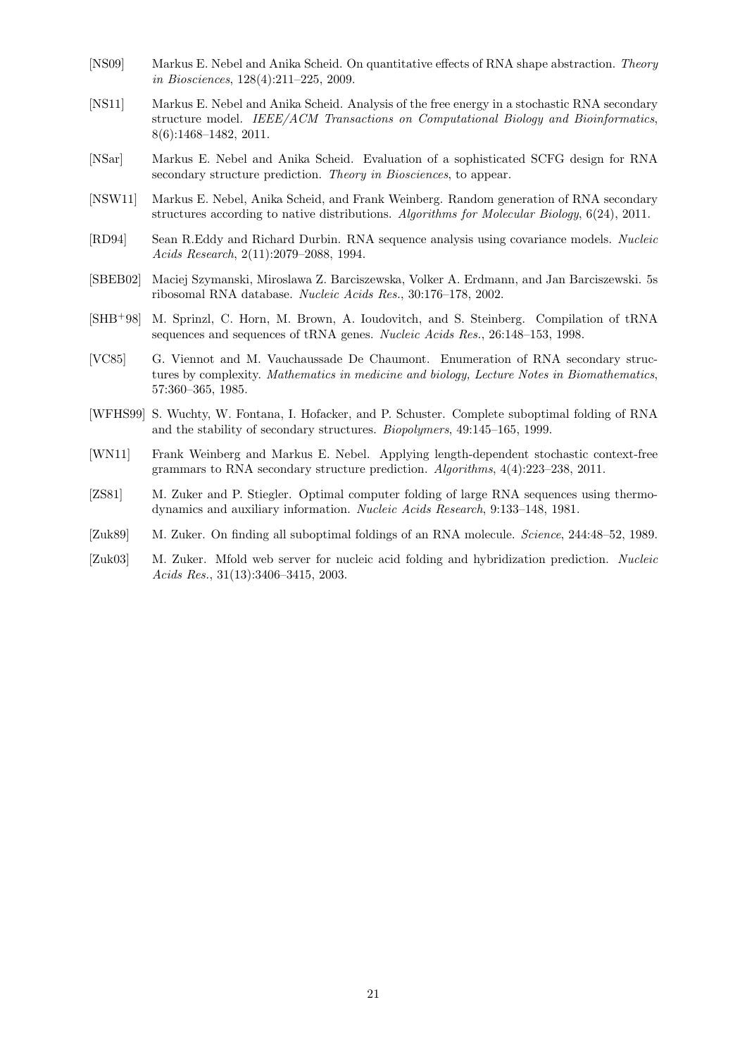[NS09] Markus E. Nebel and Anika Scheid. On quantitative effects of RNA shape abstraction. *Theory in Biosciences*, 128(4):211–225, 2009.

[NS11] Markus E. Nebel and Anika Scheid. Analysis of the free energy in a stochastic RNA secondary structure model. *IEEE/ACM Transactions on Computational Biology and Bioinformatics*, 8(6):1468–1482, 2011.

[NSar] Markus E. Nebel and Anika Scheid. Evaluation of a sophisticated SCFG design for RNA secondary structure prediction. *Theory in Biosciences*, to appear.

[NSW11] Markus E. Nebel, Anika Scheid, and Frank Weinberg. Random generation of RNA secondary structures according to native distributions. *Algorithms for Molecular Biology*, 6(24), 2011.

[RD94] Sean R.Eddy and Richard Durbin. RNA sequence analysis using covariance models. *Nucleic Acids Research*, 2(11):2079–2088, 1994.

[SBEB02] Maciej Szymanski, Miroslawa Z. Barciszewska, Volker A. Erdmann, and Jan Barciszewski. 5s ribosomal RNA database. *Nucleic Acids Res.*, 30:176–178, 2002.

[SHB+98] M. Sprinzl, C. Horn, M. Brown, A. Ioudovitch, and S. Steinberg. Compilation of tRNA sequences and sequences of tRNA genes. *Nucleic Acids Res.*, 26:148–153, 1998.

[VC85] G. Viennot and M. Vauchaussade De Chaumont. Enumeration of RNA secondary structures by complexity. *Mathematics in medicine and biology, Lecture Notes in Biomathematics*, 57:360–365, 1985.

[WFHS99] S. Wuchty, W. Fontana, I. Hofacker, and P. Schuster. Complete suboptimal folding of RNA and the stability of secondary structures. *Biopolymers*, 49:145–165, 1999.

[WN11] Frank Weinberg and Markus E. Nebel. Applying length-dependent stochastic context-free grammars to RNA secondary structure prediction. *Algorithms*, 4(4):223–238, 2011.

[ZS81] M. Zuker and P. Stiegler. Optimal computer folding of large RNA sequences using thermodynamics and auxiliary information. *Nucleic Acids Research*, 9:133–148, 1981.

[Zuk89] M. Zuker. On finding all suboptimal foldings of an RNA molecule. *Science*, 244:48–52, 1989.

[Zuk03] M. Zuker. Mfold web server for nucleic acid folding and hybridization prediction. *Nucleic Acids Res.*, 31(13):3406–3415, 2003.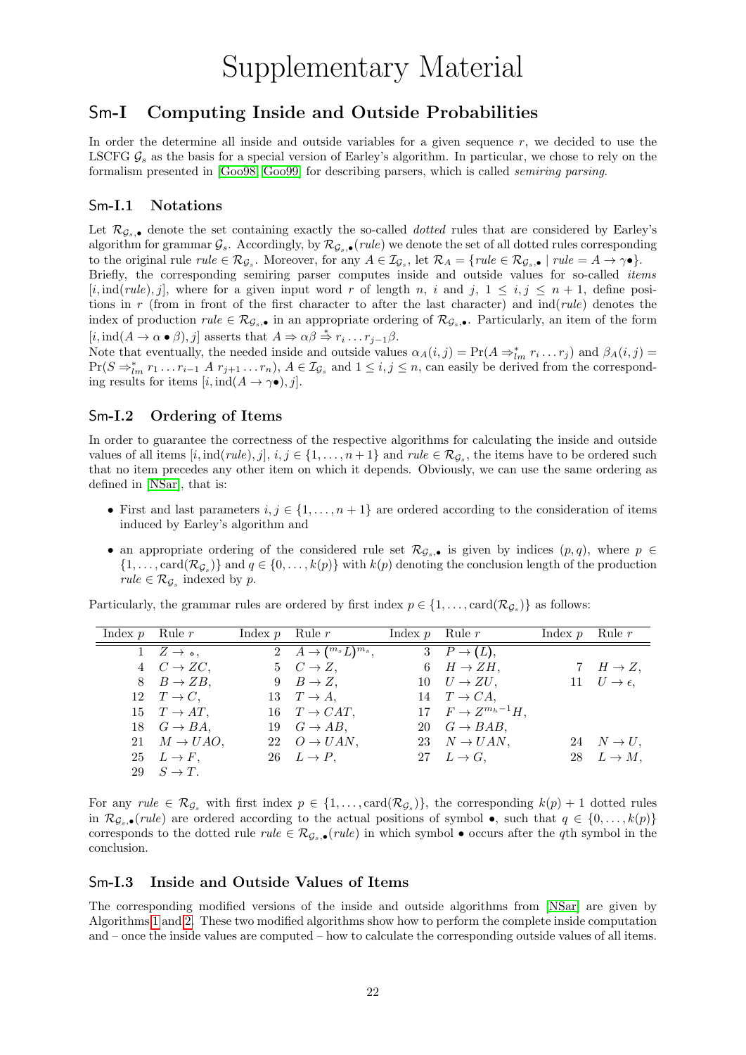# Supplementary Material

## Sm-I Computing Inside and Outside Probabilities

In order the determine all inside and outside variables for a given sequence $r$, we decided to use the LSCFG $\mathcal{G}_s$ as the basis for a special version of Earley's algorithm. In particular, we chose to rely on the formalism presented in [Goo98, Goo99] for describing parsers, which is called *semiring parsing*.

### Sm-I.1 Notations

Let $\mathcal{R}_{\mathcal{G}_s,\bullet}$ denote the set containing exactly the so-called *dotted* rules that are considered by Earley's algorithm for grammar $\mathcal{G}_s$. Accordingly, by $\mathcal{R}_{\mathcal{G}_s,\bullet}(rule)$ we denote the set of all dotted rules corresponding to the original rule $rule \in \mathcal{R}_{\mathcal{G}_s}$. Moreover, for any $A \in \mathcal{I}_{\mathcal{G}_s}$, let $\mathcal{R}_A = \{rule \in \mathcal{R}_{\mathcal{G}_s,\bullet} \mid rule = A \to \gamma\bullet\}$.

Briefly, the corresponding semiring parser computes inside and outside values for so-called *items* $[i, \text{ind}(rule), j]$, where for a given input word $r$ of length $n$, $i$ and $j$, $1 \leq i, j \leq n+1$, define positions in $r$ (from in front of the first character to after the last character) and $\text{ind}(rule)$ denotes the index of production $rule \in \mathcal{R}_{\mathcal{G}_s,\bullet}$ in an appropriate ordering of $\mathcal{R}_{\mathcal{G}_s,\bullet}$. Particularly, an item of the form $[i, \text{ind}(A \to \alpha \bullet \beta), j]$ asserts that $A \Rightarrow \alpha\beta \overset{*}{\Rightarrow} r_i \ldots r_{j-1}\beta$.

Note that eventually, the needed inside and outside values $\alpha_A(i,j) = \Pr(A \Rightarrow_{lm}^* r_i \ldots r_j)$ and $\beta_A(i,j) = \Pr(S \Rightarrow_{lm}^* r_1 \ldots r_{i-1}\ A\ r_{j+1} \ldots r_n)$, $A \in \mathcal{I}_{\mathcal{G}_s}$ and $1 \leq i, j \leq n$, can easily be derived from the corresponding results for items $[i, \text{ind}(A \to \gamma\bullet), j]$.

### Sm-I.2 Ordering of Items

In order to guarantee the correctness of the respective algorithms for calculating the inside and outside values of all items $[i, \text{ind}(rule), j]$, $i, j \in \{1, \ldots, n+1\}$ and $rule \in \mathcal{R}_{\mathcal{G}_s}$, the items have to be ordered such that no item precedes any other item on which it depends. Obviously, we can use the same ordering as defined in [NSar], that is:

- First and last parameters $i, j \in \{1, \ldots, n+1\}$ are ordered according to the consideration of items induced by Earley's algorithm and
- an appropriate ordering of the considered rule set $\mathcal{R}_{\mathcal{G}_s,\bullet}$ is given by indices $(p,q)$, where $p \in \{1, \ldots, \text{card}(\mathcal{R}_{\mathcal{G}_s})\}$ and $q \in \{0, \ldots, k(p)\}$ with $k(p)$ denoting the conclusion length of the production $rule \in \mathcal{R}_{\mathcal{G}_s}$ indexed by $p$.

Particularly, the grammar rules are ordered by first index $p \in \{1, \ldots, \text{card}(\mathcal{R}_{\mathcal{G}_s})\}$ as follows:

| Index $p$ | Rule $r$ | Index $p$ | Rule $r$ | Index $p$ | Rule $r$ | Index $p$ | Rule $r$ |
|---|---|---|---|---|---|---|---|
| 1 | $Z \to \circ$, | 2 | $A \to (^{m_s}L)^{m_s}$, | 3 | $P \to (L)$, | | |
| 4 | $C \to ZC$, | 5 | $C \to Z$, | 6 | $H \to ZH$, | 7 | $H \to Z$, |
| 8 | $B \to ZB$, | 9 | $B \to Z$, | 10 | $U \to ZU$, | 11 | $U \to \epsilon$, |
| 12 | $T \to C$, | 13 | $T \to A$, | 14 | $T \to CA$, | | |
| 15 | $T \to AT$, | 16 | $T \to CAT$, | 17 | $F \to Z^{m_h-1}H$, | | |
| 18 | $G \to BA$, | 19 | $G \to AB$, | 20 | $G \to BAB$, | | |
| 21 | $M \to UAO$, | 22 | $O \to UAN$, | 23 | $N \to UAN$, | 24 | $N \to U$, |
| 25 | $L \to F$, | 26 | $L \to P$, | 27 | $L \to G$, | 28 | $L \to M$, |
| 29 | $S \to T$. | | | | | | |

For any $rule \in \mathcal{R}_{\mathcal{G}_s}$ with first index $p \in \{1, \ldots, \text{card}(\mathcal{R}_{\mathcal{G}_s})\}$, the corresponding $k(p)+1$ dotted rules in $\mathcal{R}_{\mathcal{G}_s,\bullet}(rule)$ are ordered according to the actual positions of symbol $\bullet$, such that $q \in \{0, \ldots, k(p)\}$ corresponds to the dotted rule $rule \in \mathcal{R}_{\mathcal{G}_s,\bullet}(rule)$ in which symbol $\bullet$ occurs after the $q$th symbol in the conclusion.

### Sm-I.3 Inside and Outside Values of Items

The corresponding modified versions of the inside and outside algorithms from [NSar] are given by Algorithms 1 and 2. These two modified algorithms show how to perform the complete inside computation and – once the inside values are computed – how to calculate the corresponding outside values of all items.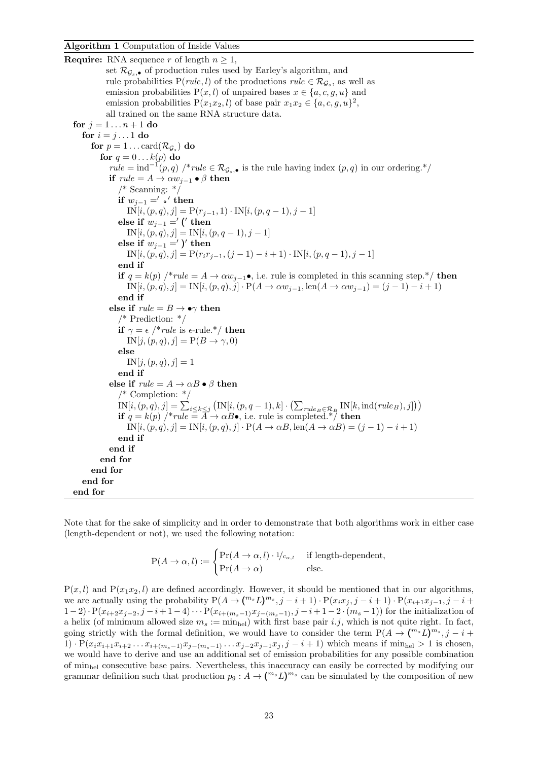**Algorithm 1** Computation of Inside Values

**Require:** RNA sequence $r$ of length $n \geq 1$,
set $\mathcal{R}_{\mathcal{G}_s,\bullet}$ of production rules used by Earley's algorithm, and
rule probabilities $\mathrm{P}(rule, l)$ of the productions $rule \in \mathcal{R}_{\mathcal{G}_s}$, as well as
emission probabilities $\mathrm{P}(x, l)$ of unpaired bases $x \in \{a, c, g, u\}$ and
emission probabilities $\mathrm{P}(x_1x_2, l)$ of base pair $x_1x_2 \in \{a, c, g, u\}^2$,
all trained on the same RNA structure data.

```
for j = 1 ... n+1 do
  for i = j ... 1 do
    for p = 1 ... card(R_{G_s}) do
      for q = 0 ... k(p) do
        rule = ind^{-1}(p, q) /*rule ∈ R_{G_s,•} is the rule having index (p, q) in our ordering.*/
        if rule = A → α w_{j-1} • β then
          /* Scanning: */
          if w_{j-1} = '∘' then
            IN[i, (p, q), j] = P(r_{j-1}, 1) · IN[i, (p, q-1), j-1]
          else if w_{j-1} = '(' then
            IN[i, (p, q), j] = IN[i, (p, q-1), j-1]
          else if w_{j-1} = ')' then
            IN[i, (p, q), j] = P(r_i r_{j-1}, (j-1) - i + 1) · IN[i, (p, q-1), j-1]
          end if
          if q = k(p) /*rule = A → α w_{j-1}•, i.e. rule is completed in this scanning step.*/ then
            IN[i, (p, q), j] = IN[i, (p, q), j] · P(A → α w_{j-1}, len(A → α w_{j-1}) = (j-1) - i + 1)
          end if
        else if rule = B → •γ then
          /* Prediction: */
          if γ = ε /*rule is ε-rule.*/ then
            IN[j, (p, q), j] = P(B → γ, 0)
          else
            IN[j, (p, q), j] = 1
          end if
        else if rule = A → α B • β then
          /* Completion: */
          IN[i, (p, q), j] = Σ_{i≤k≤j} ( IN[i, (p, q-1), k] · ( Σ_{rule_B ∈ R_B} IN[k, ind(rule_B), j] ) )
          if q = k(p) /*rule = A → α B•, i.e. rule is completed.*/ then
            IN[i, (p, q), j] = IN[i, (p, q), j] · P(A → α B, len(A → α B) = (j-1) - i + 1)
          end if
        end if
      end for
    end for
  end for
end for
```

Note that for the sake of simplicity and in order to demonstrate that both algorithms work in either case (length-dependent or not), we used the following notation:

$$\mathrm{P}(A \to \alpha, l) := \begin{cases} \Pr(A \to \alpha, l) \cdot {}^{1}/_{c_{\alpha,l}} & \text{if length-dependent,} \\ \Pr(A \to \alpha) & \text{else.} \end{cases}$$

$\mathrm{P}(x, l)$ and $\mathrm{P}(x_1x_2, l)$ are defined accordingly. However, it should be mentioned that in our algorithms, we are actually using the probability $\mathrm{P}(A \to ({}^{m_s}L)^{m_s}, j-i+1) \cdot \mathrm{P}(x_ix_j, j-i+1) \cdot \mathrm{P}(x_{i+1}x_{j-1}, j-i+1-2) \cdot \mathrm{P}(x_{i+2}x_{j-2}, j-i+1-4) \cdots \mathrm{P}(x_{i+(m_s-1)}x_{j-(m_s-1)}, j-i+1-2\cdot(m_s-1))$ for the initialization of a helix (of minimum allowed size $m_s := \min_{\text{hel}}$) with first base pair $i.j$, which is not quite right. In fact, going strictly with the formal definition, we would have to consider the term $\mathrm{P}(A \to ({}^{m_s}L)^{m_s}, j-i+1) \cdot \mathrm{P}(x_ix_{i+1}x_{i+2} \ldots x_{i+(m_s-1)}x_{j-(m_s-1)} \ldots x_{j-2}x_{j-1}x_j, j-i+1)$ which means if $\min_{\text{hel}} > 1$ is chosen, we would have to derive and use an additional set of emission probabilities for any possible combination of $\min_{\text{hel}}$ consecutive base pairs. Nevertheless, this inaccuracy can easily be corrected by modifying our grammar definition such that production $p_9 : A \to ({}^{m_s}L)^{m_s}$ can be simulated by the composition of new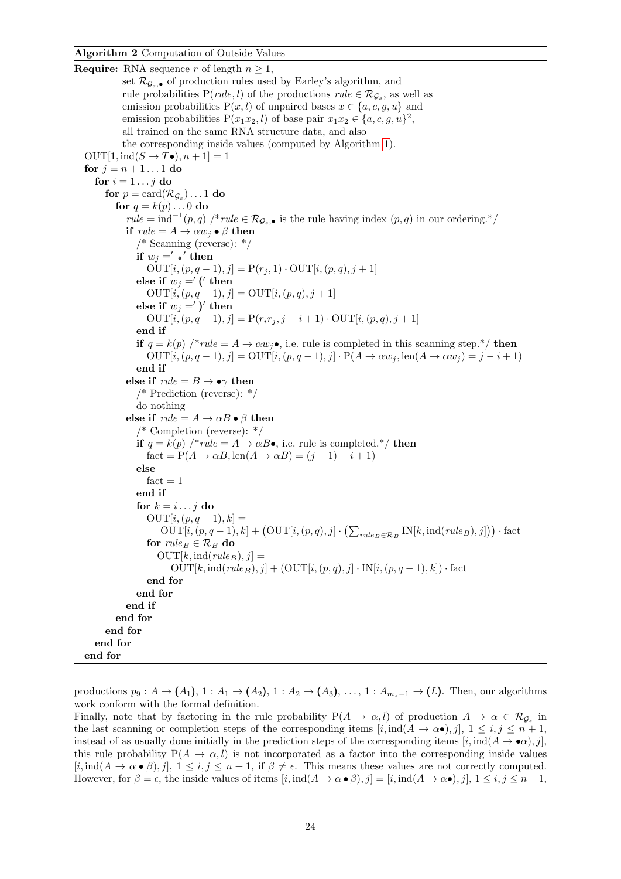**Algorithm 2** Computation of Outside Values

```
Require: RNA sequence r of length n ≥ 1,
         set R_{G_s,•} of production rules used by Earley's algorithm, and
         rule probabilities P(rule, l) of the productions rule ∈ R_{G_s}, as well as
         emission probabilities P(x, l) of unpaired bases x ∈ {a, c, g, u} and
         emission probabilities P(x1x2, l) of base pair x1x2 ∈ {a, c, g, u}^2,
         all trained on the same RNA structure data, and also
         the corresponding inside values (computed by Algorithm 1).
  OUT[1, ind(S → T•), n + 1] = 1
  for j = n + 1 ... 1 do
    for i = 1 ... j do
      for p = card(R_{G_s}) ... 1 do
        for q = k(p) ... 0 do
          rule = ind^{-1}(p, q) /*rule ∈ R_{G_s,•} is the rule having index (p, q) in our ordering.*/
          if rule = A → αw_j • β then
            /* Scanning (reverse): */
            if w_j = '∘' then
              OUT[i, (p, q − 1), j] = P(r_j, 1) · OUT[i, (p, q), j + 1]
            else if w_j = '(' then
              OUT[i, (p, q − 1), j] = OUT[i, (p, q), j + 1]
            else if w_j = ')' then
              OUT[i, (p, q − 1), j] = P(r_i r_j, j − i + 1) · OUT[i, (p, q), j + 1]
            end if
            if q = k(p) /*rule = A → αw_j•, i.e. rule is completed in this scanning step.*/ then
              OUT[i, (p, q − 1), j] = OUT[i, (p, q − 1), j] · P(A → αw_j, len(A → αw_j) = j − i + 1)
            end if
          else if rule = B → •γ then
            /* Prediction (reverse): */
            do nothing
          else if rule = A → αB • β then
            /* Completion (reverse): */
            if q = k(p) /*rule = A → αB•, i.e. rule is completed.*/ then
              fact = P(A → αB, len(A → αB) = (j − 1) − i + 1)
            else
              fact = 1
            end if
            for k = i ... j do
              OUT[i, (p, q − 1), k] =
                  OUT[i, (p, q − 1), k] + (OUT[i, (p, q), j] · (Σ_{rule_B ∈ R_B} IN[k, ind(rule_B), j])) · fact
              for rule_B ∈ R_B do
                OUT[k, ind(rule_B), j] =
                    OUT[k, ind(rule_B), j] + (OUT[i, (p, q), j] · IN[i, (p, q − 1), k]) · fact
              end for
            end for
          end if
        end for
      end for
    end for
  end for
```

productions $p_9 : A \to \textbf{(}A_1\textbf{)}$, $1 : A_1 \to \textbf{(}A_2\textbf{)}$, $1 : A_2 \to \textbf{(}A_3\textbf{)}$, $\ldots$, $1 : A_{m_s-1} \to \textbf{(}L\textbf{)}$. Then, our algorithms work conform with the formal definition.

Finally, note that by factoring in the rule probability $\mathrm{P}(A \to \alpha, l)$ of production $A \to \alpha \in \mathcal{R}_{\mathcal{G}_s}$ in the last scanning or completion steps of the corresponding items $[i, \mathrm{ind}(A \to \alpha\bullet), j]$, $1 \leq i, j \leq n+1$, instead of as usually done initially in the prediction steps of the corresponding items $[i, \mathrm{ind}(A \to \bullet\alpha), j]$, this rule probability $\mathrm{P}(A \to \alpha, l)$ is not incorporated as a factor into the corresponding inside values $[i, \mathrm{ind}(A \to \alpha \bullet \beta), j]$, $1 \leq i, j \leq n+1$, if $\beta \neq \epsilon$. This means these values are not correctly computed. However, for $\beta = \epsilon$, the inside values of items $[i, \mathrm{ind}(A \to \alpha \bullet \beta), j] = [i, \mathrm{ind}(A \to \alpha\bullet), j]$, $1 \leq i, j \leq n+1$,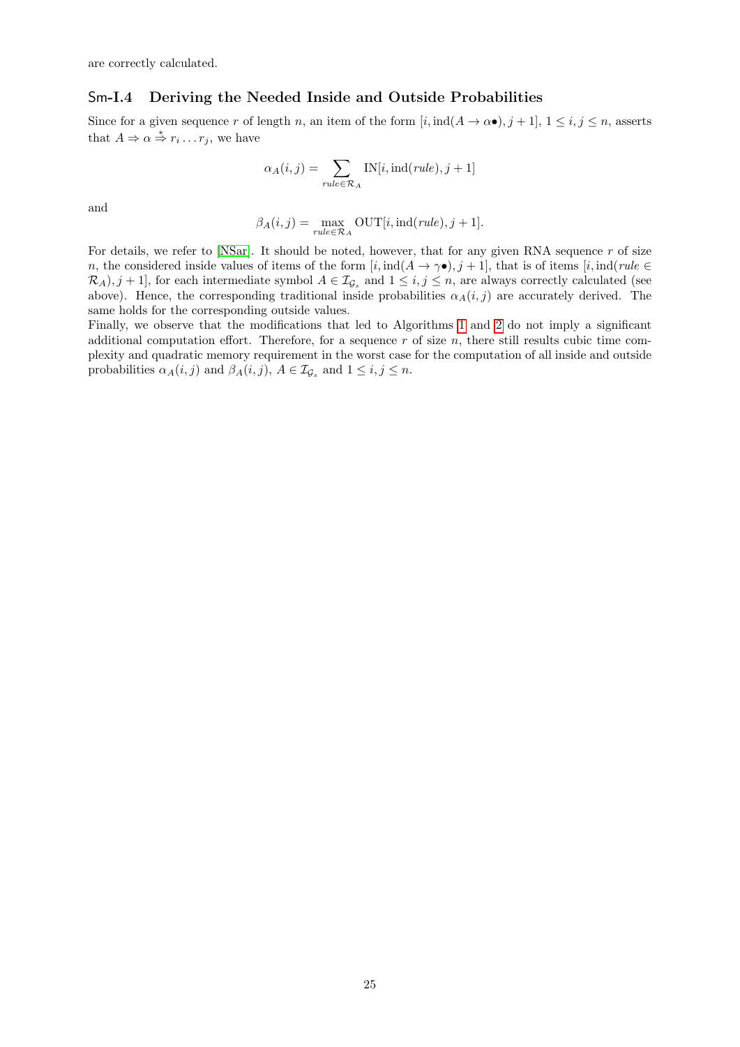are correctly calculated.

### Sm-I.4 Deriving the Needed Inside and Outside Probabilities

Since for a given sequence $r$ of length $n$, an item of the form $[i, \text{ind}(A \to \alpha\bullet), j+1]$, $1 \leq i, j \leq n$, asserts that $A \Rightarrow \alpha \overset{*}{\Rightarrow} r_i \ldots r_j$, we have

$$\alpha_A(i,j) = \sum_{rule \in \mathcal{R}_A} \text{IN}[i, \text{ind}(rule), j+1]$$

and

$$\beta_A(i,j) = \max_{rule \in \mathcal{R}_A} \text{OUT}[i, \text{ind}(rule), j+1].$$

For details, we refer to [NSar]. It should be noted, however, that for any given RNA sequence $r$ of size $n$, the considered inside values of items of the form $[i, \text{ind}(A \to \gamma\bullet), j+1]$, that is of items $[i, \text{ind}(rule \in \mathcal{R}_A), j+1]$, for each intermediate symbol $A \in \mathcal{I}_{\mathcal{G}_s}$ and $1 \leq i, j \leq n$, are always correctly calculated (see above). Hence, the corresponding traditional inside probabilities $\alpha_A(i,j)$ are accurately derived. The same holds for the corresponding outside values.

Finally, we observe that the modifications that led to Algorithms 1 and 2 do not imply a significant additional computation effort. Therefore, for a sequence $r$ of size $n$, there still results cubic time complexity and quadratic memory requirement in the worst case for the computation of all inside and outside probabilities $\alpha_A(i,j)$ and $\beta_A(i,j)$, $A \in \mathcal{I}_{\mathcal{G}_s}$ and $1 \leq i, j \leq n$.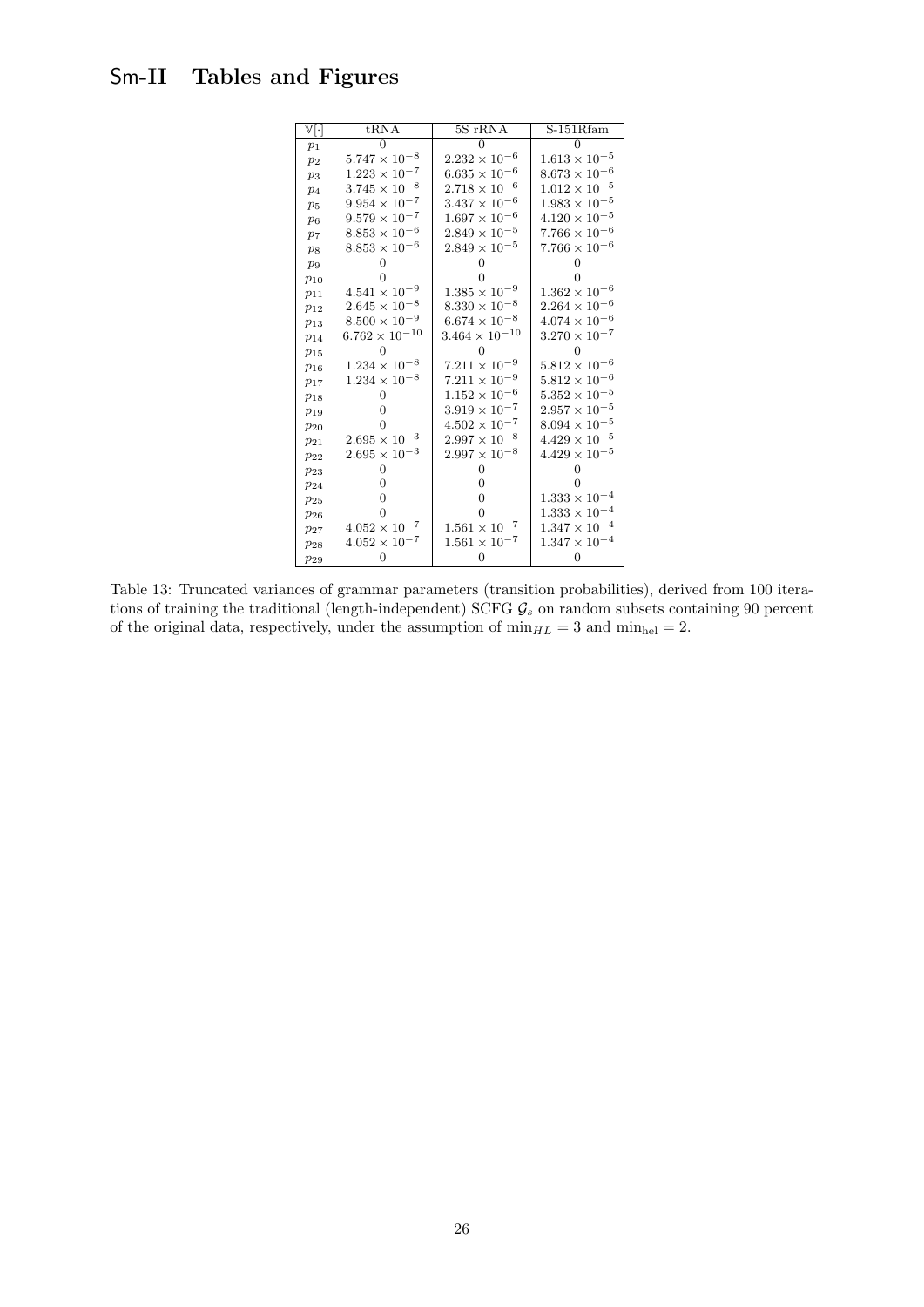# Sm-II Tables and Figures

| $\mathbb{V}[\cdot]$ | tRNA | 5S rRNA | S-151Rfam |
|---|---|---|---|
| $p_1$ | 0 | 0 | 0 |
| $p_2$ | $5.747 \times 10^{-8}$ | $2.232 \times 10^{-6}$ | $1.613 \times 10^{-5}$ |
| $p_3$ | $1.223 \times 10^{-7}$ | $6.635 \times 10^{-6}$ | $8.673 \times 10^{-6}$ |
| $p_4$ | $3.745 \times 10^{-8}$ | $2.718 \times 10^{-6}$ | $1.012 \times 10^{-5}$ |
| $p_5$ | $9.954 \times 10^{-7}$ | $3.437 \times 10^{-6}$ | $1.983 \times 10^{-5}$ |
| $p_6$ | $9.579 \times 10^{-7}$ | $1.697 \times 10^{-6}$ | $4.120 \times 10^{-5}$ |
| $p_7$ | $8.853 \times 10^{-6}$ | $2.849 \times 10^{-5}$ | $7.766 \times 10^{-6}$ |
| $p_8$ | $8.853 \times 10^{-6}$ | $2.849 \times 10^{-5}$ | $7.766 \times 10^{-6}$ |
| $p_9$ | 0 | 0 | 0 |
| $p_{10}$ | 0 | 0 | 0 |
| $p_{11}$ | $4.541 \times 10^{-9}$ | $1.385 \times 10^{-9}$ | $1.362 \times 10^{-6}$ |
| $p_{12}$ | $2.645 \times 10^{-8}$ | $8.330 \times 10^{-8}$ | $2.264 \times 10^{-6}$ |
| $p_{13}$ | $8.500 \times 10^{-9}$ | $6.674 \times 10^{-8}$ | $4.074 \times 10^{-6}$ |
| $p_{14}$ | $6.762 \times 10^{-10}$ | $3.464 \times 10^{-10}$ | $3.270 \times 10^{-7}$ |
| $p_{15}$ | 0 | 0 | 0 |
| $p_{16}$ | $1.234 \times 10^{-8}$ | $7.211 \times 10^{-9}$ | $5.812 \times 10^{-6}$ |
| $p_{17}$ | $1.234 \times 10^{-8}$ | $7.211 \times 10^{-9}$ | $5.812 \times 10^{-6}$ |
| $p_{18}$ | 0 | $1.152 \times 10^{-6}$ | $5.352 \times 10^{-5}$ |
| $p_{19}$ | 0 | $3.919 \times 10^{-7}$ | $2.957 \times 10^{-5}$ |
| $p_{20}$ | 0 | $4.502 \times 10^{-7}$ | $8.094 \times 10^{-5}$ |
| $p_{21}$ | $2.695 \times 10^{-3}$ | $2.997 \times 10^{-8}$ | $4.429 \times 10^{-5}$ |
| $p_{22}$ | $2.695 \times 10^{-3}$ | $2.997 \times 10^{-8}$ | $4.429 \times 10^{-5}$ |
| $p_{23}$ | 0 | 0 | 0 |
| $p_{24}$ | 0 | 0 | 0 |
| $p_{25}$ | 0 | 0 | $1.333 \times 10^{-4}$ |
| $p_{26}$ | 0 | 0 | $1.333 \times 10^{-4}$ |
| $p_{27}$ | $4.052 \times 10^{-7}$ | $1.561 \times 10^{-7}$ | $1.347 \times 10^{-4}$ |
| $p_{28}$ | $4.052 \times 10^{-7}$ | $1.561 \times 10^{-7}$ | $1.347 \times 10^{-4}$ |
| $p_{29}$ | 0 | 0 | 0 |

Table 13: Truncated variances of grammar parameters (transition probabilities), derived from 100 iterations of training the traditional (length-independent) SCFG $\mathcal{G}_s$ on random subsets containing 90 percent of the original data, respectively, under the assumption of $\min_{HL} = 3$ and $\min_{\text{hel}} = 2$.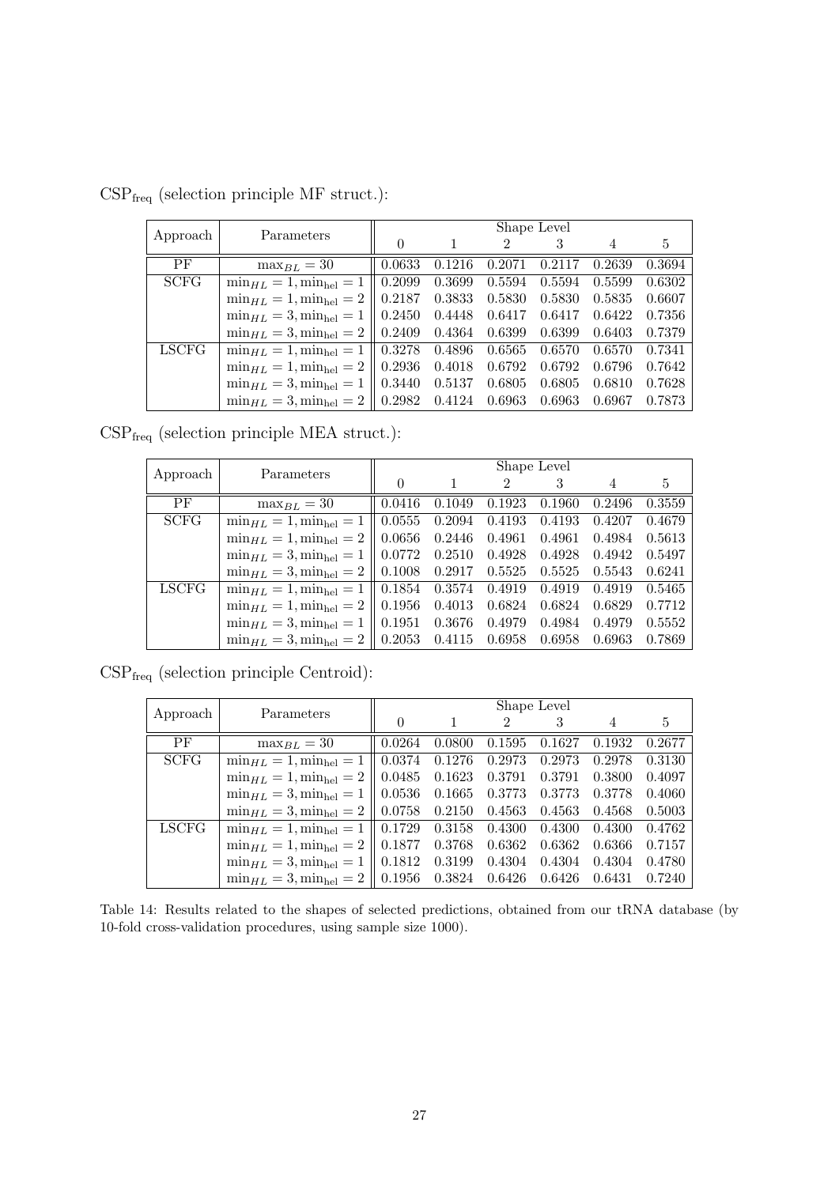$\text{CSP}_{\text{freq}}$ (selection principle MF struct.):

| Approach | Parameters | Shape Level | | | | | |
|---|---|---|---|---|---|---|---|
| | | 0 | 1 | 2 | 3 | 4 | 5 |
| PF | $\max_{BL} = 30$ | 0.0633 | 0.1216 | 0.2071 | 0.2117 | 0.2639 | 0.3694 |
| SCFG | $\min_{HL} = 1, \min_{\text{hel}} = 1$ | 0.2099 | 0.3699 | 0.5594 | 0.5594 | 0.5599 | 0.6302 |
| | $\min_{HL} = 1, \min_{\text{hel}} = 2$ | 0.2187 | 0.3833 | 0.5830 | 0.5830 | 0.5835 | 0.6607 |
| | $\min_{HL} = 3, \min_{\text{hel}} = 1$ | 0.2450 | 0.4448 | 0.6417 | 0.6417 | 0.6422 | 0.7356 |
| | $\min_{HL} = 3, \min_{\text{hel}} = 2$ | 0.2409 | 0.4364 | 0.6399 | 0.6399 | 0.6403 | 0.7379 |
| LSCFG | $\min_{HL} = 1, \min_{\text{hel}} = 1$ | 0.3278 | 0.4896 | 0.6565 | 0.6570 | 0.6570 | 0.7341 |
| | $\min_{HL} = 1, \min_{\text{hel}} = 2$ | 0.2936 | 0.4018 | 0.6792 | 0.6792 | 0.6796 | 0.7642 |
| | $\min_{HL} = 3, \min_{\text{hel}} = 1$ | 0.3440 | 0.5137 | 0.6805 | 0.6805 | 0.6810 | 0.7628 |
| | $\min_{HL} = 3, \min_{\text{hel}} = 2$ | 0.2982 | 0.4124 | 0.6963 | 0.6963 | 0.6967 | 0.7873 |

$\text{CSP}_{\text{freq}}$ (selection principle MEA struct.):

| Approach | Parameters | Shape Level | | | | | |
|---|---|---|---|---|---|---|---|
| | | 0 | 1 | 2 | 3 | 4 | 5 |
| PF | $\max_{BL} = 30$ | 0.0416 | 0.1049 | 0.1923 | 0.1960 | 0.2496 | 0.3559 |
| SCFG | $\min_{HL} = 1, \min_{\text{hel}} = 1$ | 0.0555 | 0.2094 | 0.4193 | 0.4193 | 0.4207 | 0.4679 |
| | $\min_{HL} = 1, \min_{\text{hel}} = 2$ | 0.0656 | 0.2446 | 0.4961 | 0.4961 | 0.4984 | 0.5613 |
| | $\min_{HL} = 3, \min_{\text{hel}} = 1$ | 0.0772 | 0.2510 | 0.4928 | 0.4928 | 0.4942 | 0.5497 |
| | $\min_{HL} = 3, \min_{\text{hel}} = 2$ | 0.1008 | 0.2917 | 0.5525 | 0.5525 | 0.5543 | 0.6241 |
| LSCFG | $\min_{HL} = 1, \min_{\text{hel}} = 1$ | 0.1854 | 0.3574 | 0.4919 | 0.4919 | 0.4919 | 0.5465 |
| | $\min_{HL} = 1, \min_{\text{hel}} = 2$ | 0.1956 | 0.4013 | 0.6824 | 0.6824 | 0.6829 | 0.7712 |
| | $\min_{HL} = 3, \min_{\text{hel}} = 1$ | 0.1951 | 0.3676 | 0.4979 | 0.4984 | 0.4979 | 0.5552 |
| | $\min_{HL} = 3, \min_{\text{hel}} = 2$ | 0.2053 | 0.4115 | 0.6958 | 0.6958 | 0.6963 | 0.7869 |

$\text{CSP}_{\text{freq}}$ (selection principle Centroid):

| Approach | Parameters | Shape Level | | | | | |
|---|---|---|---|---|---|---|---|
| | | 0 | 1 | 2 | 3 | 4 | 5 |
| PF | $\max_{BL} = 30$ | 0.0264 | 0.0800 | 0.1595 | 0.1627 | 0.1932 | 0.2677 |
| SCFG | $\min_{HL} = 1, \min_{\text{hel}} = 1$ | 0.0374 | 0.1276 | 0.2973 | 0.2973 | 0.2978 | 0.3130 |
| | $\min_{HL} = 1, \min_{\text{hel}} = 2$ | 0.0485 | 0.1623 | 0.3791 | 0.3791 | 0.3800 | 0.4097 |
| | $\min_{HL} = 3, \min_{\text{hel}} = 1$ | 0.0536 | 0.1665 | 0.3773 | 0.3773 | 0.3778 | 0.4060 |
| | $\min_{HL} = 3, \min_{\text{hel}} = 2$ | 0.0758 | 0.2150 | 0.4563 | 0.4563 | 0.4568 | 0.5003 |
| LSCFG | $\min_{HL} = 1, \min_{\text{hel}} = 1$ | 0.1729 | 0.3158 | 0.4300 | 0.4300 | 0.4300 | 0.4762 |
| | $\min_{HL} = 1, \min_{\text{hel}} = 2$ | 0.1877 | 0.3768 | 0.6362 | 0.6362 | 0.6366 | 0.7157 |
| | $\min_{HL} = 3, \min_{\text{hel}} = 1$ | 0.1812 | 0.3199 | 0.4304 | 0.4304 | 0.4304 | 0.4780 |
| | $\min_{HL} = 3, \min_{\text{hel}} = 2$ | 0.1956 | 0.3824 | 0.6426 | 0.6426 | 0.6431 | 0.7240 |

Table 14: Results related to the shapes of selected predictions, obtained from our tRNA database (by 10-fold cross-validation procedures, using sample size 1000).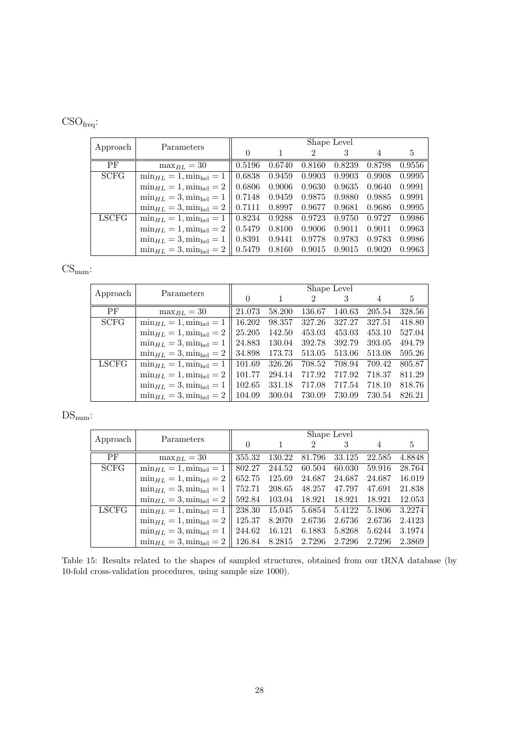$\mathrm{CSO_{freq}}$:

| Approach | Parameters | Shape Level | | | | | |
|---|---|---|---|---|---|---|---|
| | | 0 | 1 | 2 | 3 | 4 | 5 |
| PF | $\max_{BL} = 30$ | 0.5196 | 0.6740 | 0.8160 | 0.8239 | 0.8798 | 0.9556 |
| SCFG | $\min_{HL} = 1, \min_{\text{hel}} = 1$ | 0.6838 | 0.9459 | 0.9903 | 0.9903 | 0.9908 | 0.9995 |
| | $\min_{HL} = 1, \min_{\text{hel}} = 2$ | 0.6806 | 0.9006 | 0.9630 | 0.9635 | 0.9640 | 0.9991 |
| | $\min_{HL} = 3, \min_{\text{hel}} = 1$ | 0.7148 | 0.9459 | 0.9875 | 0.9880 | 0.9885 | 0.9991 |
| | $\min_{HL} = 3, \min_{\text{hel}} = 2$ | 0.7111 | 0.8997 | 0.9677 | 0.9681 | 0.9686 | 0.9995 |
| LSCFG | $\min_{HL} = 1, \min_{\text{hel}} = 1$ | 0.8234 | 0.9288 | 0.9723 | 0.9750 | 0.9727 | 0.9986 |
| | $\min_{HL} = 1, \min_{\text{hel}} = 2$ | 0.5479 | 0.8100 | 0.9006 | 0.9011 | 0.9011 | 0.9963 |
| | $\min_{HL} = 3, \min_{\text{hel}} = 1$ | 0.8391 | 0.9441 | 0.9778 | 0.9783 | 0.9783 | 0.9986 |
| | $\min_{HL} = 3, \min_{\text{hel}} = 2$ | 0.5479 | 0.8160 | 0.9015 | 0.9015 | 0.9020 | 0.9963 |

$\mathrm{CS_{num}}$:

| Approach | Parameters | Shape Level | | | | | |
|---|---|---|---|---|---|---|---|
| | | 0 | 1 | 2 | 3 | 4 | 5 |
| PF | $\max_{BL} = 30$ | 21.073 | 58.200 | 136.67 | 140.63 | 205.54 | 328.56 |
| SCFG | $\min_{HL} = 1, \min_{\text{hel}} = 1$ | 16.202 | 98.357 | 327.26 | 327.27 | 327.51 | 418.80 |
| | $\min_{HL} = 1, \min_{\text{hel}} = 2$ | 25.205 | 142.50 | 453.03 | 453.03 | 453.10 | 527.04 |
| | $\min_{HL} = 3, \min_{\text{hel}} = 1$ | 24.883 | 130.04 | 392.78 | 392.79 | 393.05 | 494.79 |
| | $\min_{HL} = 3, \min_{\text{hel}} = 2$ | 34.898 | 173.73 | 513.05 | 513.06 | 513.08 | 595.26 |
| LSCFG | $\min_{HL} = 1, \min_{\text{hel}} = 1$ | 101.69 | 326.26 | 708.52 | 708.94 | 709.42 | 805.87 |
| | $\min_{HL} = 1, \min_{\text{hel}} = 2$ | 101.77 | 294.14 | 717.92 | 717.92 | 718.37 | 811.29 |
| | $\min_{HL} = 3, \min_{\text{hel}} = 1$ | 102.65 | 331.18 | 717.08 | 717.54 | 718.10 | 818.76 |
| | $\min_{HL} = 3, \min_{\text{hel}} = 2$ | 104.09 | 300.04 | 730.09 | 730.09 | 730.54 | 826.21 |

$\mathrm{DS_{num}}$:

| Approach | Parameters | Shape Level | | | | | |
|---|---|---|---|---|---|---|---|
| | | 0 | 1 | 2 | 3 | 4 | 5 |
| PF | $\max_{BL} = 30$ | 355.32 | 130.22 | 81.796 | 33.125 | 22.585 | 4.8848 |
| SCFG | $\min_{HL} = 1, \min_{\text{hel}} = 1$ | 802.27 | 244.52 | 60.504 | 60.030 | 59.916 | 28.764 |
| | $\min_{HL} = 1, \min_{\text{hel}} = 2$ | 652.75 | 125.69 | 24.687 | 24.687 | 24.687 | 16.019 |
| | $\min_{HL} = 3, \min_{\text{hel}} = 1$ | 752.71 | 208.65 | 48.257 | 47.797 | 47.691 | 21.838 |
| | $\min_{HL} = 3, \min_{\text{hel}} = 2$ | 592.84 | 103.04 | 18.921 | 18.921 | 18.921 | 12.053 |
| LSCFG | $\min_{HL} = 1, \min_{\text{hel}} = 1$ | 238.30 | 15.045 | 5.6854 | 5.4122 | 5.1806 | 3.2274 |
| | $\min_{HL} = 1, \min_{\text{hel}} = 2$ | 125.37 | 8.2070 | 2.6736 | 2.6736 | 2.6736 | 2.4123 |
| | $\min_{HL} = 3, \min_{\text{hel}} = 1$ | 244.62 | 16.121 | 6.1883 | 5.8268 | 5.6244 | 3.1974 |
| | $\min_{HL} = 3, \min_{\text{hel}} = 2$ | 126.84 | 8.2815 | 2.7296 | 2.7296 | 2.7296 | 2.3869 |

Table 15: Results related to the shapes of sampled structures, obtained from our tRNA database (by 10-fold cross-validation procedures, using sample size 1000).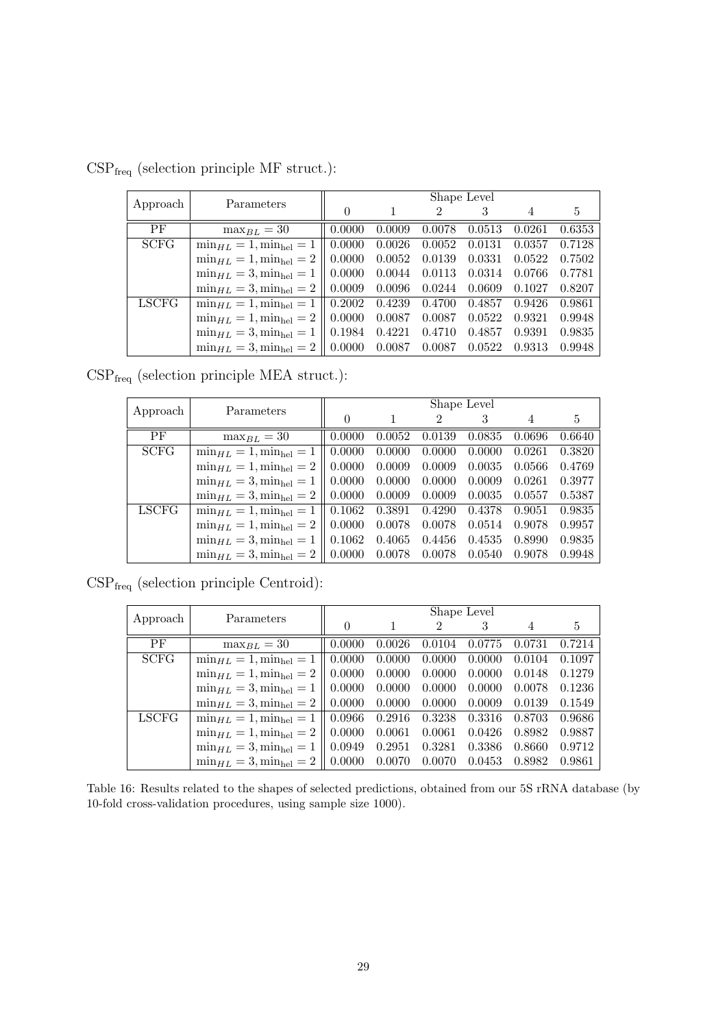$\mathrm{CSP}_{\mathrm{freq}}$ (selection principle MF struct.):

| Approach | Parameters | Shape Level | | | | | |
|---|---|---|---|---|---|---|---|
| | | 0 | 1 | 2 | 3 | 4 | 5 |
| PF | $\max_{BL} = 30$ | 0.0000 | 0.0009 | 0.0078 | 0.0513 | 0.0261 | 0.6353 |
| SCFG | $\min_{HL} = 1, \min_{\mathrm{hel}} = 1$ | 0.0000 | 0.0026 | 0.0052 | 0.0131 | 0.0357 | 0.7128 |
| | $\min_{HL} = 1, \min_{\mathrm{hel}} = 2$ | 0.0000 | 0.0052 | 0.0139 | 0.0331 | 0.0522 | 0.7502 |
| | $\min_{HL} = 3, \min_{\mathrm{hel}} = 1$ | 0.0000 | 0.0044 | 0.0113 | 0.0314 | 0.0766 | 0.7781 |
| | $\min_{HL} = 3, \min_{\mathrm{hel}} = 2$ | 0.0009 | 0.0096 | 0.0244 | 0.0609 | 0.1027 | 0.8207 |
| LSCFG | $\min_{HL} = 1, \min_{\mathrm{hel}} = 1$ | 0.2002 | 0.4239 | 0.4700 | 0.4857 | 0.9426 | 0.9861 |
| | $\min_{HL} = 1, \min_{\mathrm{hel}} = 2$ | 0.0000 | 0.0087 | 0.0087 | 0.0522 | 0.9321 | 0.9948 |
| | $\min_{HL} = 3, \min_{\mathrm{hel}} = 1$ | 0.1984 | 0.4221 | 0.4710 | 0.4857 | 0.9391 | 0.9835 |
| | $\min_{HL} = 3, \min_{\mathrm{hel}} = 2$ | 0.0000 | 0.0087 | 0.0087 | 0.0522 | 0.9313 | 0.9948 |

$\mathrm{CSP}_{\mathrm{freq}}$ (selection principle MEA struct.):

| Approach | Parameters | Shape Level | | | | | |
|---|---|---|---|---|---|---|---|
| | | 0 | 1 | 2 | 3 | 4 | 5 |
| PF | $\max_{BL} = 30$ | 0.0000 | 0.0052 | 0.0139 | 0.0835 | 0.0696 | 0.6640 |
| SCFG | $\min_{HL} = 1, \min_{\mathrm{hel}} = 1$ | 0.0000 | 0.0000 | 0.0000 | 0.0000 | 0.0261 | 0.3820 |
| | $\min_{HL} = 1, \min_{\mathrm{hel}} = 2$ | 0.0000 | 0.0009 | 0.0009 | 0.0035 | 0.0566 | 0.4769 |
| | $\min_{HL} = 3, \min_{\mathrm{hel}} = 1$ | 0.0000 | 0.0000 | 0.0000 | 0.0009 | 0.0261 | 0.3977 |
| | $\min_{HL} = 3, \min_{\mathrm{hel}} = 2$ | 0.0000 | 0.0009 | 0.0009 | 0.0035 | 0.0557 | 0.5387 |
| LSCFG | $\min_{HL} = 1, \min_{\mathrm{hel}} = 1$ | 0.1062 | 0.3891 | 0.4290 | 0.4378 | 0.9051 | 0.9835 |
| | $\min_{HL} = 1, \min_{\mathrm{hel}} = 2$ | 0.0000 | 0.0078 | 0.0078 | 0.0514 | 0.9078 | 0.9957 |
| | $\min_{HL} = 3, \min_{\mathrm{hel}} = 1$ | 0.1062 | 0.4065 | 0.4456 | 0.4535 | 0.8990 | 0.9835 |
| | $\min_{HL} = 3, \min_{\mathrm{hel}} = 2$ | 0.0000 | 0.0078 | 0.0078 | 0.0540 | 0.9078 | 0.9948 |

$\mathrm{CSP}_{\mathrm{freq}}$ (selection principle Centroid):

| Approach | Parameters | Shape Level | | | | | |
|---|---|---|---|---|---|---|---|
| | | 0 | 1 | 2 | 3 | 4 | 5 |
| PF | $\max_{BL} = 30$ | 0.0000 | 0.0026 | 0.0104 | 0.0775 | 0.0731 | 0.7214 |
| SCFG | $\min_{HL} = 1, \min_{\mathrm{hel}} = 1$ | 0.0000 | 0.0000 | 0.0000 | 0.0000 | 0.0104 | 0.1097 |
| | $\min_{HL} = 1, \min_{\mathrm{hel}} = 2$ | 0.0000 | 0.0000 | 0.0000 | 0.0000 | 0.0148 | 0.1279 |
| | $\min_{HL} = 3, \min_{\mathrm{hel}} = 1$ | 0.0000 | 0.0000 | 0.0000 | 0.0000 | 0.0078 | 0.1236 |
| | $\min_{HL} = 3, \min_{\mathrm{hel}} = 2$ | 0.0000 | 0.0000 | 0.0000 | 0.0009 | 0.0139 | 0.1549 |
| LSCFG | $\min_{HL} = 1, \min_{\mathrm{hel}} = 1$ | 0.0966 | 0.2916 | 0.3238 | 0.3316 | 0.8703 | 0.9686 |
| | $\min_{HL} = 1, \min_{\mathrm{hel}} = 2$ | 0.0000 | 0.0061 | 0.0061 | 0.0426 | 0.8982 | 0.9887 |
| | $\min_{HL} = 3, \min_{\mathrm{hel}} = 1$ | 0.0949 | 0.2951 | 0.3281 | 0.3386 | 0.8660 | 0.9712 |
| | $\min_{HL} = 3, \min_{\mathrm{hel}} = 2$ | 0.0000 | 0.0070 | 0.0070 | 0.0453 | 0.8982 | 0.9861 |

Table 16: Results related to the shapes of selected predictions, obtained from our 5S rRNA database (by 10-fold cross-validation procedures, using sample size 1000).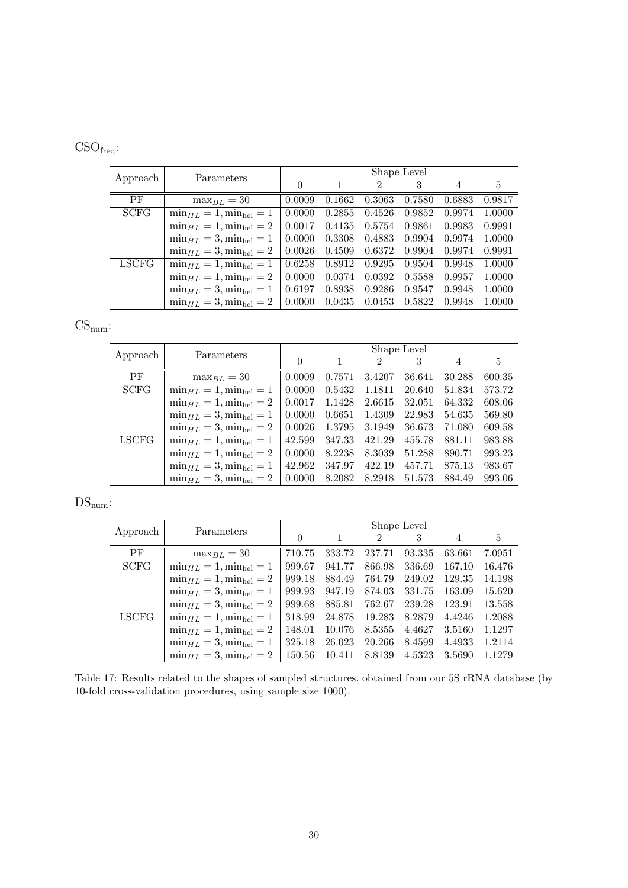$\mathrm{CSO}_{\mathrm{freq}}$:

| Approach | Parameters | Shape Level | | | | | |
|---|---|---|---|---|---|---|---|
| | | 0 | 1 | 2 | 3 | 4 | 5 |
| PF | $\max_{BL} = 30$ | 0.0009 | 0.1662 | 0.3063 | 0.7580 | 0.6883 | 0.9817 |
| SCFG | $\min_{HL} = 1, \min_{\text{hel}} = 1$ | 0.0000 | 0.2855 | 0.4526 | 0.9852 | 0.9974 | 1.0000 |
| | $\min_{HL} = 1, \min_{\text{hel}} = 2$ | 0.0017 | 0.4135 | 0.5754 | 0.9861 | 0.9983 | 0.9991 |
| | $\min_{HL} = 3, \min_{\text{hel}} = 1$ | 0.0000 | 0.3308 | 0.4883 | 0.9904 | 0.9974 | 1.0000 |
| | $\min_{HL} = 3, \min_{\text{hel}} = 2$ | 0.0026 | 0.4509 | 0.6372 | 0.9904 | 0.9974 | 0.9991 |
| LSCFG | $\min_{HL} = 1, \min_{\text{hel}} = 1$ | 0.6258 | 0.8912 | 0.9295 | 0.9504 | 0.9948 | 1.0000 |
| | $\min_{HL} = 1, \min_{\text{hel}} = 2$ | 0.0000 | 0.0374 | 0.0392 | 0.5588 | 0.9957 | 1.0000 |
| | $\min_{HL} = 3, \min_{\text{hel}} = 1$ | 0.6197 | 0.8938 | 0.9286 | 0.9547 | 0.9948 | 1.0000 |
| | $\min_{HL} = 3, \min_{\text{hel}} = 2$ | 0.0000 | 0.0435 | 0.0453 | 0.5822 | 0.9948 | 1.0000 |

$\mathrm{CS}_{\mathrm{num}}$:

| Approach | Parameters | Shape Level | | | | | |
|---|---|---|---|---|---|---|---|
| | | 0 | 1 | 2 | 3 | 4 | 5 |
| PF | $\max_{BL} = 30$ | 0.0009 | 0.7571 | 3.4207 | 36.641 | 30.288 | 600.35 |
| SCFG | $\min_{HL} = 1, \min_{\text{hel}} = 1$ | 0.0000 | 0.5432 | 1.1811 | 20.640 | 51.834 | 573.72 |
| | $\min_{HL} = 1, \min_{\text{hel}} = 2$ | 0.0017 | 1.1428 | 2.6615 | 32.051 | 64.332 | 608.06 |
| | $\min_{HL} = 3, \min_{\text{hel}} = 1$ | 0.0000 | 0.6651 | 1.4309 | 22.983 | 54.635 | 569.80 |
| | $\min_{HL} = 3, \min_{\text{hel}} = 2$ | 0.0026 | 1.3795 | 3.1949 | 36.673 | 71.080 | 609.58 |
| LSCFG | $\min_{HL} = 1, \min_{\text{hel}} = 1$ | 42.599 | 347.33 | 421.29 | 455.78 | 881.11 | 983.88 |
| | $\min_{HL} = 1, \min_{\text{hel}} = 2$ | 0.0000 | 8.2238 | 8.3039 | 51.288 | 890.71 | 993.23 |
| | $\min_{HL} = 3, \min_{\text{hel}} = 1$ | 42.962 | 347.97 | 422.19 | 457.71 | 875.13 | 983.67 |
| | $\min_{HL} = 3, \min_{\text{hel}} = 2$ | 0.0000 | 8.2082 | 8.2918 | 51.573 | 884.49 | 993.06 |

$\mathrm{DS}_{\mathrm{num}}$:

| Approach | Parameters | Shape Level | | | | | |
|---|---|---|---|---|---|---|---|
| | | 0 | 1 | 2 | 3 | 4 | 5 |
| PF | $\max_{BL} = 30$ | 710.75 | 333.72 | 237.71 | 93.335 | 63.661 | 7.0951 |
| SCFG | $\min_{HL} = 1, \min_{\text{hel}} = 1$ | 999.67 | 941.77 | 866.98 | 336.69 | 167.10 | 16.476 |
| | $\min_{HL} = 1, \min_{\text{hel}} = 2$ | 999.18 | 884.49 | 764.79 | 249.02 | 129.35 | 14.198 |
| | $\min_{HL} = 3, \min_{\text{hel}} = 1$ | 999.93 | 947.19 | 874.03 | 331.75 | 163.09 | 15.620 |
| | $\min_{HL} = 3, \min_{\text{hel}} = 2$ | 999.68 | 885.81 | 762.67 | 239.28 | 123.91 | 13.558 |
| LSCFG | $\min_{HL} = 1, \min_{\text{hel}} = 1$ | 318.99 | 24.878 | 19.283 | 8.2879 | 4.4246 | 1.2088 |
| | $\min_{HL} = 1, \min_{\text{hel}} = 2$ | 148.01 | 10.076 | 8.5355 | 4.4627 | 3.5160 | 1.1297 |
| | $\min_{HL} = 3, \min_{\text{hel}} = 1$ | 325.18 | 26.023 | 20.266 | 8.4599 | 4.4933 | 1.2114 |
| | $\min_{HL} = 3, \min_{\text{hel}} = 2$ | 150.56 | 10.411 | 8.8139 | 4.5323 | 3.5690 | 1.1279 |

Table 17: Results related to the shapes of sampled structures, obtained from our 5S rRNA database (by 10-fold cross-validation procedures, using sample size 1000).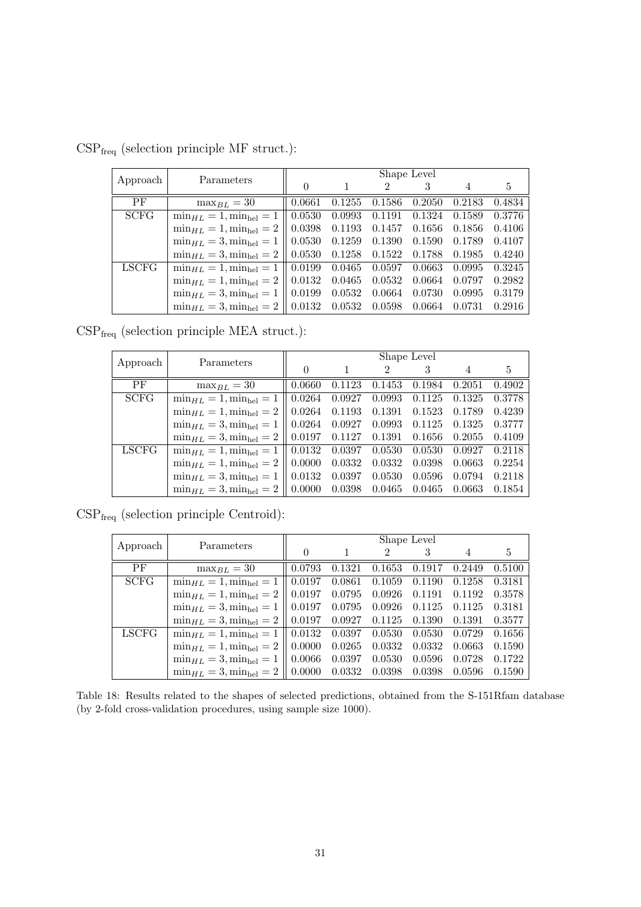$\text{CSP}_{\text{freq}}$ (selection principle MF struct.):

| Approach | Parameters | Shape Level | | | | | |
|---|---|---|---|---|---|---|---|
| | | 0 | 1 | 2 | 3 | 4 | 5 |
| PF | $\max_{BL} = 30$ | 0.0661 | 0.1255 | 0.1586 | 0.2050 | 0.2183 | 0.4834 |
| SCFG | $\min_{HL} = 1, \min_{\text{hel}} = 1$ | 0.0530 | 0.0993 | 0.1191 | 0.1324 | 0.1589 | 0.3776 |
| | $\min_{HL} = 1, \min_{\text{hel}} = 2$ | 0.0398 | 0.1193 | 0.1457 | 0.1656 | 0.1856 | 0.4106 |
| | $\min_{HL} = 3, \min_{\text{hel}} = 1$ | 0.0530 | 0.1259 | 0.1390 | 0.1590 | 0.1789 | 0.4107 |
| | $\min_{HL} = 3, \min_{\text{hel}} = 2$ | 0.0530 | 0.1258 | 0.1522 | 0.1788 | 0.1985 | 0.4240 |
| LSCFG | $\min_{HL} = 1, \min_{\text{hel}} = 1$ | 0.0199 | 0.0465 | 0.0597 | 0.0663 | 0.0995 | 0.3245 |
| | $\min_{HL} = 1, \min_{\text{hel}} = 2$ | 0.0132 | 0.0465 | 0.0532 | 0.0664 | 0.0797 | 0.2982 |
| | $\min_{HL} = 3, \min_{\text{hel}} = 1$ | 0.0199 | 0.0532 | 0.0664 | 0.0730 | 0.0995 | 0.3179 |
| | $\min_{HL} = 3, \min_{\text{hel}} = 2$ | 0.0132 | 0.0532 | 0.0598 | 0.0664 | 0.0731 | 0.2916 |

$\text{CSP}_{\text{freq}}$ (selection principle MEA struct.):

| Approach | Parameters | Shape Level | | | | | |
|---|---|---|---|---|---|---|---|
| | | 0 | 1 | 2 | 3 | 4 | 5 |
| PF | $\max_{BL} = 30$ | 0.0660 | 0.1123 | 0.1453 | 0.1984 | 0.2051 | 0.4902 |
| SCFG | $\min_{HL} = 1, \min_{\text{hel}} = 1$ | 0.0264 | 0.0927 | 0.0993 | 0.1125 | 0.1325 | 0.3778 |
| | $\min_{HL} = 1, \min_{\text{hel}} = 2$ | 0.0264 | 0.1193 | 0.1391 | 0.1523 | 0.1789 | 0.4239 |
| | $\min_{HL} = 3, \min_{\text{hel}} = 1$ | 0.0264 | 0.0927 | 0.0993 | 0.1125 | 0.1325 | 0.3777 |
| | $\min_{HL} = 3, \min_{\text{hel}} = 2$ | 0.0197 | 0.1127 | 0.1391 | 0.1656 | 0.2055 | 0.4109 |
| LSCFG | $\min_{HL} = 1, \min_{\text{hel}} = 1$ | 0.0132 | 0.0397 | 0.0530 | 0.0530 | 0.0927 | 0.2118 |
| | $\min_{HL} = 1, \min_{\text{hel}} = 2$ | 0.0000 | 0.0332 | 0.0332 | 0.0398 | 0.0663 | 0.2254 |
| | $\min_{HL} = 3, \min_{\text{hel}} = 1$ | 0.0132 | 0.0397 | 0.0530 | 0.0596 | 0.0794 | 0.2118 |
| | $\min_{HL} = 3, \min_{\text{hel}} = 2$ | 0.0000 | 0.0398 | 0.0465 | 0.0465 | 0.0663 | 0.1854 |

$\text{CSP}_{\text{freq}}$ (selection principle Centroid):

| Approach | Parameters | Shape Level | | | | | |
|---|---|---|---|---|---|---|---|
| | | 0 | 1 | 2 | 3 | 4 | 5 |
| PF | $\max_{BL} = 30$ | 0.0793 | 0.1321 | 0.1653 | 0.1917 | 0.2449 | 0.5100 |
| SCFG | $\min_{HL} = 1, \min_{\text{hel}} = 1$ | 0.0197 | 0.0861 | 0.1059 | 0.1190 | 0.1258 | 0.3181 |
| | $\min_{HL} = 1, \min_{\text{hel}} = 2$ | 0.0197 | 0.0795 | 0.0926 | 0.1191 | 0.1192 | 0.3578 |
| | $\min_{HL} = 3, \min_{\text{hel}} = 1$ | 0.0197 | 0.0795 | 0.0926 | 0.1125 | 0.1125 | 0.3181 |
| | $\min_{HL} = 3, \min_{\text{hel}} = 2$ | 0.0197 | 0.0927 | 0.1125 | 0.1390 | 0.1391 | 0.3577 |
| LSCFG | $\min_{HL} = 1, \min_{\text{hel}} = 1$ | 0.0132 | 0.0397 | 0.0530 | 0.0530 | 0.0729 | 0.1656 |
| | $\min_{HL} = 1, \min_{\text{hel}} = 2$ | 0.0000 | 0.0265 | 0.0332 | 0.0332 | 0.0663 | 0.1590 |
| | $\min_{HL} = 3, \min_{\text{hel}} = 1$ | 0.0066 | 0.0397 | 0.0530 | 0.0596 | 0.0728 | 0.1722 |
| | $\min_{HL} = 3, \min_{\text{hel}} = 2$ | 0.0000 | 0.0332 | 0.0398 | 0.0398 | 0.0596 | 0.1590 |

Table 18: Results related to the shapes of selected predictions, obtained from the S-151Rfam database (by 2-fold cross-validation procedures, using sample size 1000).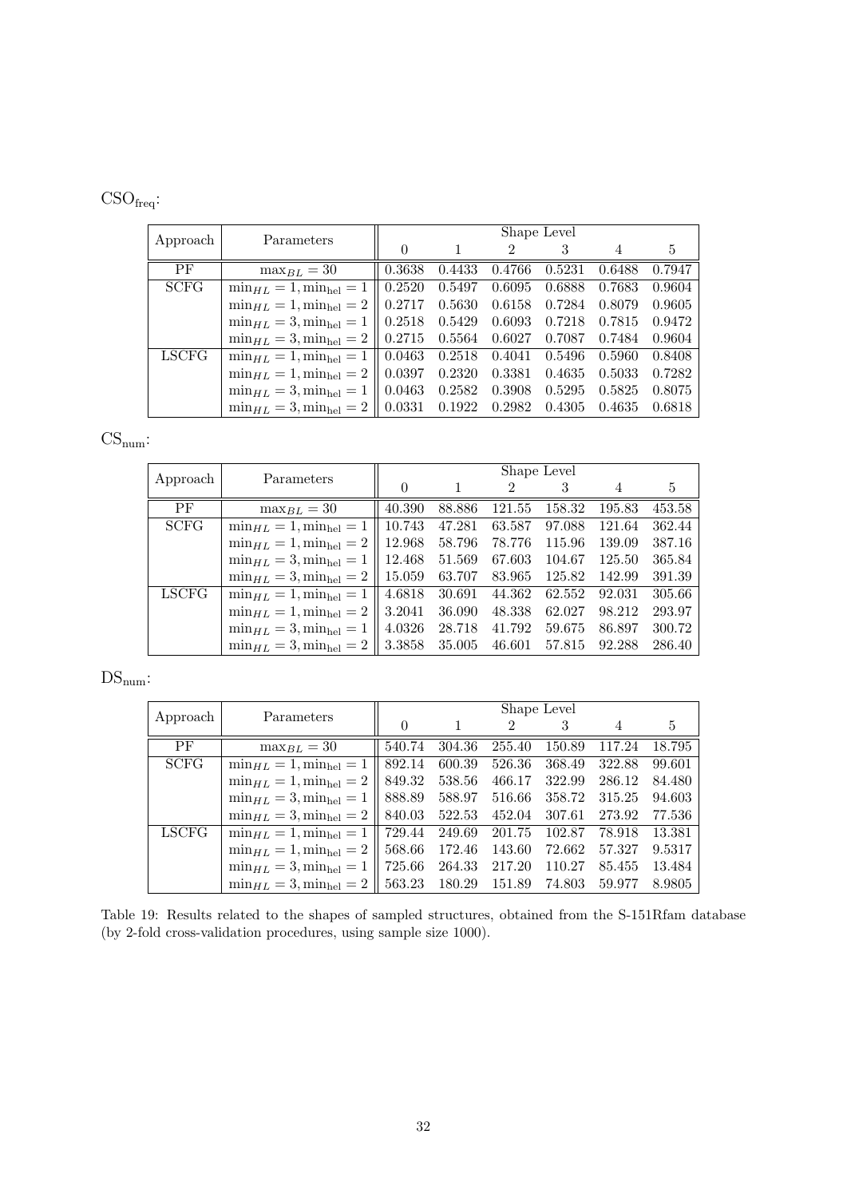$\mathrm{CSO_{freq}}$:

| Approach | Parameters | Shape Level | | | | | |
|---|---|---|---|---|---|---|---|
| | | 0 | 1 | 2 | 3 | 4 | 5 |
| PF | $\max_{BL} = 30$ | 0.3638 | 0.4433 | 0.4766 | 0.5231 | 0.6488 | 0.7947 |
| SCFG | $\min_{HL} = 1, \min_{\text{hel}} = 1$ | 0.2520 | 0.5497 | 0.6095 | 0.6888 | 0.7683 | 0.9604 |
| | $\min_{HL} = 1, \min_{\text{hel}} = 2$ | 0.2717 | 0.5630 | 0.6158 | 0.7284 | 0.8079 | 0.9605 |
| | $\min_{HL} = 3, \min_{\text{hel}} = 1$ | 0.2518 | 0.5429 | 0.6093 | 0.7218 | 0.7815 | 0.9472 |
| | $\min_{HL} = 3, \min_{\text{hel}} = 2$ | 0.2715 | 0.5564 | 0.6027 | 0.7087 | 0.7484 | 0.9604 |
| LSCFG | $\min_{HL} = 1, \min_{\text{hel}} = 1$ | 0.0463 | 0.2518 | 0.4041 | 0.5496 | 0.5960 | 0.8408 |
| | $\min_{HL} = 1, \min_{\text{hel}} = 2$ | 0.0397 | 0.2320 | 0.3381 | 0.4635 | 0.5033 | 0.7282 |
| | $\min_{HL} = 3, \min_{\text{hel}} = 1$ | 0.0463 | 0.2582 | 0.3908 | 0.5295 | 0.5825 | 0.8075 |
| | $\min_{HL} = 3, \min_{\text{hel}} = 2$ | 0.0331 | 0.1922 | 0.2982 | 0.4305 | 0.4635 | 0.6818 |

$\mathrm{CS_{num}}$:

| Approach | Parameters | Shape Level | | | | | |
|---|---|---|---|---|---|---|---|
| | | 0 | 1 | 2 | 3 | 4 | 5 |
| PF | $\max_{BL} = 30$ | 40.390 | 88.886 | 121.55 | 158.32 | 195.83 | 453.58 |
| SCFG | $\min_{HL} = 1, \min_{\text{hel}} = 1$ | 10.743 | 47.281 | 63.587 | 97.088 | 121.64 | 362.44 |
| | $\min_{HL} = 1, \min_{\text{hel}} = 2$ | 12.968 | 58.796 | 78.776 | 115.96 | 139.09 | 387.16 |
| | $\min_{HL} = 3, \min_{\text{hel}} = 1$ | 12.468 | 51.569 | 67.603 | 104.67 | 125.50 | 365.84 |
| | $\min_{HL} = 3, \min_{\text{hel}} = 2$ | 15.059 | 63.707 | 83.965 | 125.82 | 142.99 | 391.39 |
| LSCFG | $\min_{HL} = 1, \min_{\text{hel}} = 1$ | 4.6818 | 30.691 | 44.362 | 62.552 | 92.031 | 305.66 |
| | $\min_{HL} = 1, \min_{\text{hel}} = 2$ | 3.2041 | 36.090 | 48.338 | 62.027 | 98.212 | 293.97 |
| | $\min_{HL} = 3, \min_{\text{hel}} = 1$ | 4.0326 | 28.718 | 41.792 | 59.675 | 86.897 | 300.72 |
| | $\min_{HL} = 3, \min_{\text{hel}} = 2$ | 3.3858 | 35.005 | 46.601 | 57.815 | 92.288 | 286.40 |

$\mathrm{DS_{num}}$:

| Approach | Parameters | Shape Level | | | | | |
|---|---|---|---|---|---|---|---|
| | | 0 | 1 | 2 | 3 | 4 | 5 |
| PF | $\max_{BL} = 30$ | 540.74 | 304.36 | 255.40 | 150.89 | 117.24 | 18.795 |
| SCFG | $\min_{HL} = 1, \min_{\text{hel}} = 1$ | 892.14 | 600.39 | 526.36 | 368.49 | 322.88 | 99.601 |
| | $\min_{HL} = 1, \min_{\text{hel}} = 2$ | 849.32 | 538.56 | 466.17 | 322.99 | 286.12 | 84.480 |
| | $\min_{HL} = 3, \min_{\text{hel}} = 1$ | 888.89 | 588.97 | 516.66 | 358.72 | 315.25 | 94.603 |
| | $\min_{HL} = 3, \min_{\text{hel}} = 2$ | 840.03 | 522.53 | 452.04 | 307.61 | 273.92 | 77.536 |
| LSCFG | $\min_{HL} = 1, \min_{\text{hel}} = 1$ | 729.44 | 249.69 | 201.75 | 102.87 | 78.918 | 13.381 |
| | $\min_{HL} = 1, \min_{\text{hel}} = 2$ | 568.66 | 172.46 | 143.60 | 72.662 | 57.327 | 9.5317 |
| | $\min_{HL} = 3, \min_{\text{hel}} = 1$ | 725.66 | 264.33 | 217.20 | 110.27 | 85.455 | 13.484 |
| | $\min_{HL} = 3, \min_{\text{hel}} = 2$ | 563.23 | 180.29 | 151.89 | 74.803 | 59.977 | 8.9805 |

Table 19: Results related to the shapes of sampled structures, obtained from the S-151Rfam database (by 2-fold cross-validation procedures, using sample size 1000).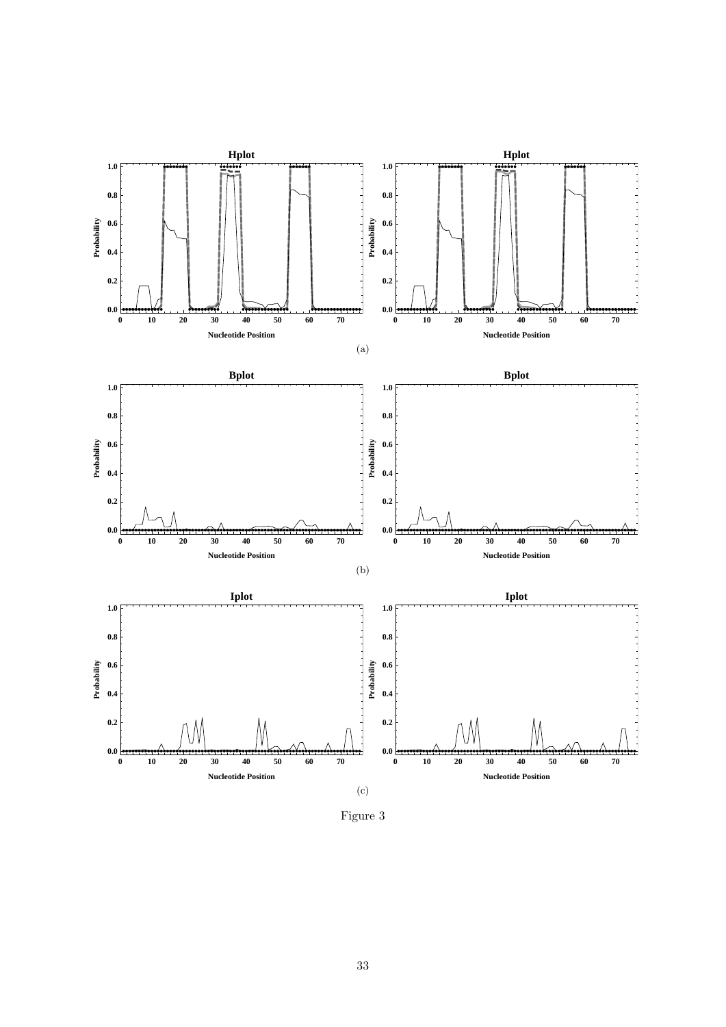(a)

(b)

(c)

Figure 3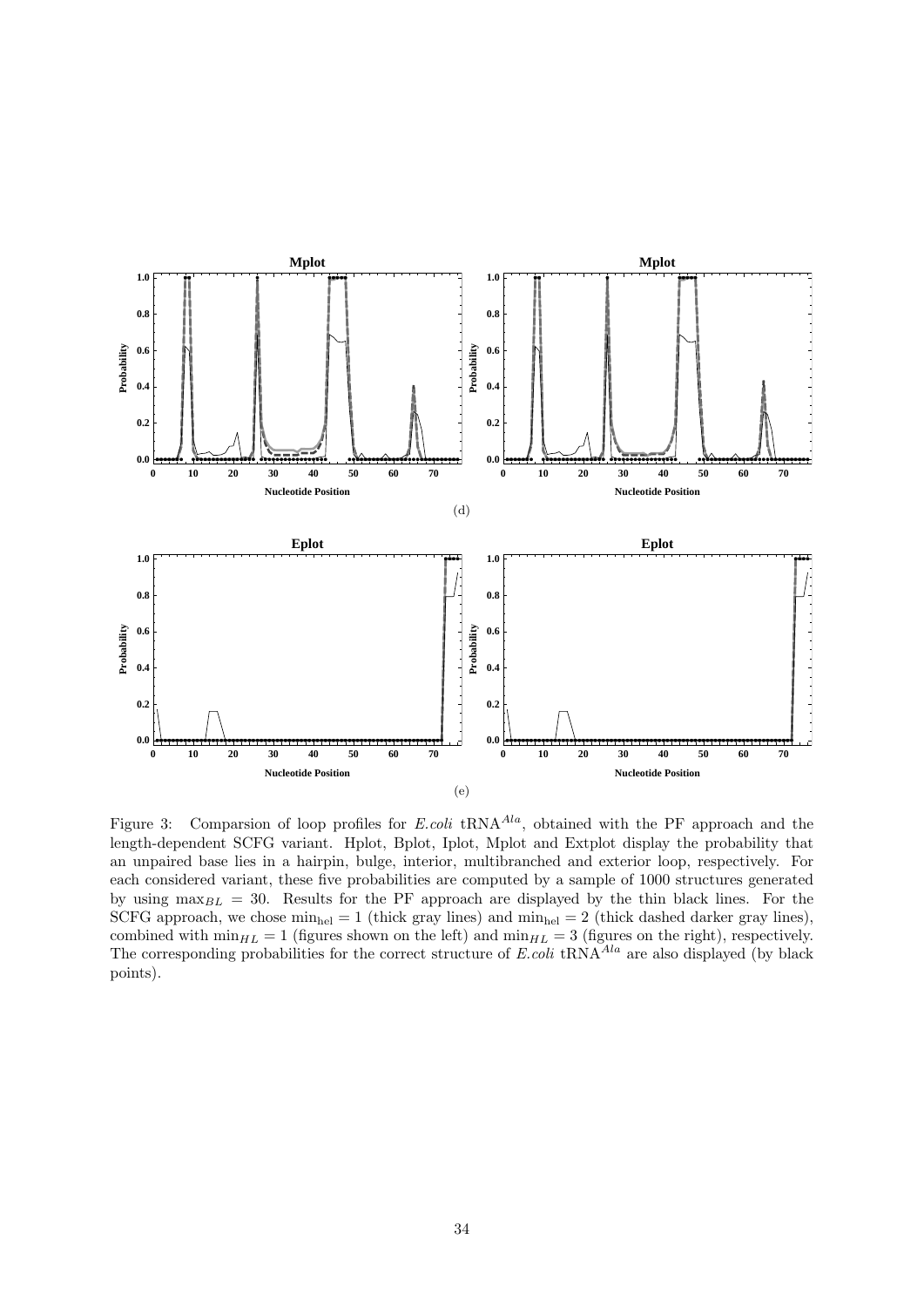(d)

(e)

Figure 3: Comparsion of loop profiles for *E.coli* tRNA$^{Ala}$, obtained with the PF approach and the length-dependent SCFG variant. Hplot, Bplot, Iplot, Mplot and Extplot display the probability that an unpaired base lies in a hairpin, bulge, interior, multibranched and exterior loop, respectively. For each considered variant, these five probabilities are computed by a sample of 1000 structures generated by using $\max_{BL} = 30$. Results for the PF approach are displayed by the thin black lines. For the SCFG approach, we chose $\min_{\text{hel}} = 1$ (thick gray lines) and $\min_{\text{hel}} = 2$ (thick dashed darker gray lines), combined with $\min_{HL} = 1$ (figures shown on the left) and $\min_{HL} = 3$ (figures on the right), respectively. The corresponding probabilities for the correct structure of *E.coli* tRNA$^{Ala}$ are also displayed (by black points).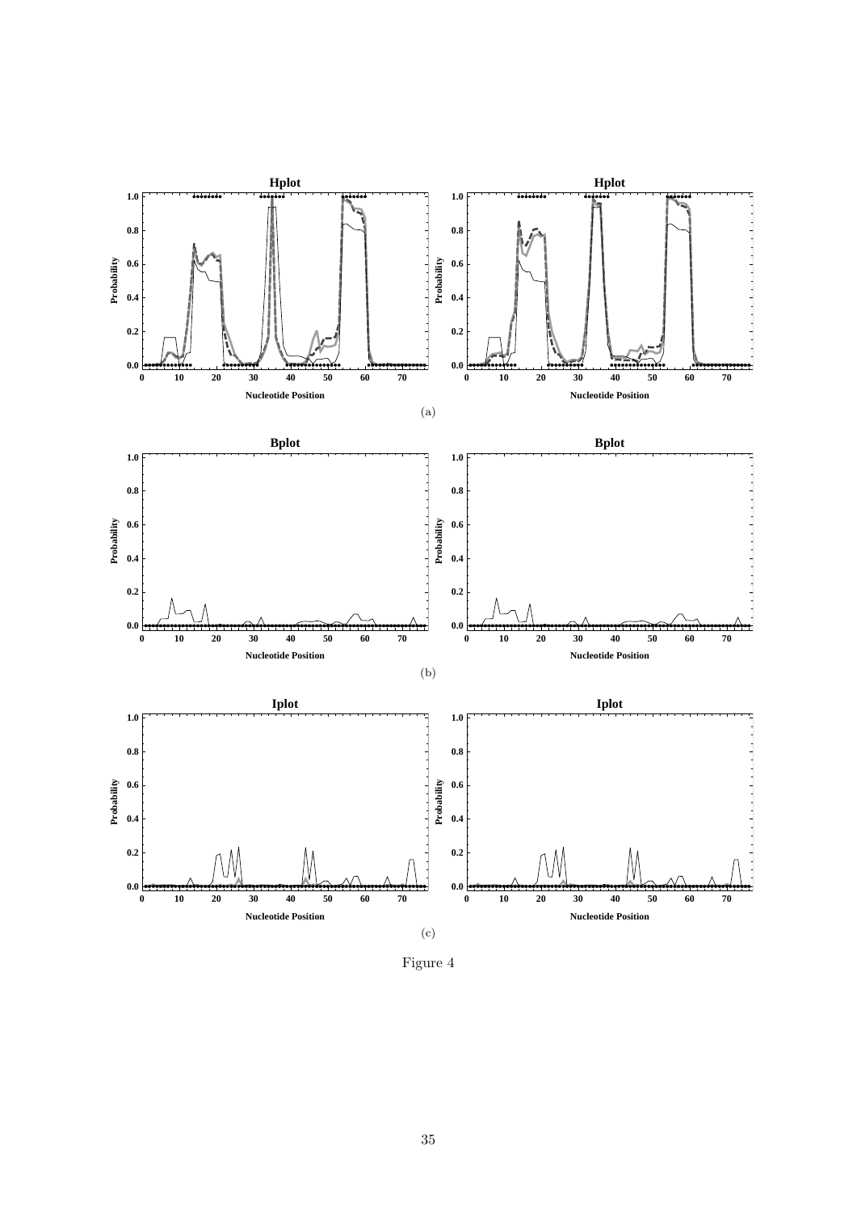(a)

(b)

(c)

Figure 4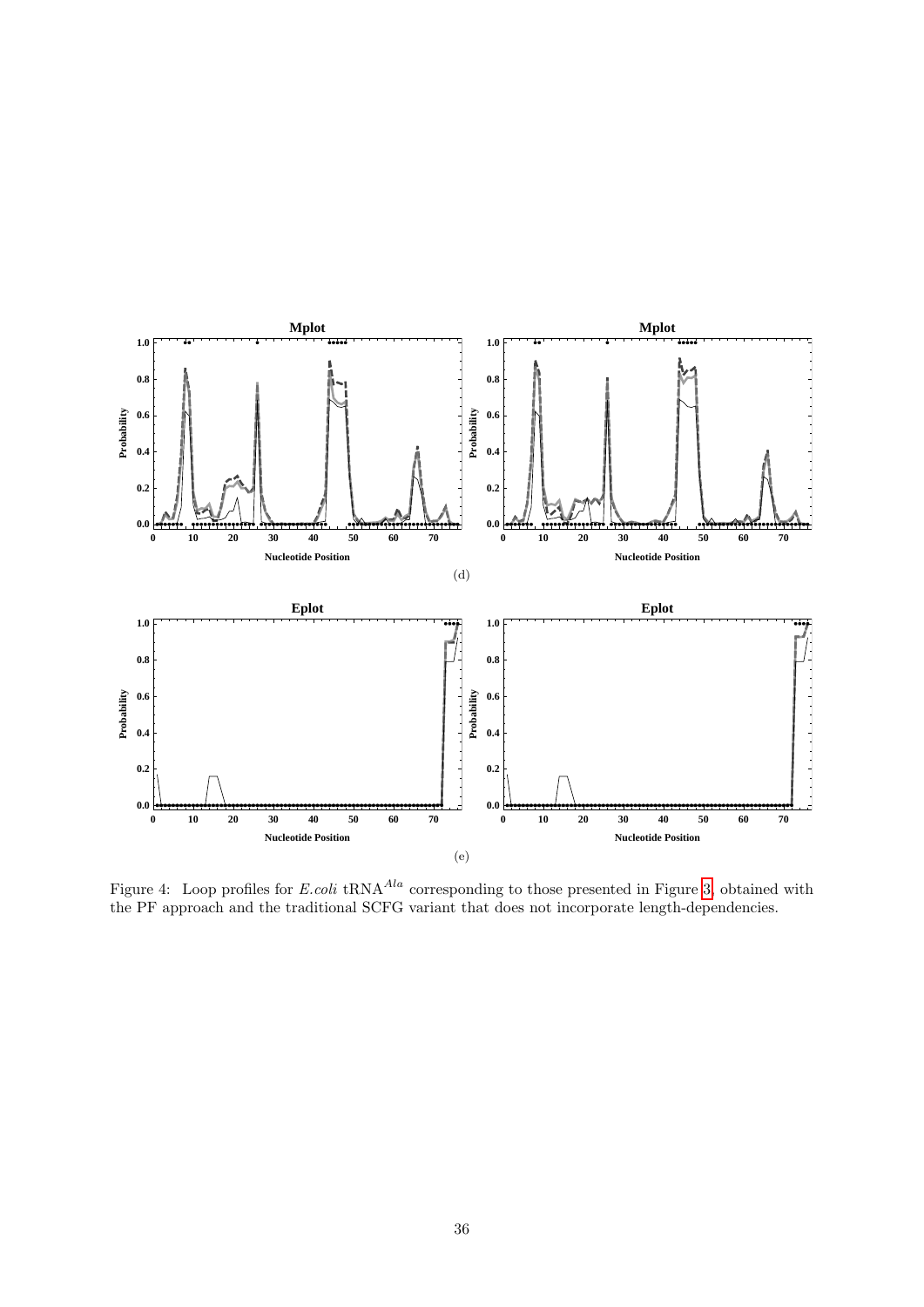Mplot

(d)

Eplot

(e)

Figure 4: Loop profiles for *E.coli* tRNA$^{Ala}$ corresponding to those presented in Figure 3, obtained with the PF approach and the traditional SCFG variant that does not incorporate length-dependencies.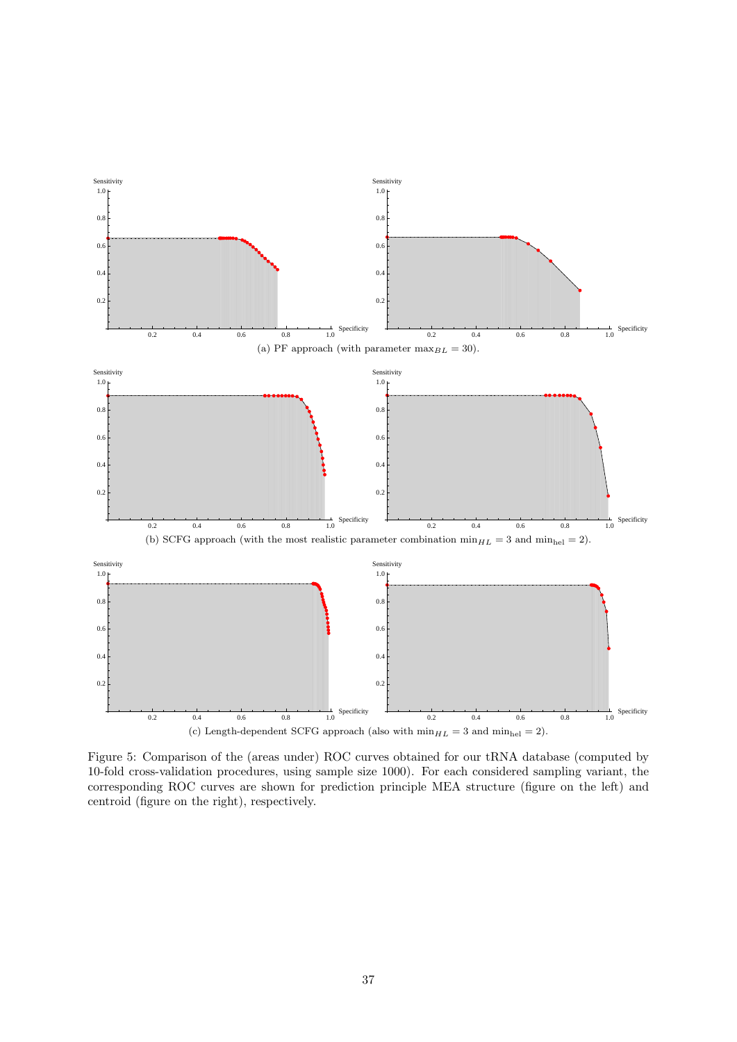(a) PF approach (with parameter $\max_{BL} = 30$).

(b) SCFG approach (with the most realistic parameter combination $\min_{HL} = 3$ and $\min_{\text{hel}} = 2$).

(c) Length-dependent SCFG approach (also with $\min_{HL} = 3$ and $\min_{\text{hel}} = 2$).

Figure 5: Comparison of the (areas under) ROC curves obtained for our tRNA database (computed by 10-fold cross-validation procedures, using sample size 1000). For each considered sampling variant, the corresponding ROC curves are shown for prediction principle MEA structure (figure on the left) and centroid (figure on the right), respectively.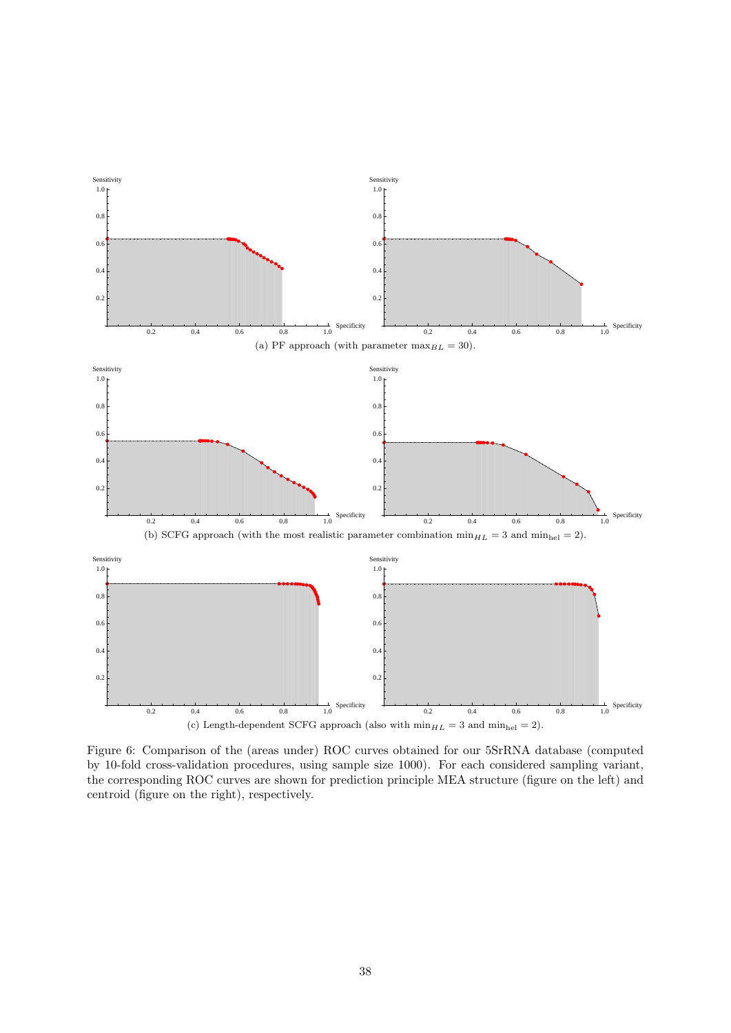(a) PF approach (with parameter $\max_{BL} = 30$).

(b) SCFG approach (with the most realistic parameter combination $\min_{HL} = 3$ and $\min_{\text{hel}} = 2$).

(c) Length-dependent SCFG approach (also with $\min_{HL} = 3$ and $\min_{\text{hel}} = 2$).

Figure 6: Comparison of the (areas under) ROC curves obtained for our 5SrRNA database (computed by 10-fold cross-validation procedures, using sample size 1000). For each considered sampling variant, the corresponding ROC curves are shown for prediction principle MEA structure (figure on the left) and centroid (figure on the right), respectively.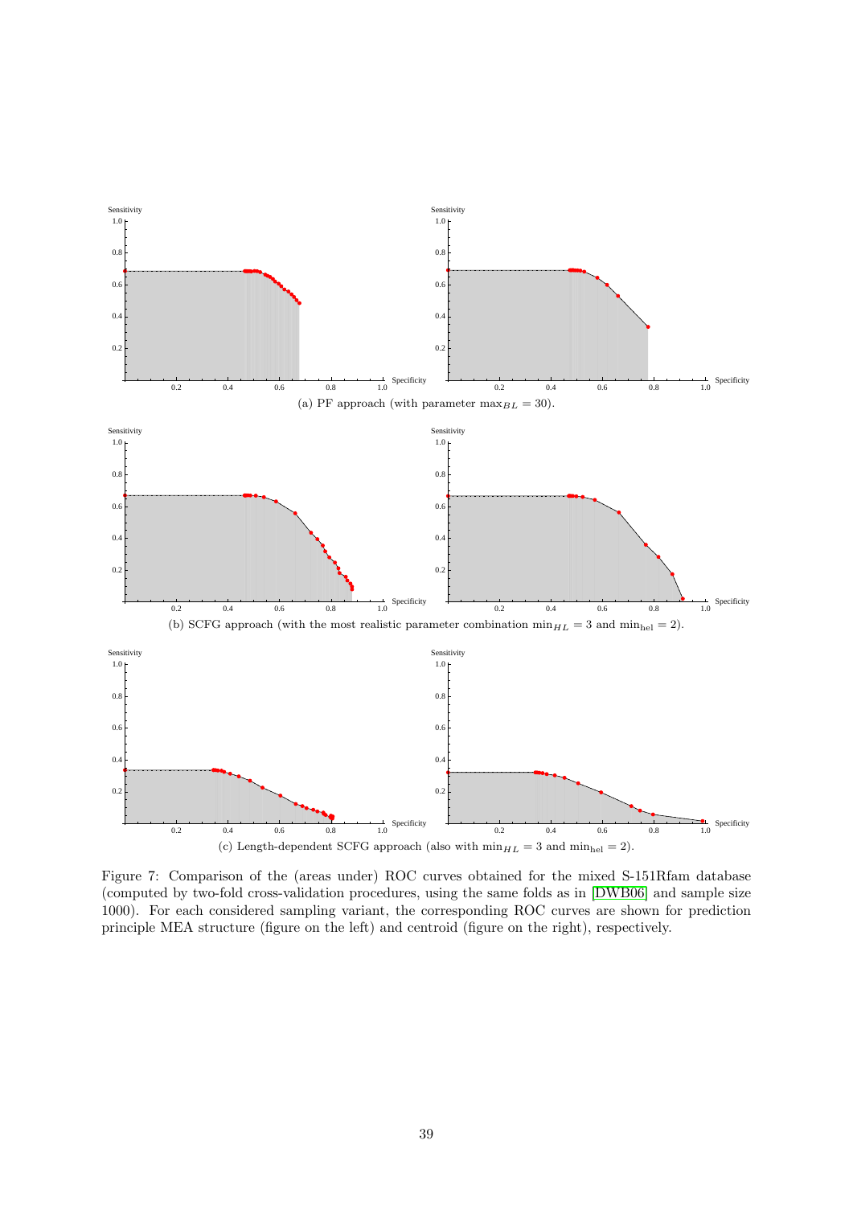Sensitivity
1.0
0.8
0.6
0.4
0.2
0.2 0.4 0.6 0.8 1.0 Specificity

Sensitivity
1.0
0.8
0.6
0.4
0.2
0.2 0.4 0.6 0.8 1.0 Specificity

(a) PF approach (with parameter $\max_{BL} = 30$).

Sensitivity
1.0
0.8
0.6
0.4
0.2
0.2 0.4 0.6 0.8 1.0 Specificity

Sensitivity
1.0
0.8
0.6
0.4
0.2
0.2 0.4 0.6 0.8 1.0 Specificity

(b) SCFG approach (with the most realistic parameter combination $\min_{HL} = 3$ and $\min_{\text{hel}} = 2$).

Sensitivity
1.0
0.8
0.6
0.4
0.2
0.2 0.4 0.6 0.8 1.0 Specificity

Sensitivity
1.0
0.8
0.6
0.4
0.2
0.2 0.4 0.6 0.8 1.0 Specificity

(c) Length-dependent SCFG approach (also with $\min_{HL} = 3$ and $\min_{\text{hel}} = 2$).

Figure 7: Comparison of the (areas under) ROC curves obtained for the mixed S-151Rfam database (computed by two-fold cross-validation procedures, using the same folds as in [DWB06] and sample size 1000). For each considered sampling variant, the corresponding ROC curves are shown for prediction principle MEA structure (figure on the left) and centroid (figure on the right), respectively.